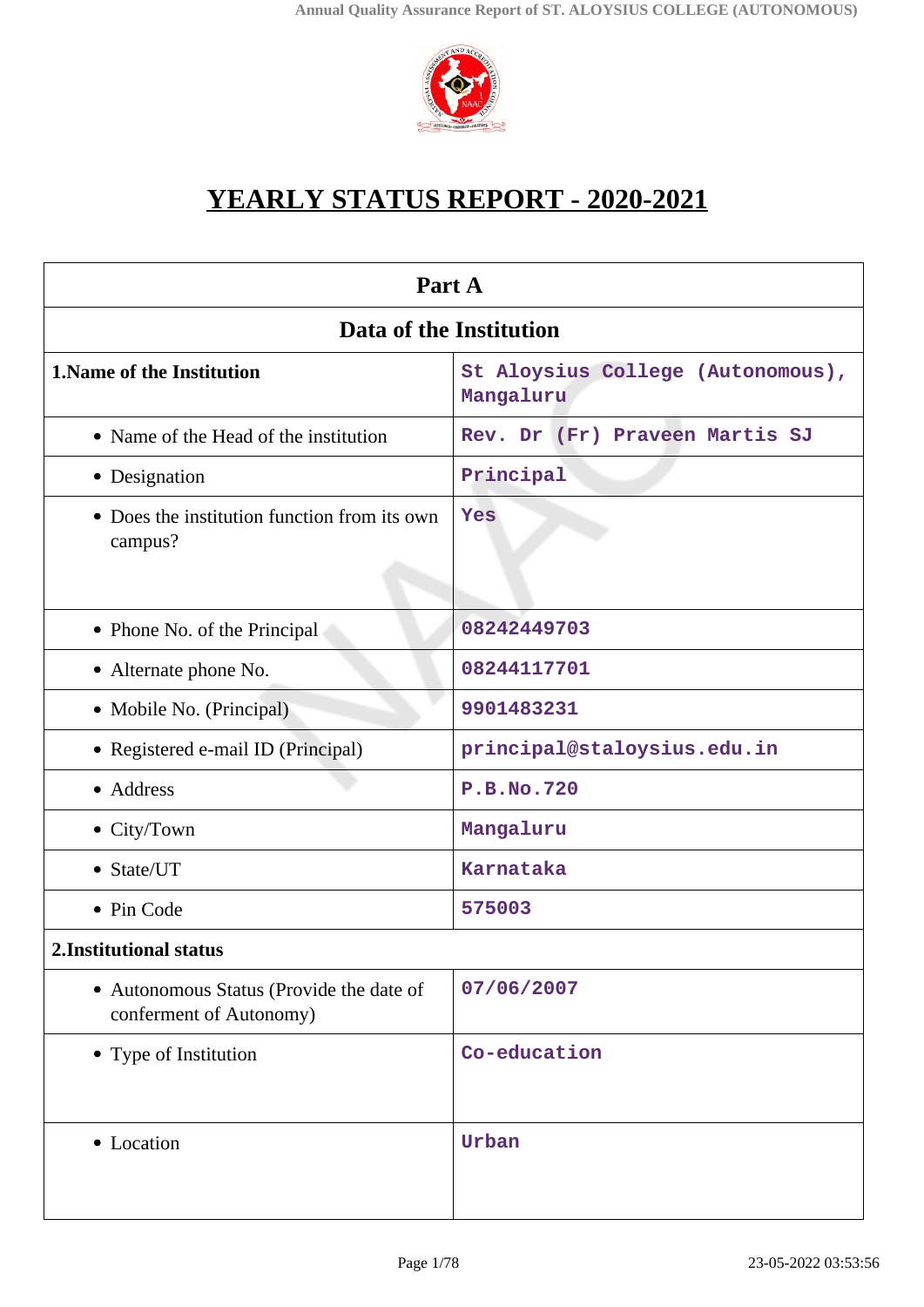# YEARLY STATUS REPORT - 2020-2021

| Part A | |
|---|---|
| **Data of the Institution** | |
| **1.Name of the Institution** | St Aloysius College (Autonomous), Mangaluru |
| • Name of the Head of the institution | Rev. Dr (Fr) Praveen Martis SJ |
| • Designation | Principal |
| • Does the institution function from its own campus? | Yes |
| • Phone No. of the Principal | 08242449703 |
| • Alternate phone No. | 08244117701 |
| • Mobile No. (Principal) | 9901483231 |
| • Registered e-mail ID (Principal) | principal@staloysius.edu.in |
| • Address | P.B.No.720 |
| • City/Town | Mangaluru |
| • State/UT | Karnataka |
| • Pin Code | 575003 |
| **2.Institutional status** | |
| • Autonomous Status (Provide the date of conferment of Autonomy) | 07/06/2007 |
| • Type of Institution | Co-education |
| • Location | Urban |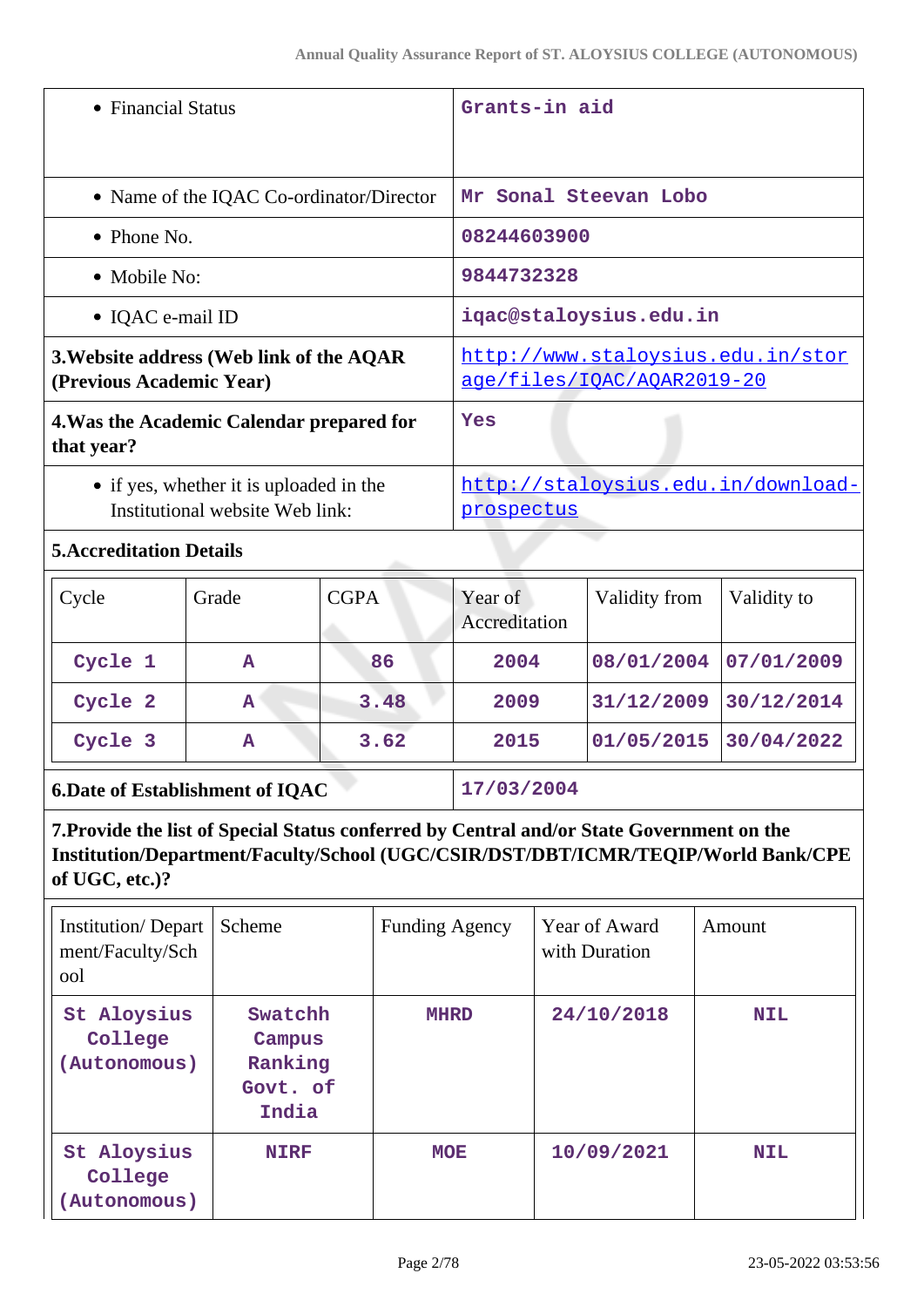| | |
|---|---|
| • Financial Status | Grants-in aid |
| • Name of the IQAC Co-ordinator/Director | Mr Sonal Steevan Lobo |
| • Phone No. | 08244603900 |
| • Mobile No: | 9844732328 |
| • IQAC e-mail ID | iqac@staloysius.edu.in |
| **3.Website address (Web link of the AQAR (Previous Academic Year)** | http://www.staloysius.edu.in/storage/files/IQAC/AQAR2019-20 |
| **4.Was the Academic Calendar prepared for that year?** | Yes |
| • if yes, whether it is uploaded in the Institutional website Web link: | http://staloysius.edu.in/download-prospectus |

**5.Accreditation Details**

| Cycle | Grade | CGPA | Year of Accreditation | Validity from | Validity to |
|---|---|---|---|---|---|
| Cycle 1 | A | 86 | 2004 | 08/01/2004 | 07/01/2009 |
| Cycle 2 | A | 3.48 | 2009 | 31/12/2009 | 30/12/2014 |
| Cycle 3 | A | 3.62 | 2015 | 01/05/2015 | 30/04/2022 |

| | |
|---|---|
| **6.Date of Establishment of IQAC** | 17/03/2004 |

**7.Provide the list of Special Status conferred by Central and/or State Government on the Institution/Department/Faculty/School (UGC/CSIR/DST/DBT/ICMR/TEQIP/World Bank/CPE of UGC, etc.)?**

| Institution/ Department/Faculty/School | Scheme | Funding Agency | Year of Award with Duration | Amount |
|---|---|---|---|---|
| St Aloysius College (Autonomous) | Swatchh Campus Ranking Govt. of India | MHRD | 24/10/2018 | NIL |
| St Aloysius College (Autonomous) | NIRF | MOE | 10/09/2021 | NIL |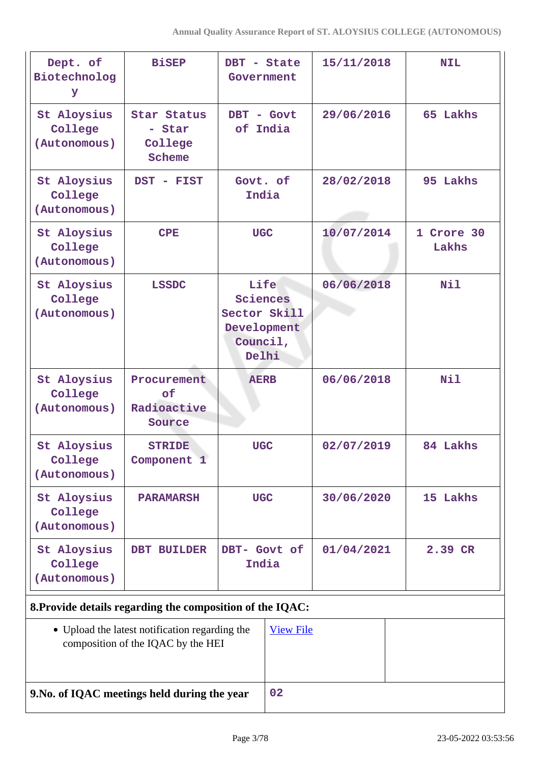| | | | | |
|---|---|---|---|---|
| Dept. of Biotechnology | BiSEP | DBT - State Government | 15/11/2018 | NIL |
| St Aloysius College (Autonomous) | Star Status - Star College Scheme | DBT - Govt of India | 29/06/2016 | 65 Lakhs |
| St Aloysius College (Autonomous) | DST - FIST | Govt. of India | 28/02/2018 | 95 Lakhs |
| St Aloysius College (Autonomous) | CPE | UGC | 10/07/2014 | 1 Crore 30 Lakhs |
| St Aloysius College (Autonomous) | LSSDC | Life Sciences Sector Skill Development Council, Delhi | 06/06/2018 | Nil |
| St Aloysius College (Autonomous) | Procurement of Radioactive Source | AERB | 06/06/2018 | Nil |
| St Aloysius College (Autonomous) | STRIDE Component 1 | UGC | 02/07/2019 | 84 Lakhs |
| St Aloysius College (Autonomous) | PARAMARSH | UGC | 30/06/2020 | 15 Lakhs |
| St Aloysius College (Autonomous) | DBT BUILDER | DBT- Govt of India | 01/04/2021 | 2.39 CR |

**8.Provide details regarding the composition of the IQAC:**

| | | |
|---|---|---|
| • Upload the latest notification regarding the composition of the IQAC by the HEI | View File | |

| | |
|---|---|
| **9.No. of IQAC meetings held during the year** | 02 |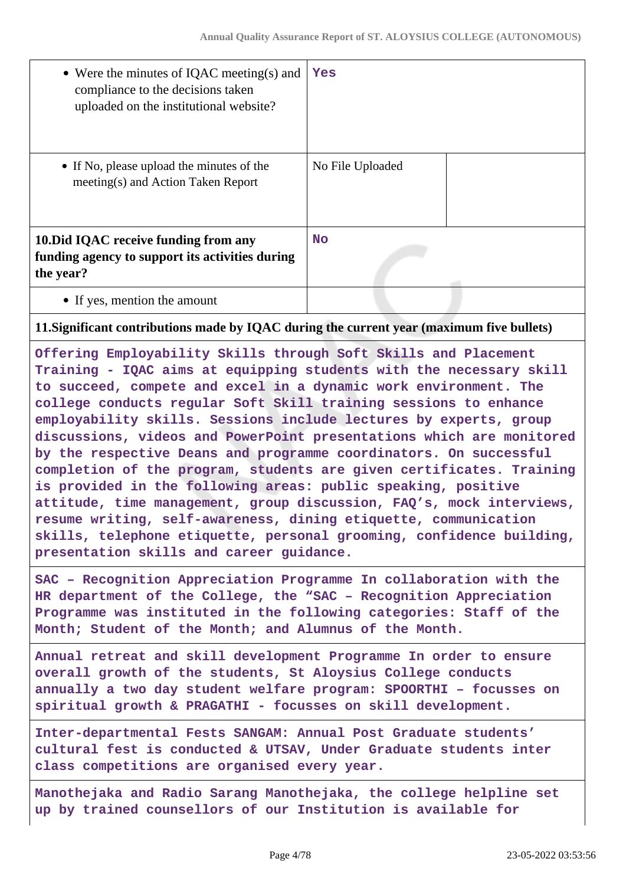| | | |
|---|---|---|
| • Were the minutes of IQAC meeting(s) and compliance to the decisions taken uploaded on the institutional website? | Yes | |
| • If No, please upload the minutes of the meeting(s) and Action Taken Report | No File Uploaded | |
| **10.Did IQAC receive funding from any funding agency to support its activities during the year?** | No | |
| • If yes, mention the amount | | |

**11.Significant contributions made by IQAC during the current year (maximum five bullets)**

Offering Employability Skills through Soft Skills and Placement Training - IQAC aims at equipping students with the necessary skill to succeed, compete and excel in a dynamic work environment. The college conducts regular Soft Skill training sessions to enhance employability skills. Sessions include lectures by experts, group discussions, videos and PowerPoint presentations which are monitored by the respective Deans and programme coordinators. On successful completion of the program, students are given certificates. Training is provided in the following areas: public speaking, positive attitude, time management, group discussion, FAQ's, mock interviews, resume writing, self-awareness, dining etiquette, communication skills, telephone etiquette, personal grooming, confidence building, presentation skills and career guidance.

SAC – Recognition Appreciation Programme In collaboration with the HR department of the College, the "SAC – Recognition Appreciation Programme was instituted in the following categories: Staff of the Month; Student of the Month; and Alumnus of the Month.

Annual retreat and skill development Programme In order to ensure overall growth of the students, St Aloysius College conducts annually a two day student welfare program: SPOORTHI – focusses on spiritual growth & PRAGATHI - focusses on skill development.

Inter-departmental Fests SANGAM: Annual Post Graduate students' cultural fest is conducted & UTSAV, Under Graduate students inter class competitions are organised every year.

Manothejaka and Radio Sarang Manothejaka, the college helpline set up by trained counsellors of our Institution is available for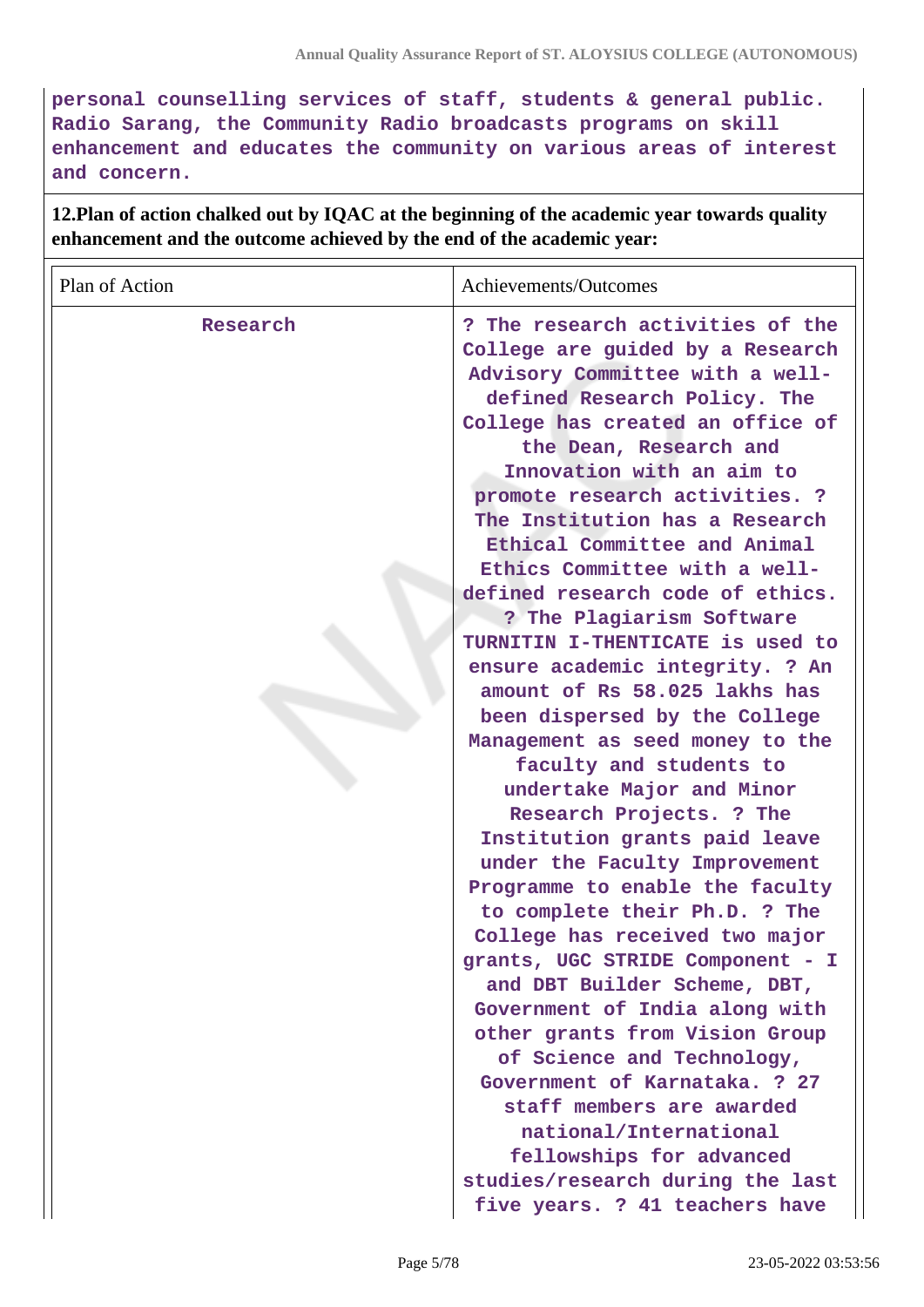personal counselling services of staff, students & general public. Radio Sarang, the Community Radio broadcasts programs on skill enhancement and educates the community on various areas of interest and concern.

**12.Plan of action chalked out by IQAC at the beginning of the academic year towards quality enhancement and the outcome achieved by the end of the academic year:**

| Plan of Action | Achievements/Outcomes |
|---|---|
| Research | ? The research activities of the College are guided by a Research Advisory Committee with a well-defined Research Policy. The College has created an office of the Dean, Research and Innovation with an aim to promote research activities. ? The Institution has a Research Ethical Committee and Animal Ethics Committee with a well-defined research code of ethics. ? The Plagiarism Software TURNITIN I-THENTICATE is used to ensure academic integrity. ? An amount of Rs 58.025 lakhs has been dispersed by the College Management as seed money to the faculty and students to undertake Major and Minor Research Projects. ? The Institution grants paid leave under the Faculty Improvement Programme to enable the faculty to complete their Ph.D. ? The College has received two major grants, UGC STRIDE Component - I and DBT Builder Scheme, DBT, Government of India along with other grants from Vision Group of Science and Technology, Government of Karnataka. ? 27 staff members are awarded national/International fellowships for advanced studies/research during the last five years. ? 41 teachers have |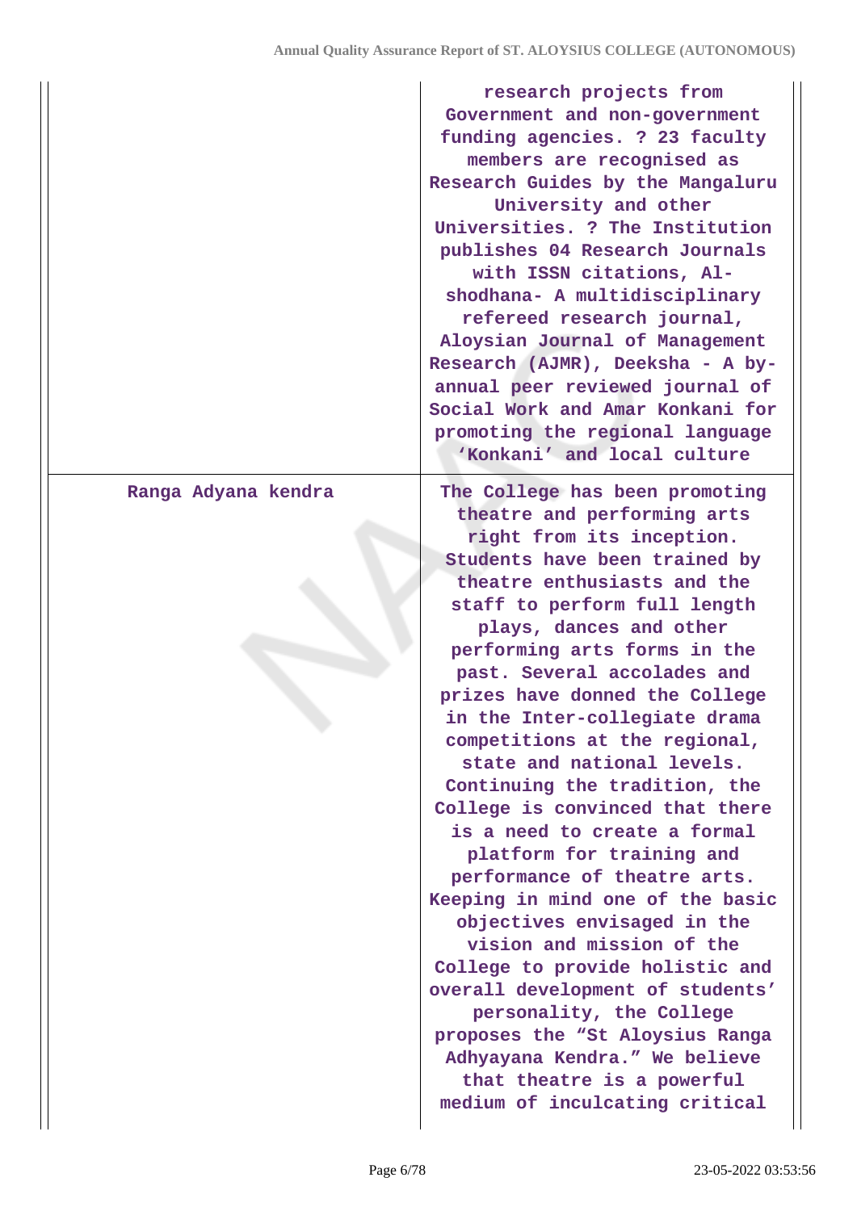| | |
|---|---|
| | research projects from Government and non-government funding agencies. ? 23 faculty members are recognised as Research Guides by the Mangaluru University and other Universities. ? The Institution publishes 04 Research Journals with ISSN citations, Al-shodhana- A multidisciplinary refereed research journal, Aloysian Journal of Management Research (AJMR), Deeksha - A by-annual peer reviewed journal of Social Work and Amar Konkani for promoting the regional language 'Konkani' and local culture |
| Ranga Adyana kendra | The College has been promoting theatre and performing arts right from its inception. Students have been trained by theatre enthusiasts and the staff to perform full length plays, dances and other performing arts forms in the past. Several accolades and prizes have donned the College in the Inter-collegiate drama competitions at the regional, state and national levels. Continuing the tradition, the College is convinced that there is a need to create a formal platform for training and performance of theatre arts. Keeping in mind one of the basic objectives envisaged in the vision and mission of the College to provide holistic and overall development of students' personality, the College proposes the "St Aloysius Ranga Adhyayana Kendra." We believe that theatre is a powerful medium of inculcating critical |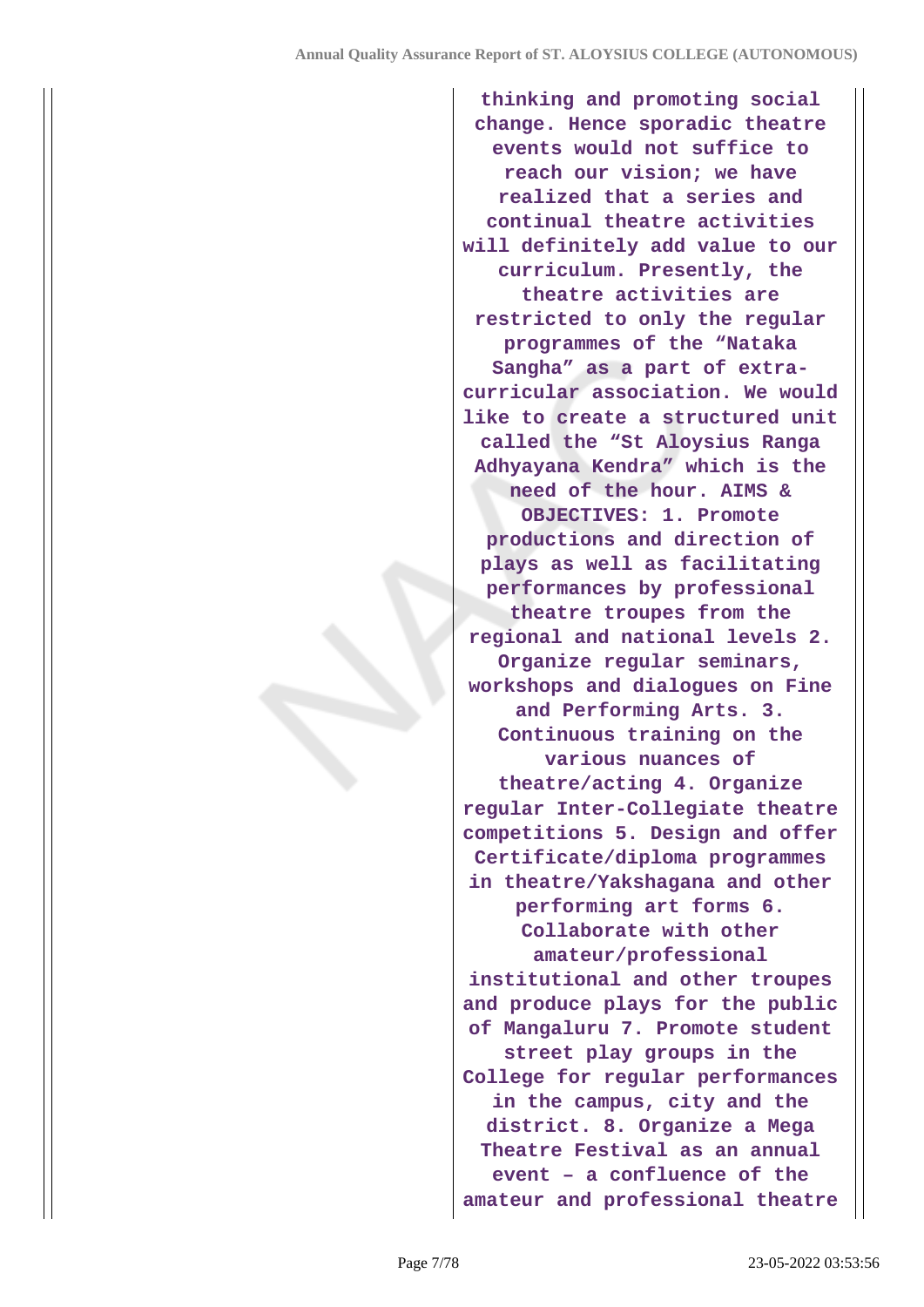| | |
|---|---|
| | **thinking and promoting social change. Hence sporadic theatre events would not suffice to reach our vision; we have realized that a series and continual theatre activities will definitely add value to our curriculum. Presently, the theatre activities are restricted to only the regular programmes of the "Nataka Sangha" as a part of extra-curricular association. We would like to create a structured unit called the "St Aloysius Ranga Adhyayana Kendra" which is the need of the hour. AIMS & OBJECTIVES: 1. Promote productions and direction of plays as well as facilitating performances by professional theatre troupes from the regional and national levels 2. Organize regular seminars, workshops and dialogues on Fine and Performing Arts. 3. Continuous training on the various nuances of theatre/acting 4. Organize regular Inter-Collegiate theatre competitions 5. Design and offer Certificate/diploma programmes in theatre/Yakshagana and other performing art forms 6. Collaborate with other amateur/professional institutional and other troupes and produce plays for the public of Mangaluru 7. Promote student street play groups in the College for regular performances in the campus, city and the district. 8. Organize a Mega Theatre Festival as an annual event – a confluence of the amateur and professional theatre** |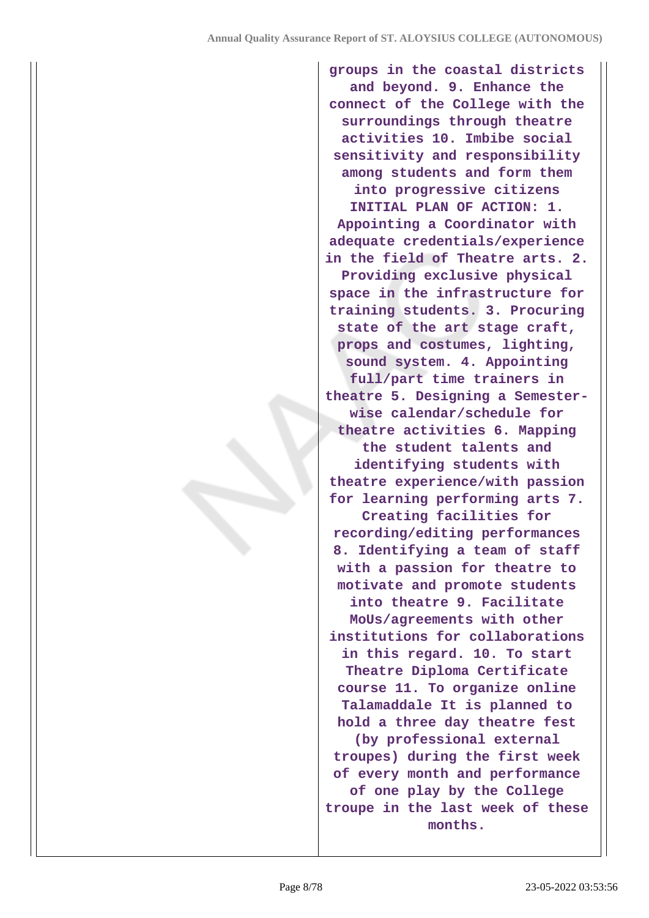| | |
|---|---|
| | groups in the coastal districts and beyond. 9. Enhance the connect of the College with the surroundings through theatre activities 10. Imbibe social sensitivity and responsibility among students and form them into progressive citizens INITIAL PLAN OF ACTION: 1. Appointing a Coordinator with adequate credentials/experience in the field of Theatre arts. 2. Providing exclusive physical space in the infrastructure for training students. 3. Procuring state of the art stage craft, props and costumes, lighting, sound system. 4. Appointing full/part time trainers in theatre 5. Designing a Semester-wise calendar/schedule for theatre activities 6. Mapping the student talents and identifying students with theatre experience/with passion for learning performing arts 7. Creating facilities for recording/editing performances 8. Identifying a team of staff with a passion for theatre to motivate and promote students into theatre 9. Facilitate MoUs/agreements with other institutions for collaborations in this regard. 10. To start Theatre Diploma Certificate course 11. To organize online Talamaddale It is planned to hold a three day theatre fest (by professional external troupes) during the first week of every month and performance of one play by the College troupe in the last week of these months. |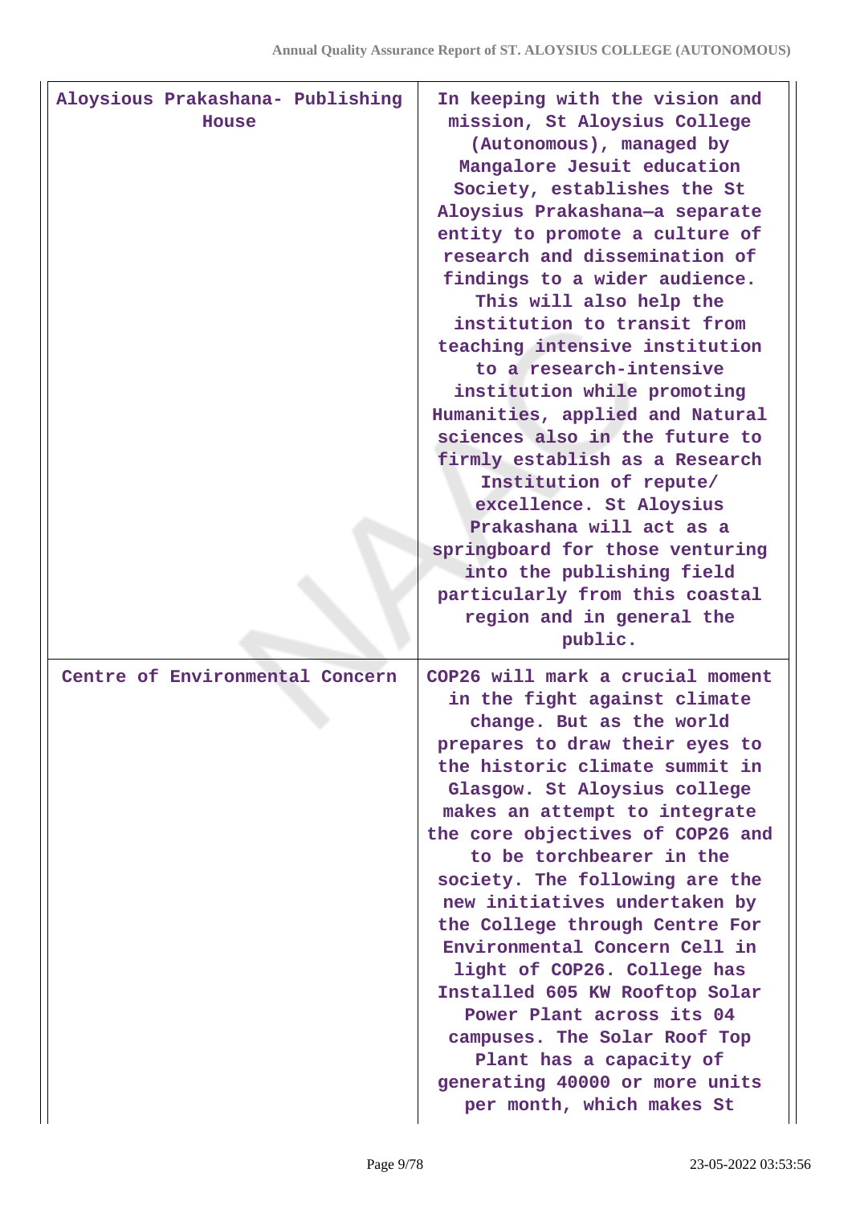| | |
|---|---|
| Aloysious Prakashana- Publishing House | In keeping with the vision and mission, St Aloysius College (Autonomous), managed by Mangalore Jesuit education Society, establishes the St Aloysius Prakashana—a separate entity to promote a culture of research and dissemination of findings to a wider audience. This will also help the institution to transit from teaching intensive institution to a research-intensive institution while promoting Humanities, applied and Natural sciences also in the future to firmly establish as a Research Institution of repute/ excellence. St Aloysius Prakashana will act as a springboard for those venturing into the publishing field particularly from this coastal region and in general the public. |
| Centre of Environmental Concern | COP26 will mark a crucial moment in the fight against climate change. But as the world prepares to draw their eyes to the historic climate summit in Glasgow. St Aloysius college makes an attempt to integrate the core objectives of COP26 and to be torchbearer in the society. The following are the new initiatives undertaken by the College through Centre For Environmental Concern Cell in light of COP26. College has Installed 605 KW Rooftop Solar Power Plant across its 04 campuses. The Solar Roof Top Plant has a capacity of generating 40000 or more units per month, which makes St |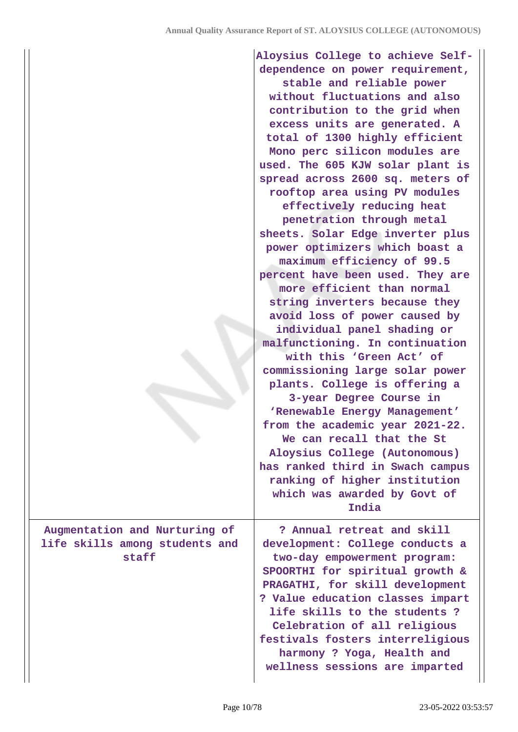| | |
|---|---|
| | Aloysius College to achieve Self-dependence on power requirement, stable and reliable power without fluctuations and also contribution to the grid when excess units are generated. A total of 1300 highly efficient Mono perc silicon modules are used. The 605 KJW solar plant is spread across 2600 sq. meters of rooftop area using PV modules effectively reducing heat penetration through metal sheets. Solar Edge inverter plus power optimizers which boast a maximum efficiency of 99.5 percent have been used. They are more efficient than normal string inverters because they avoid loss of power caused by individual panel shading or malfunctioning. In continuation with this 'Green Act' of commissioning large solar power plants. College is offering a 3-year Degree Course in 'Renewable Energy Management' from the academic year 2021-22. We can recall that the St Aloysius College (Autonomous) has ranked third in Swach campus ranking of higher institution which was awarded by Govt of India |
| Augmentation and Nurturing of life skills among students and staff | ? Annual retreat and skill development: College conducts a two-day empowerment program: SPOORTHI for spiritual growth & PRAGATHI, for skill development ? Value education classes impart life skills to the students ? Celebration of all religious festivals fosters interreligious harmony ? Yoga, Health and wellness sessions are imparted |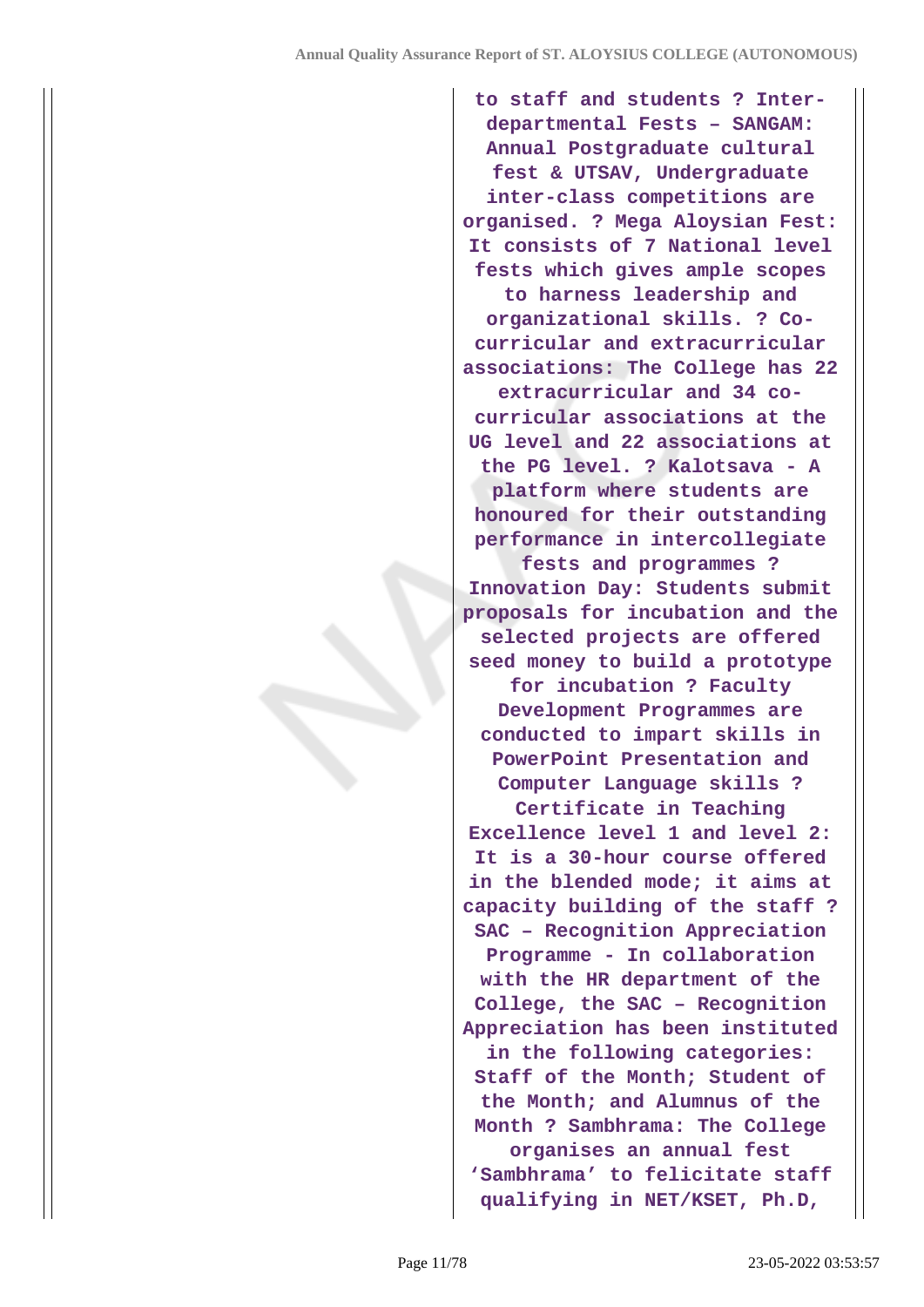|  | to staff and students ? Inter-departmental Fests – SANGAM: Annual Postgraduate cultural fest & UTSAV, Undergraduate inter-class competitions are organised. ? Mega Aloysian Fest: It consists of 7 National level fests which gives ample scopes to harness leadership and organizational skills. ? Co-curricular and extracurricular associations: The College has 22 extracurricular and 34 co-curricular associations at the UG level and 22 associations at the PG level. ? Kalotsava - A platform where students are honoured for their outstanding performance in intercollegiate fests and programmes ? Innovation Day: Students submit proposals for incubation and the selected projects are offered seed money to build a prototype for incubation ? Faculty Development Programmes are conducted to impart skills in PowerPoint Presentation and Computer Language skills ? Certificate in Teaching Excellence level 1 and level 2: It is a 30-hour course offered in the blended mode; it aims at capacity building of the staff ? SAC – Recognition Appreciation Programme - In collaboration with the HR department of the College, the SAC – Recognition Appreciation has been instituted in the following categories: Staff of the Month; Student of the Month; and Alumnus of the Month ? Sambhrama: The College organises an annual fest 'Sambhrama' to felicitate staff qualifying in NET/KSET, Ph.D, |
|---|---|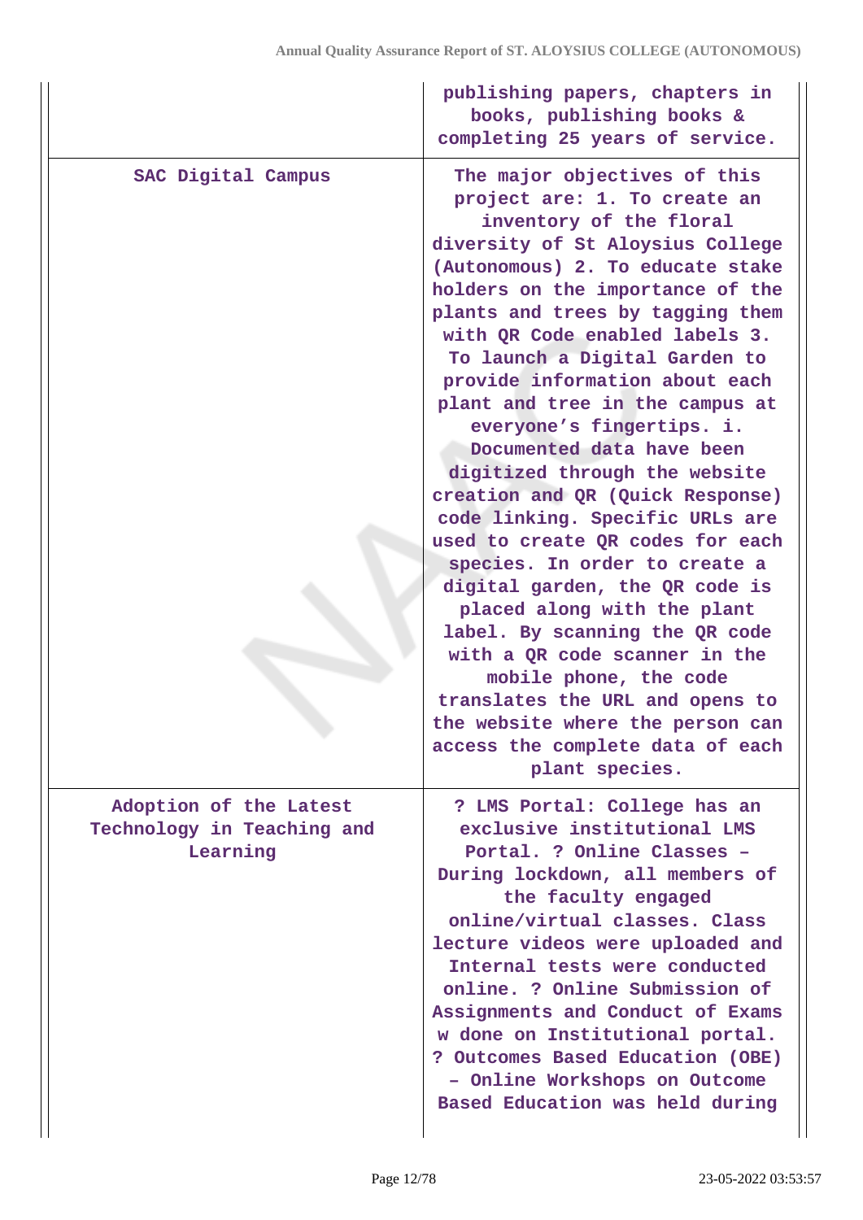| | |
|---|---|
| | publishing papers, chapters in books, publishing books & completing 25 years of service. |
| SAC Digital Campus | The major objectives of this project are: 1. To create an inventory of the floral diversity of St Aloysius College (Autonomous) 2. To educate stake holders on the importance of the plants and trees by tagging them with QR Code enabled labels 3. To launch a Digital Garden to provide information about each plant and tree in the campus at everyone’s fingertips. i. Documented data have been digitized through the website creation and QR (Quick Response) code linking. Specific URLs are used to create QR codes for each species. In order to create a digital garden, the QR code is placed along with the plant label. By scanning the QR code with a QR code scanner in the mobile phone, the code translates the URL and opens to the website where the person can access the complete data of each plant species. |
| Adoption of the Latest Technology in Teaching and Learning | ? LMS Portal: College has an exclusive institutional LMS Portal. ? Online Classes – During lockdown, all members of the faculty engaged online/virtual classes. Class lecture videos were uploaded and Internal tests were conducted online. ? Online Submission of Assignments and Conduct of Exams w done on Institutional portal. ? Outcomes Based Education (OBE) – Online Workshops on Outcome Based Education was held during |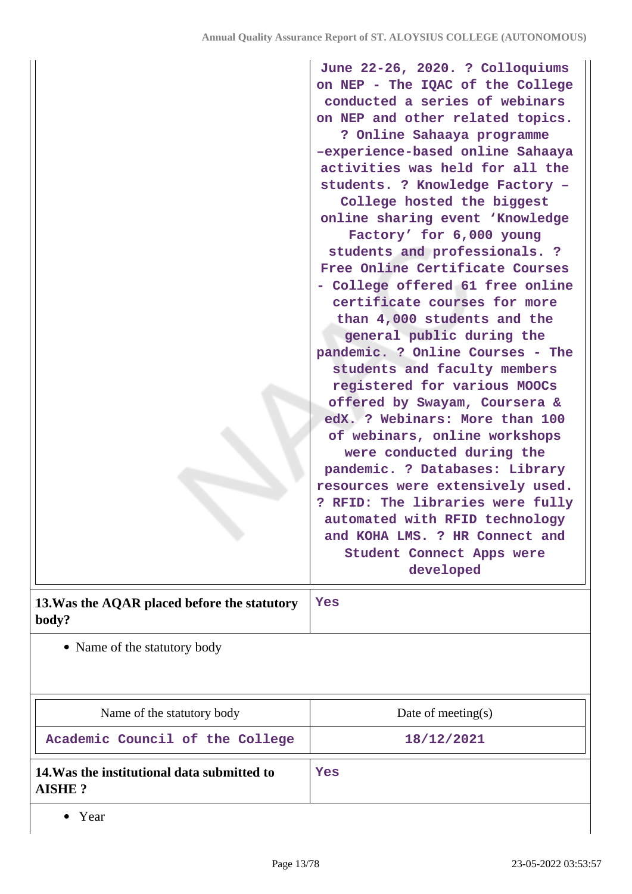| | |
|---|---|
| | June 22-26, 2020. ? Colloquiums on NEP - The IQAC of the College conducted a series of webinars on NEP and other related topics. ? Online Sahaaya programme –experience-based online Sahaaya activities was held for all the students. ? Knowledge Factory – College hosted the biggest online sharing event 'Knowledge Factory' for 6,000 young students and professionals. ? Free Online Certificate Courses - College offered 61 free online certificate courses for more than 4,000 students and the general public during the pandemic. ? Online Courses - The students and faculty members registered for various MOOCs offered by Swayam, Coursera & edX. ? Webinars: More than 100 of webinars, online workshops were conducted during the pandemic. ? Databases: Library resources were extensively used. ? RFID: The libraries were fully automated with RFID technology and KOHA LMS. ? HR Connect and Student Connect Apps were developed |

| **13.Was the AQAR placed before the statutory body?** | Yes |
|---|---|

- Name of the statutory body

| Name of the statutory body | Date of meeting(s) |
|---|---|
| Academic Council of the College | 18/12/2021 |

| **14.Was the institutional data submitted to AISHE ?** | Yes |
|---|---|

- Year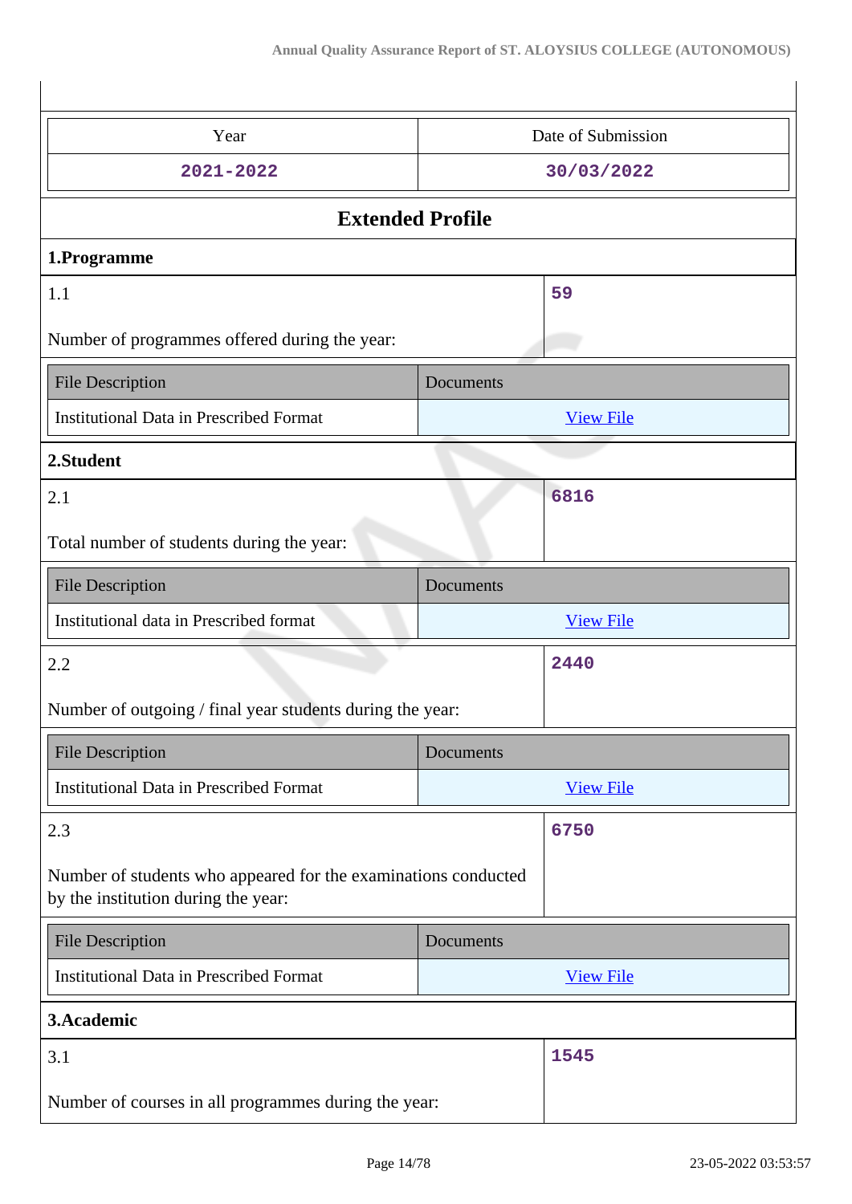| Year | Date of Submission |
| --- | --- |
| 2021-2022 | 30/03/2022 |

## Extended Profile

### 1.Programme

| 1.1 Number of programmes offered during the year: | 59 |
| --- | --- |

| File Description | Documents |
| --- | --- |
| Institutional Data in Prescribed Format | View File |

### 2.Student

| 2.1 Total number of students during the year: | 6816 |
| --- | --- |

| File Description | Documents |
| --- | --- |
| Institutional data in Prescribed format | View File |

| 2.2 Number of outgoing / final year students during the year: | 2440 |
| --- | --- |

| File Description | Documents |
| --- | --- |
| Institutional Data in Prescribed Format | View File |

| 2.3 Number of students who appeared for the examinations conducted by the institution during the year: | 6750 |
| --- | --- |

| File Description | Documents |
| --- | --- |
| Institutional Data in Prescribed Format | View File |

### 3.Academic

| 3.1 Number of courses in all programmes during the year: | 1545 |
| --- | --- |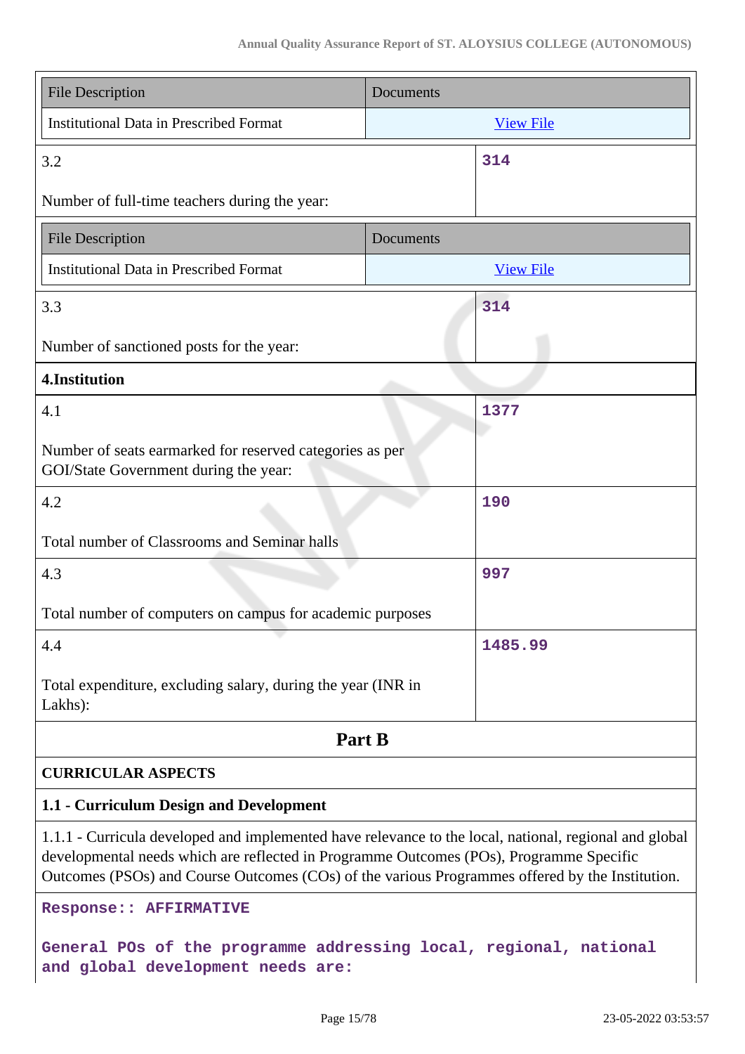| File Description | Documents |
|---|---|
| Institutional Data in Prescribed Format | View File |

| 3.2 | 314 |
|---|---|
| Number of full-time teachers during the year: | |

| File Description | Documents |
|---|---|
| Institutional Data in Prescribed Format | View File |

| 3.3 | 314 |
|---|---|
| Number of sanctioned posts for the year: | |

**4.Institution**

| 4.1 | 1377 |
|---|---|
| Number of seats earmarked for reserved categories as per GOI/State Government during the year: | |
| 4.2 | 190 |
| Total number of Classrooms and Seminar halls | |
| 4.3 | 997 |
| Total number of computers on campus for academic purposes | |
| 4.4 | 1485.99 |
| Total expenditure, excluding salary, during the year (INR in Lakhs): | |

## Part B

**CURRICULAR ASPECTS**

**1.1 - Curriculum Design and Development**

1.1.1 - Curricula developed and implemented have relevance to the local, national, regional and global developmental needs which are reflected in Programme Outcomes (POs), Programme Specific Outcomes (PSOs) and Course Outcomes (COs) of the various Programmes offered by the Institution.

**Response:: AFFIRMATIVE**

**General POs of the programme addressing local, regional, national and global development needs are:**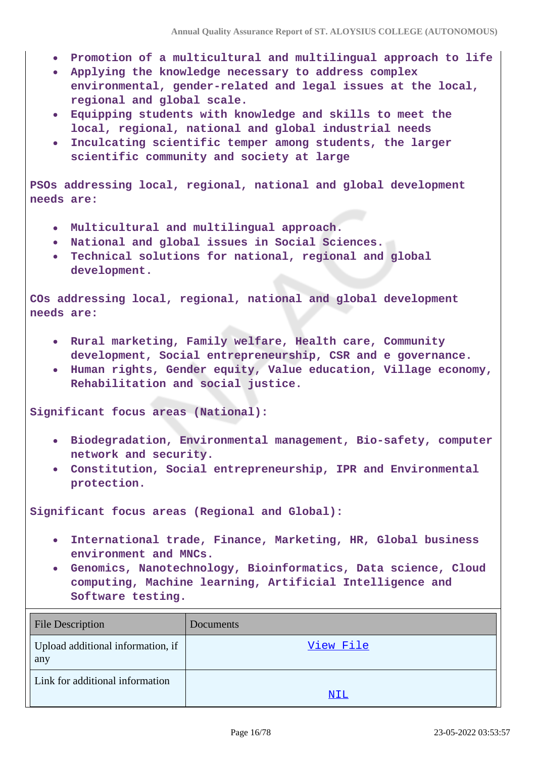- **Promotion of a multicultural and multilingual approach to life**
- **Applying the knowledge necessary to address complex environmental, gender-related and legal issues at the local, regional and global scale.**
- **Equipping students with knowledge and skills to meet the local, regional, national and global industrial needs**
- **Inculcating scientific temper among students, the larger scientific community and society at large**

**PSOs addressing local, regional, national and global development needs are:**

- **Multicultural and multilingual approach.**
- **National and global issues in Social Sciences.**
- **Technical solutions for national, regional and global development.**

**COs addressing local, regional, national and global development needs are:**

- **Rural marketing, Family welfare, Health care, Community development, Social entrepreneurship, CSR and e governance.**
- **Human rights, Gender equity, Value education, Village economy, Rehabilitation and social justice.**

**Significant focus areas (National):**

- **Biodegradation, Environmental management, Bio-safety, computer network and security.**
- **Constitution, Social entrepreneurship, IPR and Environmental protection.**

**Significant focus areas (Regional and Global):**

- **International trade, Finance, Marketing, HR, Global business environment and MNCs.**
- **Genomics, Nanotechnology, Bioinformatics, Data science, Cloud computing, Machine learning, Artificial Intelligence and Software testing.**

| File Description | Documents |
|---|---|
| Upload additional information, if any | View File |
| Link for additional information | NIL |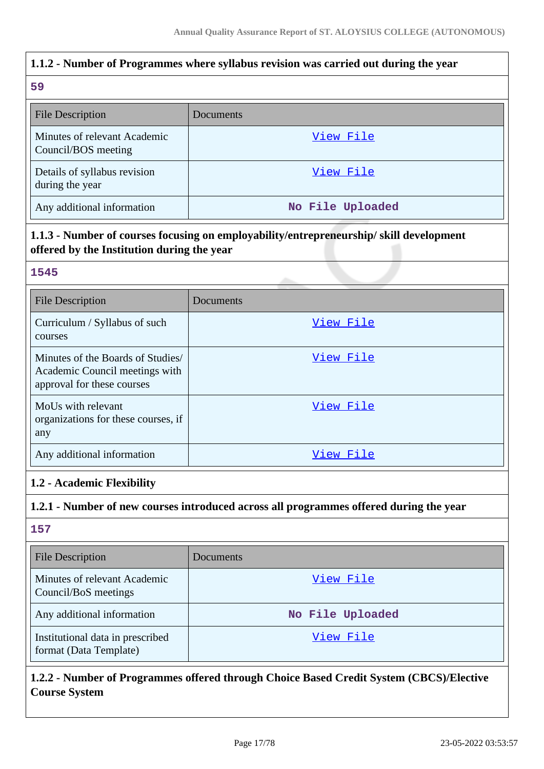### 1.1.2 - Number of Programmes where syllabus revision was carried out during the year

59

| File Description | Documents |
|---|---|
| Minutes of relevant Academic Council/BOS meeting | View File |
| Details of syllabus revision during the year | View File |
| Any additional information | No File Uploaded |

### 1.1.3 - Number of courses focusing on employability/entrepreneurship/ skill development offered by the Institution during the year

1545

| File Description | Documents |
|---|---|
| Curriculum / Syllabus of such courses | View File |
| Minutes of the Boards of Studies/ Academic Council meetings with approval for these courses | View File |
| MoUs with relevant organizations for these courses, if any | View File |
| Any additional information | View File |

## 1.2 - Academic Flexibility

### 1.2.1 - Number of new courses introduced across all programmes offered during the year

157

| File Description | Documents |
|---|---|
| Minutes of relevant Academic Council/BoS meetings | View File |
| Any additional information | No File Uploaded |
| Institutional data in prescribed format (Data Template) | View File |

### 1.2.2 - Number of Programmes offered through Choice Based Credit System (CBCS)/Elective Course System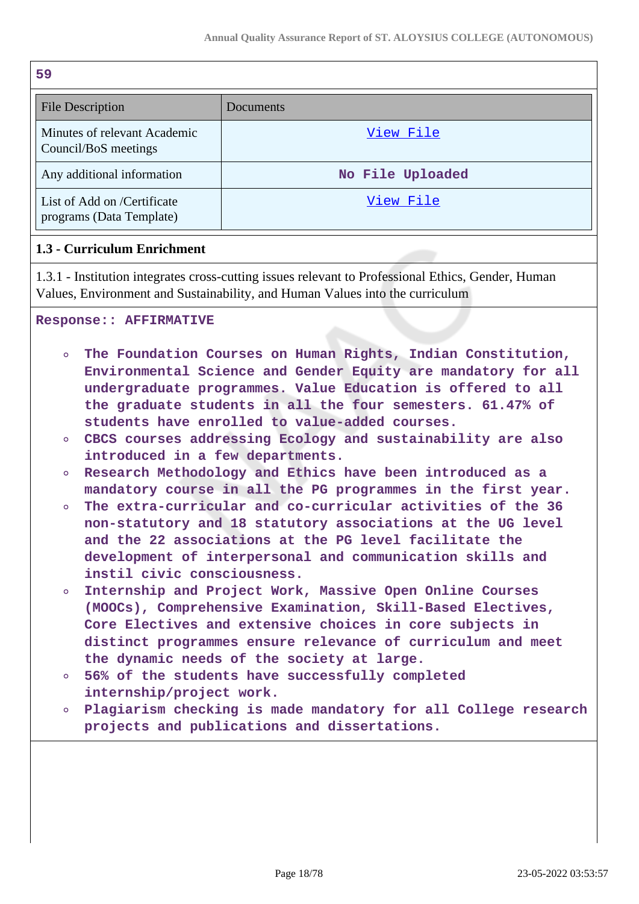59

| File Description | Documents |
| --- | --- |
| Minutes of relevant Academic Council/BoS meetings | View File |
| Any additional information | No File Uploaded |
| List of Add on /Certificate programs (Data Template) | View File |

**1.3 - Curriculum Enrichment**

1.3.1 - Institution integrates cross-cutting issues relevant to Professional Ethics, Gender, Human Values, Environment and Sustainability, and Human Values into the curriculum

**Response:: AFFIRMATIVE**

- The Foundation Courses on Human Rights, Indian Constitution, Environmental Science and Gender Equity are mandatory for all undergraduate programmes. Value Education is offered to all the graduate students in all the four semesters. 61.47% of students have enrolled to value-added courses.
- CBCS courses addressing Ecology and sustainability are also introduced in a few departments.
- Research Methodology and Ethics have been introduced as a mandatory course in all the PG programmes in the first year.
- The extra-curricular and co-curricular activities of the 36 non-statutory and 18 statutory associations at the UG level and the 22 associations at the PG level facilitate the development of interpersonal and communication skills and instil civic consciousness.
- Internship and Project Work, Massive Open Online Courses (MOOCs), Comprehensive Examination, Skill-Based Electives, Core Electives and extensive choices in core subjects in distinct programmes ensure relevance of curriculum and meet the dynamic needs of the society at large.
- 56% of the students have successfully completed internship/project work.
- Plagiarism checking is made mandatory for all College research projects and publications and dissertations.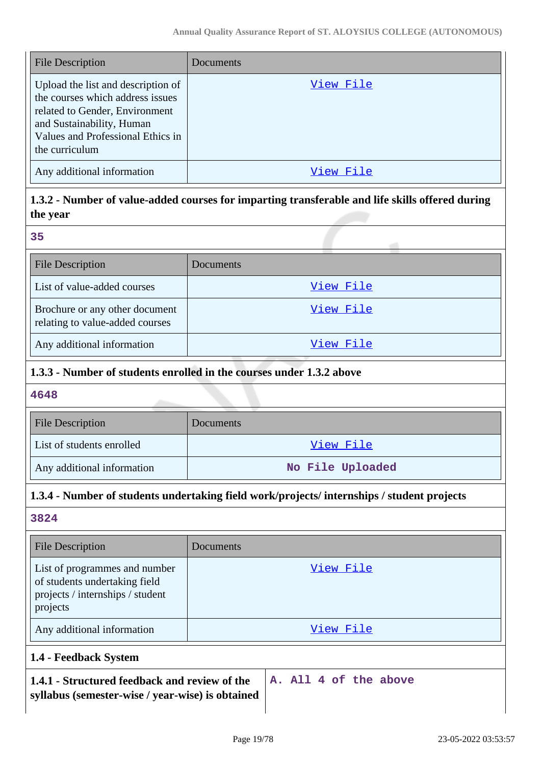| File Description | Documents |
|---|---|
| Upload the list and description of the courses which address issues related to Gender, Environment and Sustainability, Human Values and Professional Ethics in the curriculum | View File |
| Any additional information | View File |

### 1.3.2 - Number of value-added courses for imparting transferable and life skills offered during the year

35

| File Description | Documents |
|---|---|
| List of value-added courses | View File |
| Brochure or any other document relating to value-added courses | View File |
| Any additional information | View File |

### 1.3.3 - Number of students enrolled in the courses under 1.3.2 above

4648

| File Description | Documents |
|---|---|
| List of students enrolled | View File |
| Any additional information | No File Uploaded |

### 1.3.4 - Number of students undertaking field work/projects/ internships / student projects

3824

| File Description | Documents |
|---|---|
| List of programmes and number of students undertaking field projects / internships / student projects | View File |
| Any additional information | View File |

### 1.4 - Feedback System

| **1.4.1 - Structured feedback and review of the syllabus (semester-wise / year-wise) is obtained** | A. All 4 of the above |
|---|---|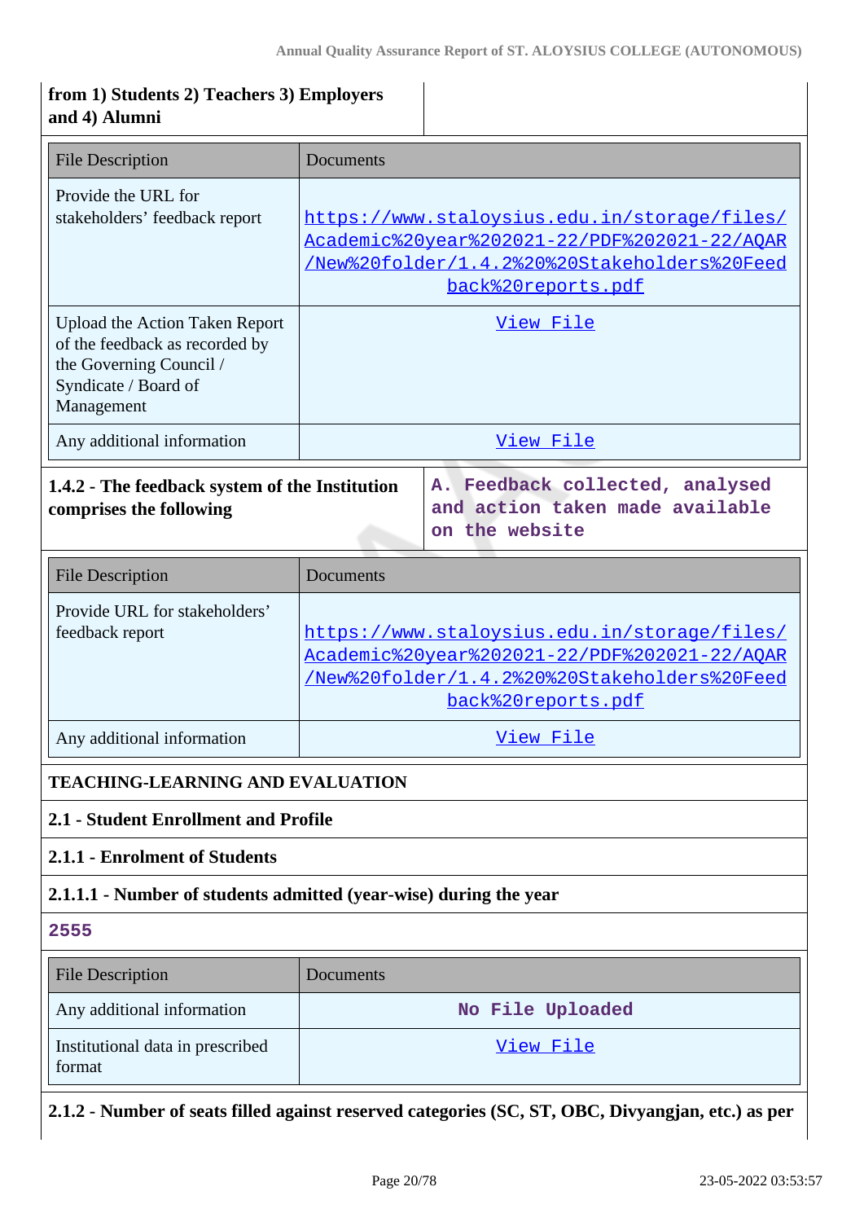| from 1) Students 2) Teachers 3) Employers and 4) Alumni | |
|---|---|

| File Description | Documents |
|---|---|
| Provide the URL for stakeholders' feedback report | https://www.staloysius.edu.in/storage/files/Academic%20year%202021-22/PDF%202021-22/AQAR/New%20folder/1.4.2%20%20Stakeholders%20Feedback%20reports.pdf |
| Upload the Action Taken Report of the feedback as recorded by the Governing Council / Syndicate / Board of Management | View File |
| Any additional information | View File |

| **1.4.2 - The feedback system of the Institution comprises the following** | **A. Feedback collected, analysed and action taken made available on the website** |
|---|---|

| File Description | Documents |
|---|---|
| Provide URL for stakeholders' feedback report | https://www.staloysius.edu.in/storage/files/Academic%20year%202021-22/PDF%202021-22/AQAR/New%20folder/1.4.2%20%20Stakeholders%20Feedback%20reports.pdf |
| Any additional information | View File |

**TEACHING-LEARNING AND EVALUATION**

**2.1 - Student Enrollment and Profile**

**2.1.1 - Enrolment of Students**

**2.1.1.1 - Number of students admitted (year-wise) during the year**

**2555**

| File Description | Documents |
|---|---|
| Any additional information | No File Uploaded |
| Institutional data in prescribed format | View File |

**2.1.2 - Number of seats filled against reserved categories (SC, ST, OBC, Divyangjan, etc.) as per**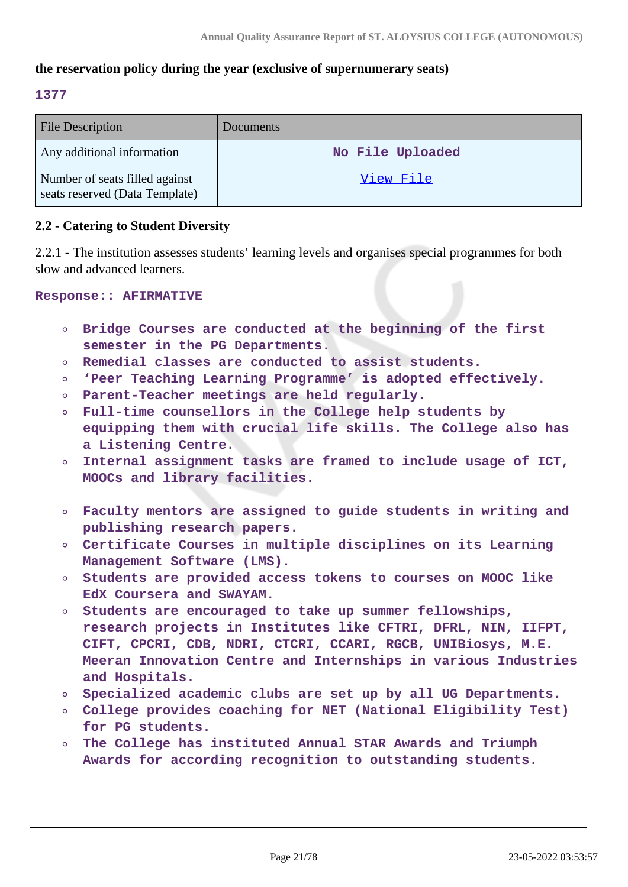**the reservation policy during the year (exclusive of supernumerary seats)**

1377

| File Description | Documents |
|---|---|
| Any additional information | No File Uploaded |
| Number of seats filled against seats reserved (Data Template) | View File |

**2.2 - Catering to Student Diversity**

2.2.1 - The institution assesses students' learning levels and organises special programmes for both slow and advanced learners.

Response:: AFIRMATIVE

- Bridge Courses are conducted at the beginning of the first semester in the PG Departments.
- Remedial classes are conducted to assist students.
- 'Peer Teaching Learning Programme' is adopted effectively.
- Parent-Teacher meetings are held regularly.
- Full-time counsellors in the College help students by equipping them with crucial life skills. The College also has a Listening Centre.
- Internal assignment tasks are framed to include usage of ICT, MOOCs and library facilities.

- Faculty mentors are assigned to guide students in writing and publishing research papers.
- Certificate Courses in multiple disciplines on its Learning Management Software (LMS).
- Students are provided access tokens to courses on MOOC like EdX Coursera and SWAYAM.
- Students are encouraged to take up summer fellowships, research projects in Institutes like CFTRI, DFRL, NIN, IIFPT, CIFT, CPCRI, CDB, NDRI, CTCRI, CCARI, RGCB, UNIBiosys, M.E. Meeran Innovation Centre and Internships in various Industries and Hospitals.
- Specialized academic clubs are set up by all UG Departments.
- College provides coaching for NET (National Eligibility Test) for PG students.
- The College has instituted Annual STAR Awards and Triumph Awards for according recognition to outstanding students.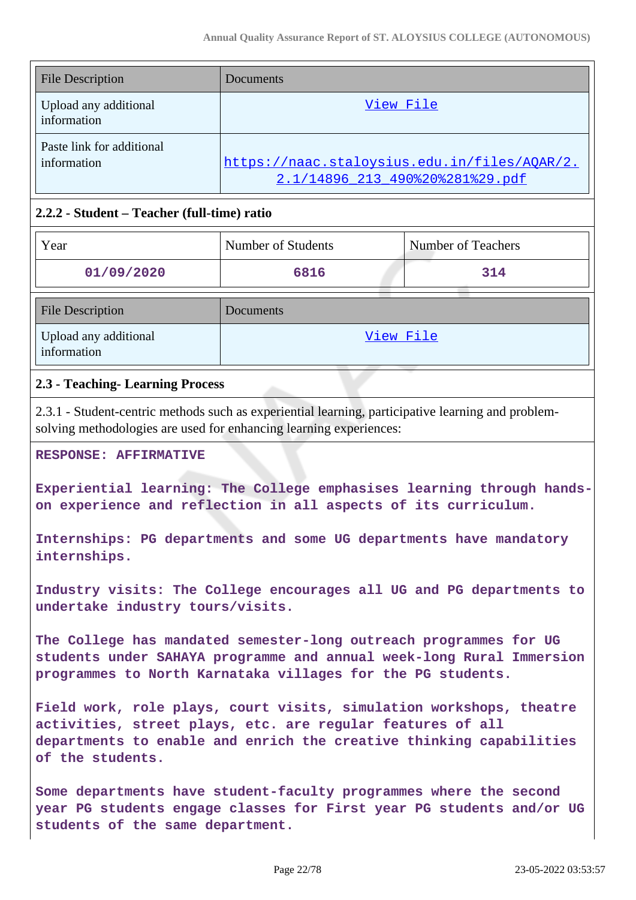| File Description | Documents |
|---|---|
| Upload any additional information | [View File](#) |
| Paste link for additional information | https://naac.staloysius.edu.in/files/AQAR/2.2.1/14896_213_490%20%281%29.pdf |

### 2.2.2 - Student – Teacher (full-time) ratio

| Year | Number of Students | Number of Teachers |
|---|---|---|
| 01/09/2020 | 6816 | 314 |

| File Description | Documents |
|---|---|
| Upload any additional information | [View File](#) |

### 2.3 - Teaching- Learning Process

2.3.1 - Student-centric methods such as experiential learning, participative learning and problem-solving methodologies are used for enhancing learning experiences:

**RESPONSE: AFFIRMATIVE**

**Experiential learning: The College emphasises learning through hands-on experience and reflection in all aspects of its curriculum.**

**Internships: PG departments and some UG departments have mandatory internships.**

**Industry visits: The College encourages all UG and PG departments to undertake industry tours/visits.**

**The College has mandated semester-long outreach programmes for UG students under SAHAYA programme and annual week-long Rural Immersion programmes to North Karnataka villages for the PG students.**

**Field work, role plays, court visits, simulation workshops, theatre activities, street plays, etc. are regular features of all departments to enable and enrich the creative thinking capabilities of the students.**

**Some departments have student-faculty programmes where the second year PG students engage classes for First year PG students and/or UG students of the same department.**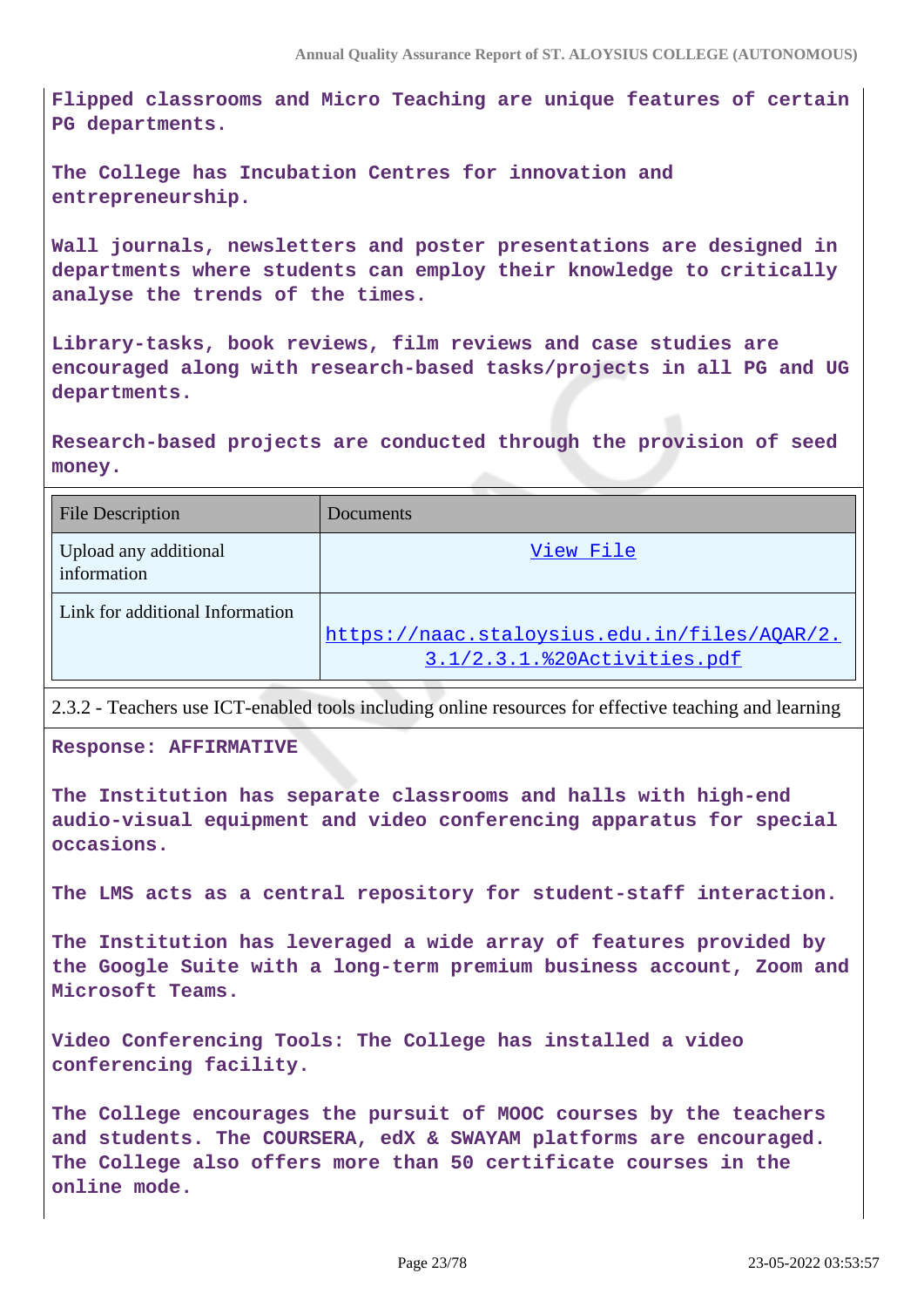**Flipped classrooms and Micro Teaching are unique features of certain PG departments.**

**The College has Incubation Centres for innovation and entrepreneurship.**

**Wall journals, newsletters and poster presentations are designed in departments where students can employ their knowledge to critically analyse the trends of the times.**

**Library-tasks, book reviews, film reviews and case studies are encouraged along with research-based tasks/projects in all PG and UG departments.**

**Research-based projects are conducted through the provision of seed money.**

| File Description | Documents |
|---|---|
| Upload any additional information | View File |
| Link for additional Information | https://naac.staloysius.edu.in/files/AQAR/2.3.1/2.3.1.%20Activities.pdf |

2.3.2 - Teachers use ICT-enabled tools including online resources for effective teaching and learning

**Response: AFFIRMATIVE**

**The Institution has separate classrooms and halls with high-end audio-visual equipment and video conferencing apparatus for special occasions.**

**The LMS acts as a central repository for student-staff interaction.**

**The Institution has leveraged a wide array of features provided by the Google Suite with a long-term premium business account, Zoom and Microsoft Teams.**

**Video Conferencing Tools: The College has installed a video conferencing facility.**

**The College encourages the pursuit of MOOC courses by the teachers and students. The COURSERA, edX & SWAYAM platforms are encouraged. The College also offers more than 50 certificate courses in the online mode.**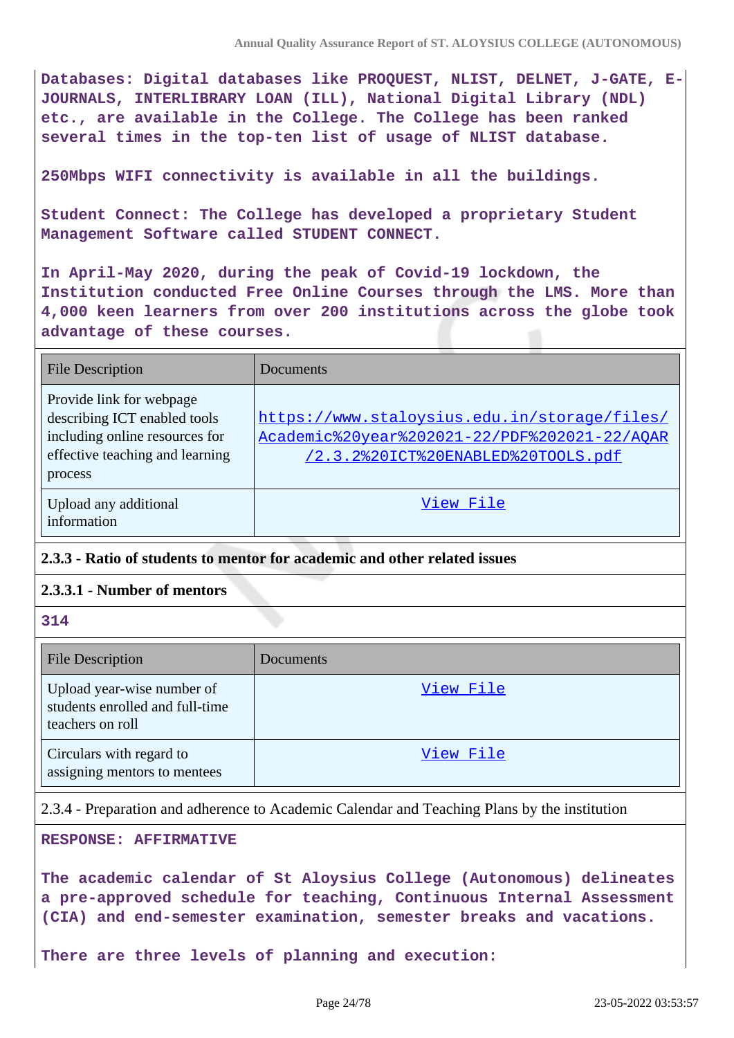**Databases: Digital databases like PROQUEST, NLIST, DELNET, J-GATE, E-JOURNALS, INTERLIBRARY LOAN (ILL), National Digital Library (NDL) etc., are available in the College. The College has been ranked several times in the top-ten list of usage of NLIST database.**

**250Mbps WIFI connectivity is available in all the buildings.**

**Student Connect: The College has developed a proprietary Student Management Software called STUDENT CONNECT.**

**In April-May 2020, during the peak of Covid-19 lockdown, the Institution conducted Free Online Courses through the LMS. More than 4,000 keen learners from over 200 institutions across the globe took advantage of these courses.**

| File Description | Documents |
| --- | --- |
| Provide link for webpage describing ICT enabled tools including online resources for effective teaching and learning process | https://www.staloysius.edu.in/storage/files/Academic%20year%202021-22/PDF%202021-22/AQAR/2.3.2%20ICT%20ENABLED%20TOOLS.pdf |
| Upload any additional information | View File |

**2.3.3 - Ratio of students to mentor for academic and other related issues**

**2.3.3.1 - Number of mentors**

**314**

| File Description | Documents |
| --- | --- |
| Upload year-wise number of students enrolled and full-time teachers on roll | View File |
| Circulars with regard to assigning mentors to mentees | View File |

2.3.4 - Preparation and adherence to Academic Calendar and Teaching Plans by the institution

**RESPONSE: AFFIRMATIVE**

**The academic calendar of St Aloysius College (Autonomous) delineates a pre-approved schedule for teaching, Continuous Internal Assessment (CIA) and end-semester examination, semester breaks and vacations.**

**There are three levels of planning and execution:**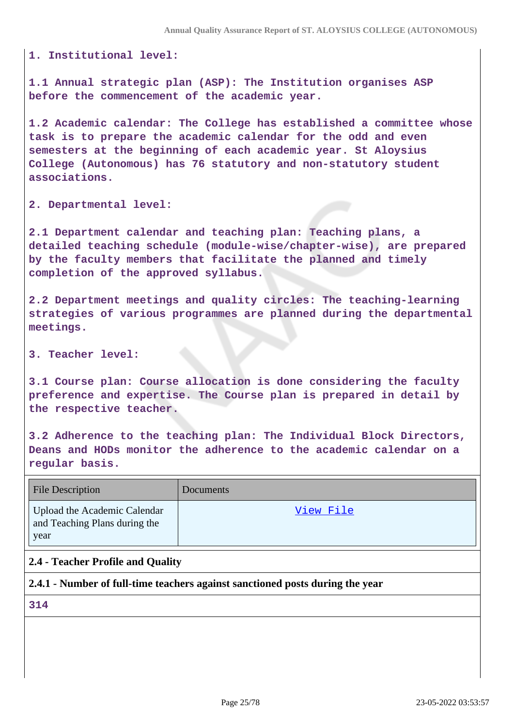**1. Institutional level:**

**1.1 Annual strategic plan (ASP): The Institution organises ASP before the commencement of the academic year.**

**1.2 Academic calendar: The College has established a committee whose task is to prepare the academic calendar for the odd and even semesters at the beginning of each academic year. St Aloysius College (Autonomous) has 76 statutory and non-statutory student associations.**

**2. Departmental level:**

**2.1 Department calendar and teaching plan: Teaching plans, a detailed teaching schedule (module-wise/chapter-wise), are prepared by the faculty members that facilitate the planned and timely completion of the approved syllabus.**

**2.2 Department meetings and quality circles: The teaching-learning strategies of various programmes are planned during the departmental meetings.**

**3. Teacher level:**

**3.1 Course plan: Course allocation is done considering the faculty preference and expertise. The Course plan is prepared in detail by the respective teacher.**

**3.2 Adherence to the teaching plan: The Individual Block Directors, Deans and HODs monitor the adherence to the academic calendar on a regular basis.**

| File Description | Documents |
|---|---|
| Upload the Academic Calendar and Teaching Plans during the year | View File |

**2.4 - Teacher Profile and Quality**

**2.4.1 - Number of full-time teachers against sanctioned posts during the year**

**314**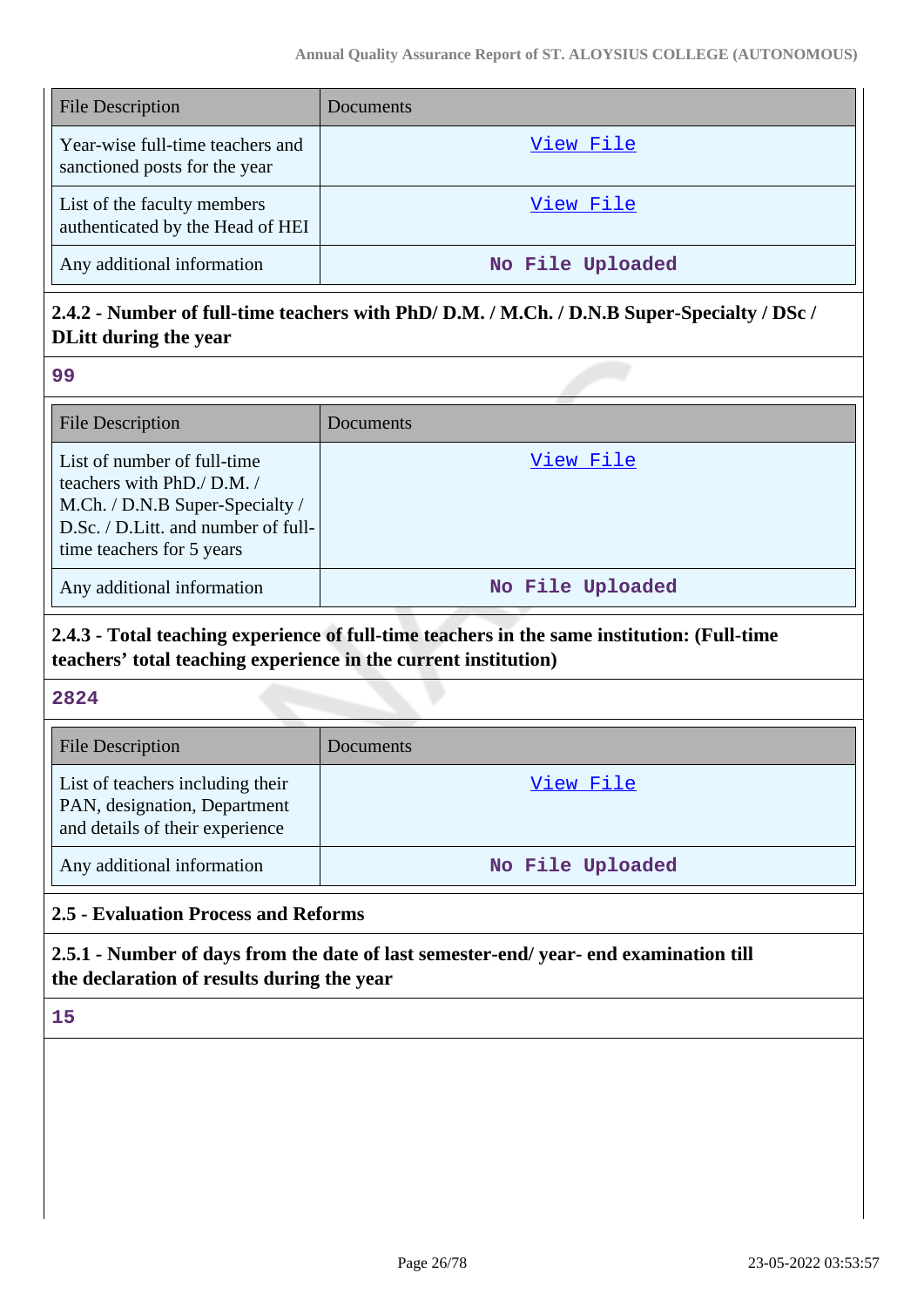| File Description | Documents |
| --- | --- |
| Year-wise full-time teachers and sanctioned posts for the year | View File |
| List of the faculty members authenticated by the Head of HEI | View File |
| Any additional information | No File Uploaded |

**2.4.2 - Number of full-time teachers with PhD/ D.M. / M.Ch. / D.N.B Super-Specialty / DSc / DLitt during the year**

99

| File Description | Documents |
| --- | --- |
| List of number of full-time teachers with PhD./ D.M. / M.Ch. / D.N.B Super-Specialty / D.Sc. / D.Litt. and number of full-time teachers for 5 years | View File |
| Any additional information | No File Uploaded |

**2.4.3 - Total teaching experience of full-time teachers in the same institution: (Full-time teachers' total teaching experience in the current institution)**

2824

| File Description | Documents |
| --- | --- |
| List of teachers including their PAN, designation, Department and details of their experience | View File |
| Any additional information | No File Uploaded |

**2.5 - Evaluation Process and Reforms**

**2.5.1 - Number of days from the date of last semester-end/ year- end examination till the declaration of results during the year**

15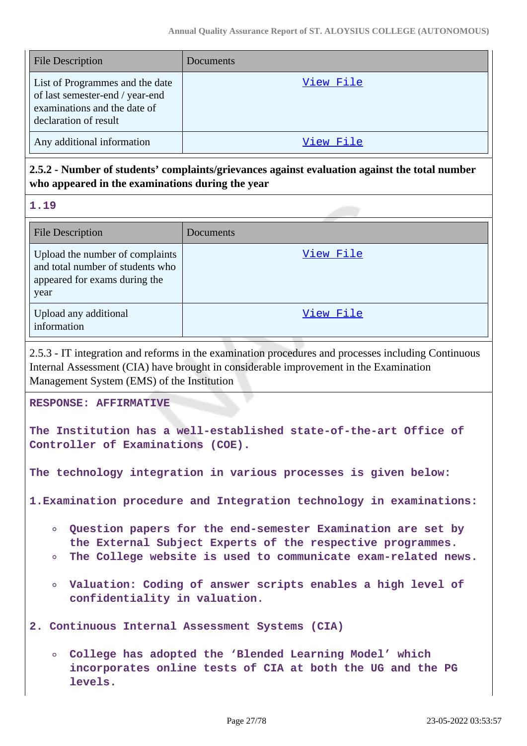| File Description | Documents |
|---|---|
| List of Programmes and the date of last semester-end / year-end examinations and the date of declaration of result | View File |
| Any additional information | View File |

**2.5.2 - Number of students' complaints/grievances against evaluation against the total number who appeared in the examinations during the year**

1.19

| File Description | Documents |
|---|---|
| Upload the number of complaints and total number of students who appeared for exams during the year | View File |
| Upload any additional information | View File |

2.5.3 - IT integration and reforms in the examination procedures and processes including Continuous Internal Assessment (CIA) have brought in considerable improvement in the Examination Management System (EMS) of the Institution

RESPONSE: AFFIRMATIVE

The Institution has a well-established state-of-the-art Office of Controller of Examinations (COE).

The technology integration in various processes is given below:

1. Examination procedure and Integration technology in examinations:

- Question papers for the end-semester Examination are set by the External Subject Experts of the respective programmes.
- The College website is used to communicate exam-related news.
- Valuation: Coding of answer scripts enables a high level of confidentiality in valuation.

2. Continuous Internal Assessment Systems (CIA)

- College has adopted the 'Blended Learning Model' which incorporates online tests of CIA at both the UG and the PG levels.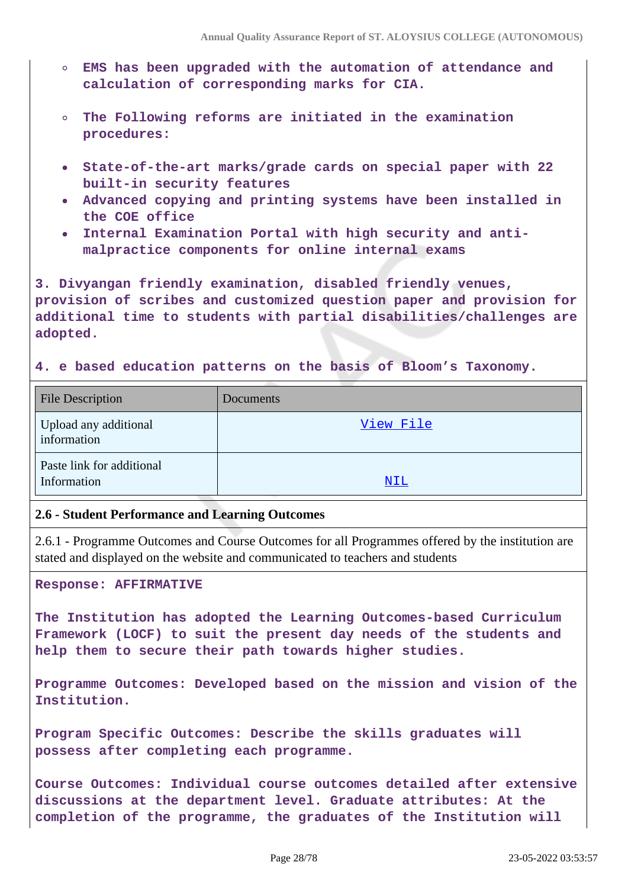- EMS has been upgraded with the automation of attendance and calculation of corresponding marks for CIA.
- The Following reforms are initiated in the examination procedures:

- State-of-the-art marks/grade cards on special paper with 22 built-in security features
- Advanced copying and printing systems have been installed in the COE office
- Internal Examination Portal with high security and anti-malpractice components for online internal exams

3. Divyangan friendly examination, disabled friendly venues, provision of scribes and customized question paper and provision for additional time to students with partial disabilities/challenges are adopted.

4. e based education patterns on the basis of Bloom's Taxonomy.

| File Description | Documents |
|---|---|
| Upload any additional information | View File |
| Paste link for additional Information | NIL |

**2.6 - Student Performance and Learning Outcomes**

2.6.1 - Programme Outcomes and Course Outcomes for all Programmes offered by the institution are stated and displayed on the website and communicated to teachers and students

Response: AFFIRMATIVE

The Institution has adopted the Learning Outcomes-based Curriculum Framework (LOCF) to suit the present day needs of the students and help them to secure their path towards higher studies.

Programme Outcomes: Developed based on the mission and vision of the Institution.

Program Specific Outcomes: Describe the skills graduates will possess after completing each programme.

Course Outcomes: Individual course outcomes detailed after extensive discussions at the department level. Graduate attributes: At the completion of the programme, the graduates of the Institution will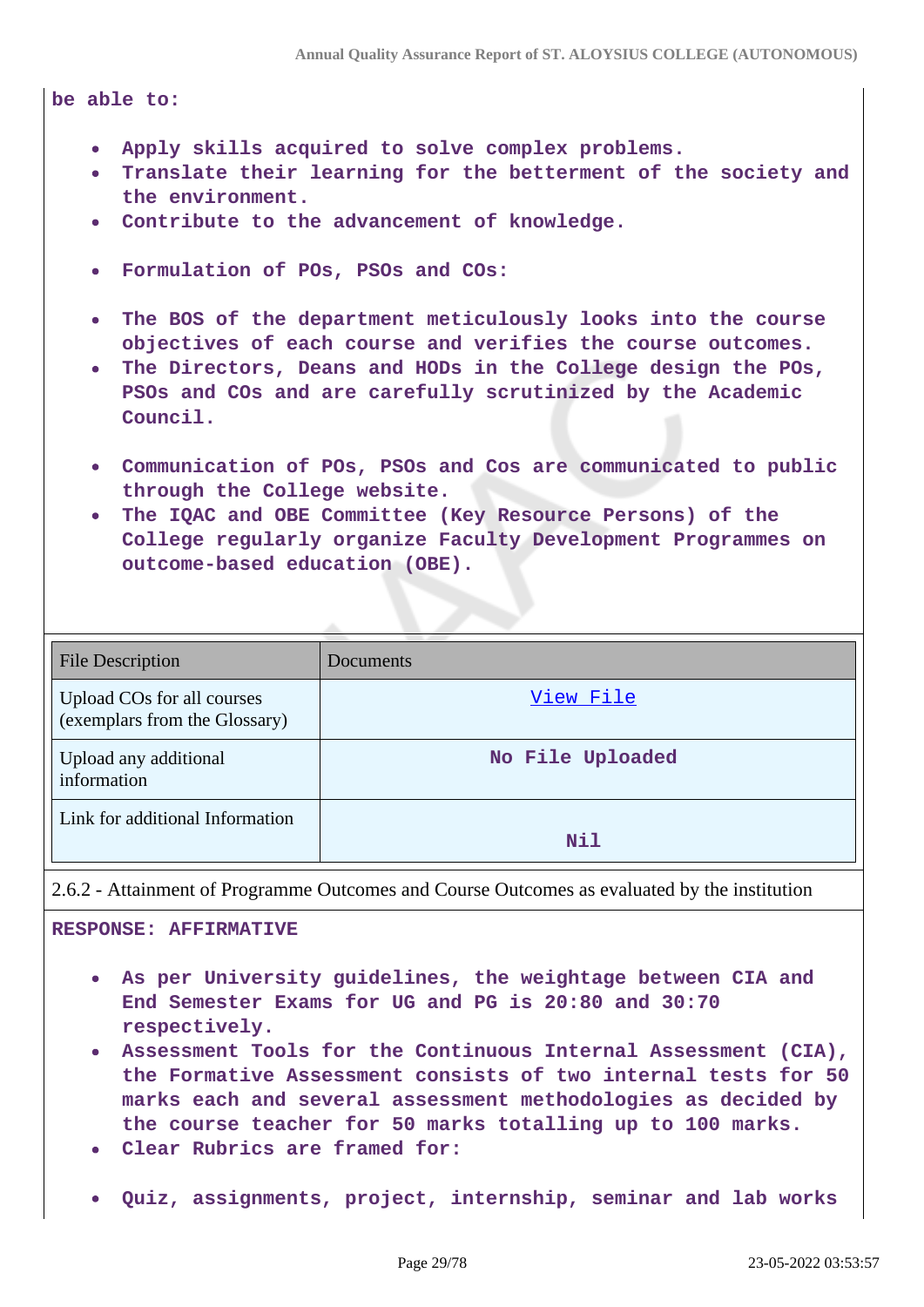be able to:

- Apply skills acquired to solve complex problems.
- Translate their learning for the betterment of the society and the environment.
- Contribute to the advancement of knowledge.

- Formulation of POs, PSOs and COs:

- The BOS of the department meticulously looks into the course objectives of each course and verifies the course outcomes.
- The Directors, Deans and HODs in the College design the POs, PSOs and COs and are carefully scrutinized by the Academic Council.

- Communication of POs, PSOs and Cos are communicated to public through the College website.
- The IQAC and OBE Committee (Key Resource Persons) of the College regularly organize Faculty Development Programmes on outcome-based education (OBE).

| File Description | Documents |
| --- | --- |
| Upload COs for all courses (exemplars from the Glossary) | View File |
| Upload any additional information | No File Uploaded |
| Link for additional Information | Nil |

2.6.2 - Attainment of Programme Outcomes and Course Outcomes as evaluated by the institution

**RESPONSE: AFFIRMATIVE**

- As per University guidelines, the weightage between CIA and End Semester Exams for UG and PG is 20:80 and 30:70 respectively.
- Assessment Tools for the Continuous Internal Assessment (CIA), the Formative Assessment consists of two internal tests for 50 marks each and several assessment methodologies as decided by the course teacher for 50 marks totalling up to 100 marks.
- Clear Rubrics are framed for:

- Quiz, assignments, project, internship, seminar and lab works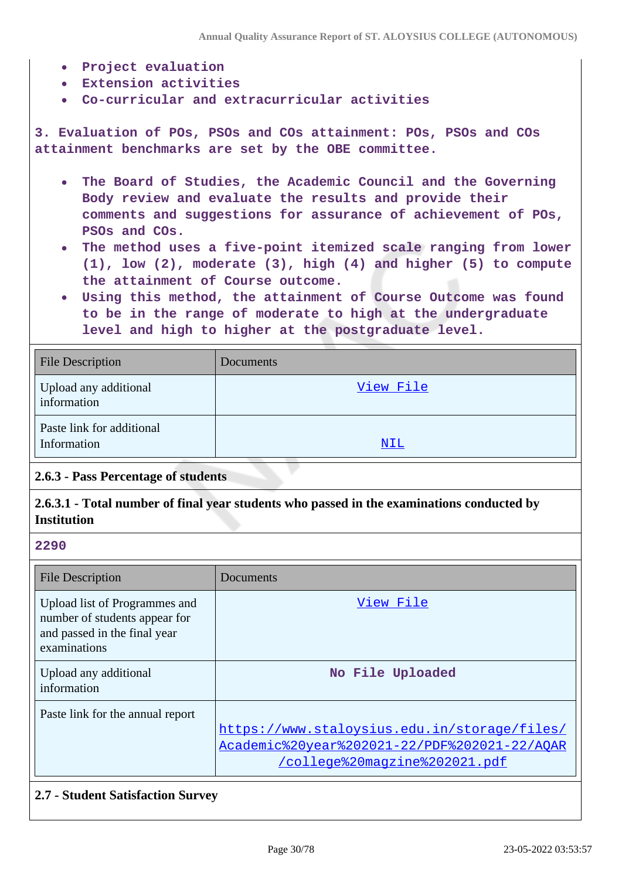- Project evaluation
- Extension activities
- Co-curricular and extracurricular activities

3. Evaluation of POs, PSOs and COs attainment: POs, PSOs and COs attainment benchmarks are set by the OBE committee.

- The Board of Studies, the Academic Council and the Governing Body review and evaluate the results and provide their comments and suggestions for assurance of achievement of POs, PSOs and COs.
- The method uses a five-point itemized scale ranging from lower (1), low (2), moderate (3), high (4) and higher (5) to compute the attainment of Course outcome.
- Using this method, the attainment of Course Outcome was found to be in the range of moderate to high at the undergraduate level and high to higher at the postgraduate level.

| File Description | Documents |
|---|---|
| Upload any additional information | View File |
| Paste link for additional Information | NIL |

**2.6.3 - Pass Percentage of students**

**2.6.3.1 - Total number of final year students who passed in the examinations conducted by Institution**

2290

| File Description | Documents |
|---|---|
| Upload list of Programmes and number of students appear for and passed in the final year examinations | View File |
| Upload any additional information | No File Uploaded |
| Paste link for the annual report | https://www.staloysius.edu.in/storage/files/Academic%20year%202021-22/PDF%202021-22/AQAR/college%20magzine%202021.pdf |

**2.7 - Student Satisfaction Survey**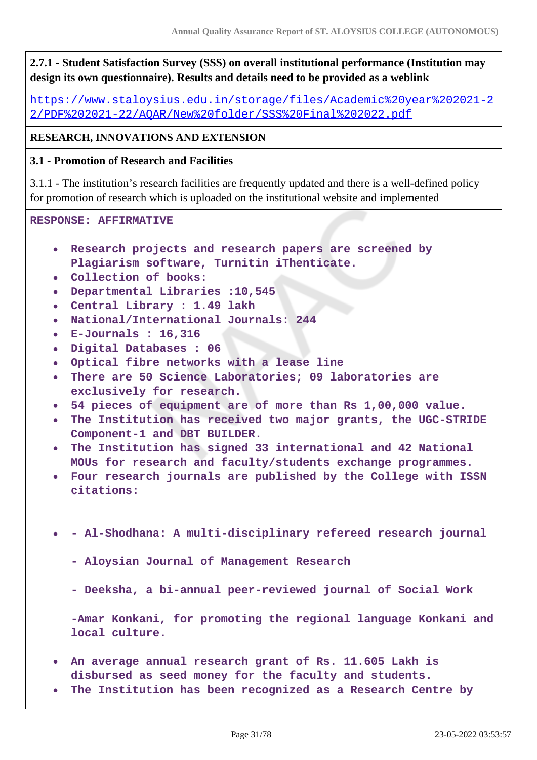**2.7.1 - Student Satisfaction Survey (SSS) on overall institutional performance (Institution may design its own questionnaire). Results and details need to be provided as a weblink**

https://www.staloysius.edu.in/storage/files/Academic%20year%202021-22/PDF%202021-22/AQAR/New%20folder/SSS%20Final%202022.pdf

**RESEARCH, INNOVATIONS AND EXTENSION**

**3.1 - Promotion of Research and Facilities**

3.1.1 - The institution's research facilities are frequently updated and there is a well-defined policy for promotion of research which is uploaded on the institutional website and implemented

**RESPONSE: AFFIRMATIVE**

- **Research projects and research papers are screened by Plagiarism software, Turnitin iThenticate.**
- **Collection of books:**
- **Departmental Libraries :10,545**
- **Central Library : 1.49 lakh**
- **National/International Journals: 244**
- **E-Journals : 16,316**
- **Digital Databases : 06**
- **Optical fibre networks with a lease line**
- **There are 50 Science Laboratories; 09 laboratories are exclusively for research.**
- **54 pieces of equipment are of more than Rs 1,00,000 value.**
- **The Institution has received two major grants, the UGC-STRIDE Component-1 and DBT BUILDER.**
- **The Institution has signed 33 international and 42 National MOUs for research and faculty/students exchange programmes.**
- **Four research journals are published by the College with ISSN citations:**
- **- Al-Shodhana: A multi-disciplinary refereed research journal**

  **- Aloysian Journal of Management Research**

  **- Deeksha, a bi-annual peer-reviewed journal of Social Work**

  **-Amar Konkani, for promoting the regional language Konkani and local culture.**
- **An average annual research grant of Rs. 11.605 Lakh is disbursed as seed money for the faculty and students.**
- **The Institution has been recognized as a Research Centre by**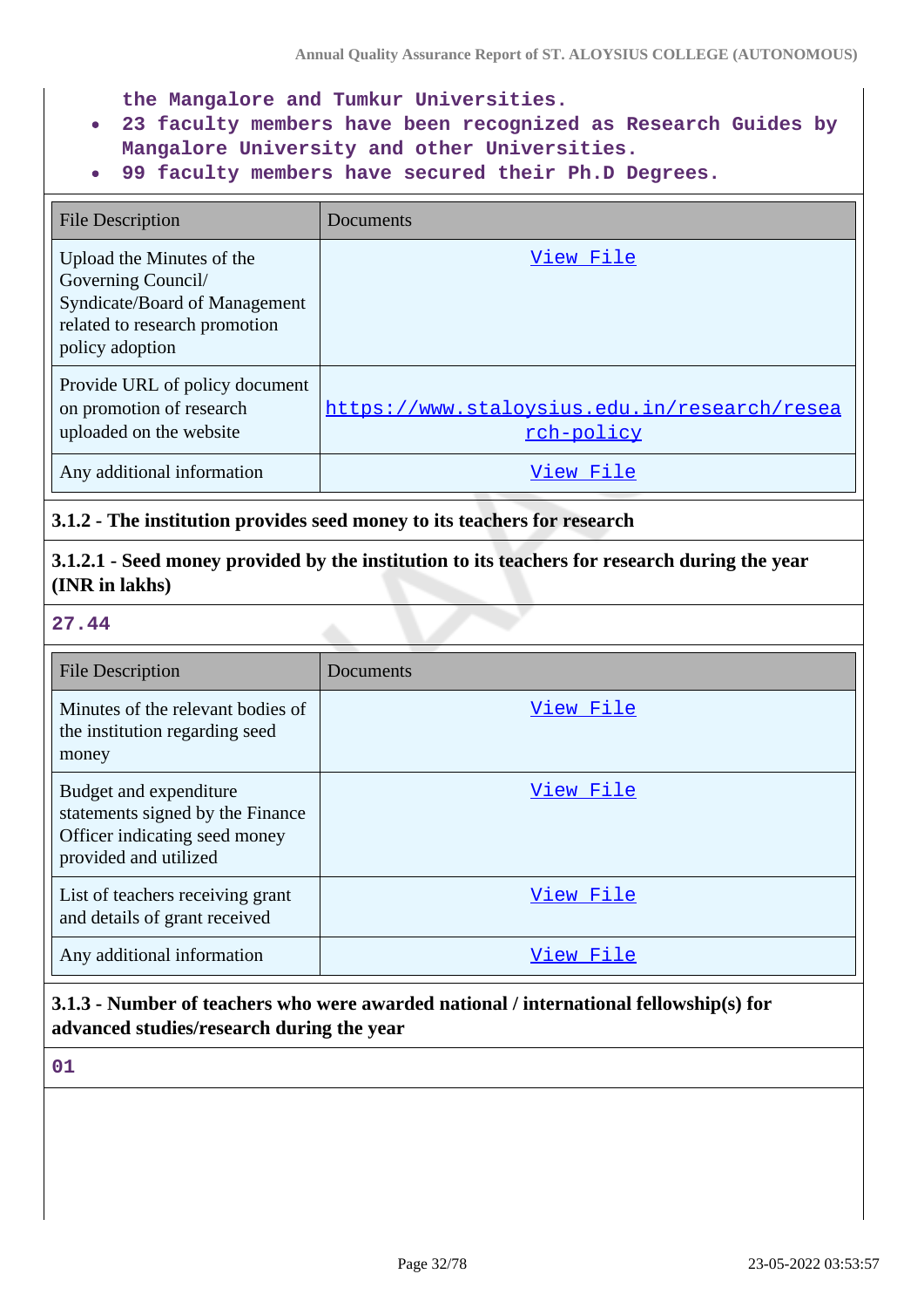the Mangalore and Tumkur Universities.

- 23 faculty members have been recognized as Research Guides by Mangalore University and other Universities.
- 99 faculty members have secured their Ph.D Degrees.

| File Description | Documents |
|---|---|
| Upload the Minutes of the Governing Council/ Syndicate/Board of Management related to research promotion policy adoption | View File |
| Provide URL of policy document on promotion of research uploaded on the website | https://www.staloysius.edu.in/research/research-policy |
| Any additional information | View File |

**3.1.2 - The institution provides seed money to its teachers for research**

**3.1.2.1 - Seed money provided by the institution to its teachers for research during the year (INR in lakhs)**

27.44

| File Description | Documents |
|---|---|
| Minutes of the relevant bodies of the institution regarding seed money | View File |
| Budget and expenditure statements signed by the Finance Officer indicating seed money provided and utilized | View File |
| List of teachers receiving grant and details of grant received | View File |
| Any additional information | View File |

**3.1.3 - Number of teachers who were awarded national / international fellowship(s) for advanced studies/research during the year**

01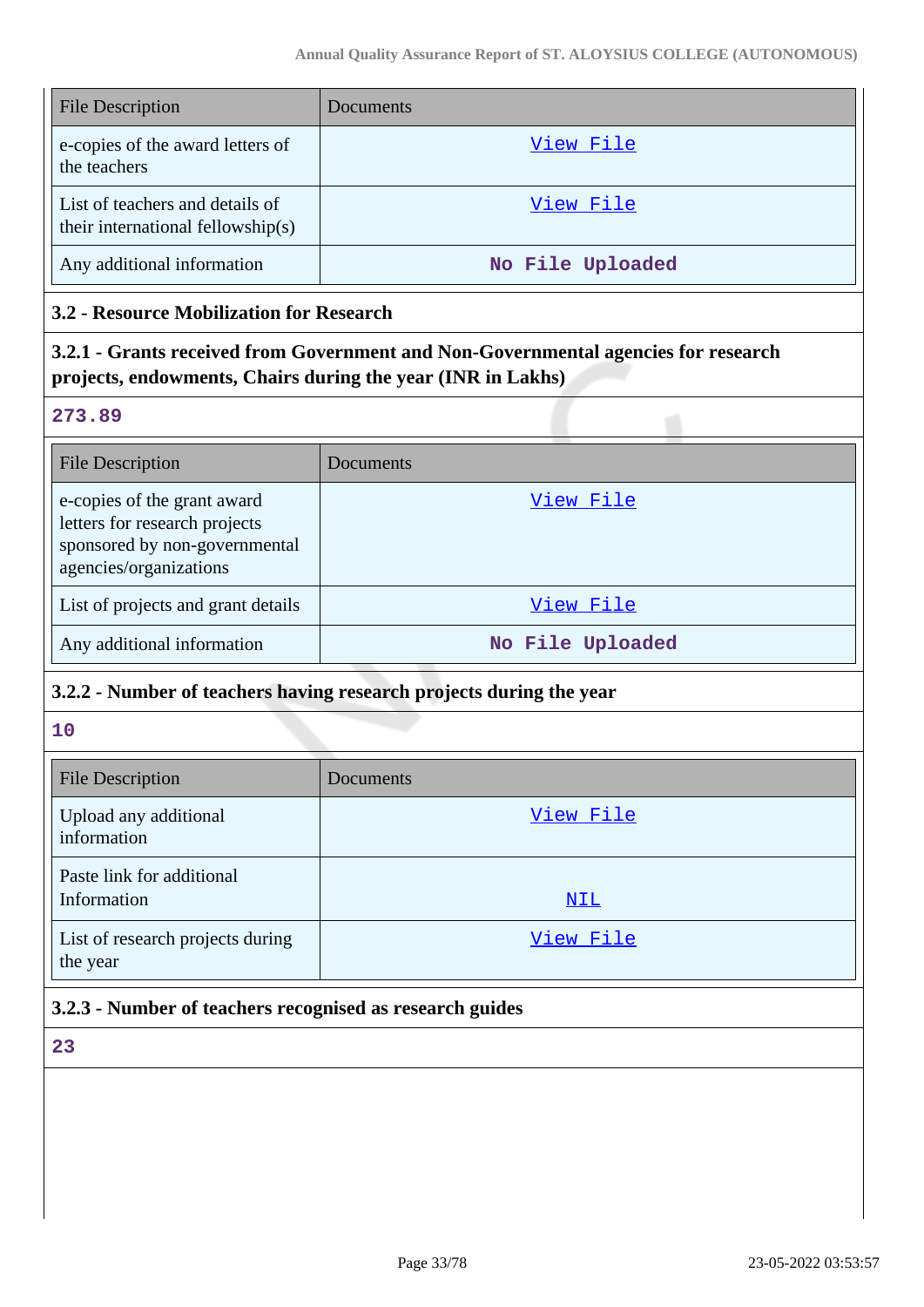| File Description | Documents |
|---|---|
| e-copies of the award letters of the teachers | View File |
| List of teachers and details of their international fellowship(s) | View File |
| Any additional information | No File Uploaded |

### 3.2 - Resource Mobilization for Research

#### 3.2.1 - Grants received from Government and Non-Governmental agencies for research projects, endowments, Chairs during the year (INR in Lakhs)

**273.89**

| File Description | Documents |
|---|---|
| e-copies of the grant award letters for research projects sponsored by non-governmental agencies/organizations | View File |
| List of projects and grant details | View File |
| Any additional information | No File Uploaded |

#### 3.2.2 - Number of teachers having research projects during the year

**10**

| File Description | Documents |
|---|---|
| Upload any additional information | View File |
| Paste link for additional Information | NIL |
| List of research projects during the year | View File |

#### 3.2.3 - Number of teachers recognised as research guides

**23**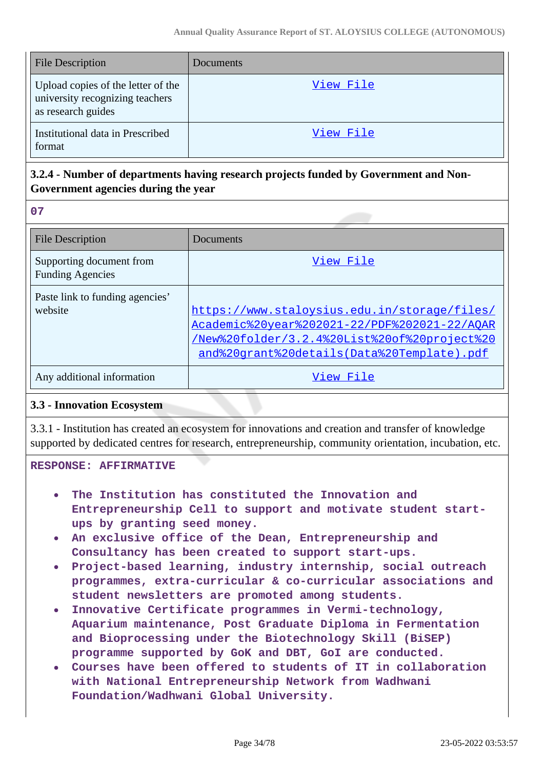| File Description | Documents |
|---|---|
| Upload copies of the letter of the university recognizing teachers as research guides | View File |
| Institutional data in Prescribed format | View File |

### 3.2.4 - Number of departments having research projects funded by Government and Non-Government agencies during the year

07

| File Description | Documents |
|---|---|
| Supporting document from Funding Agencies | View File |
| Paste link to funding agencies' website | https://www.staloysius.edu.in/storage/files/Academic%20year%202021-22/PDF%202021-22/AQAR/New%20folder/3.2.4%20List%20of%20project%20and%20grant%20details(Data%20Template).pdf |
| Any additional information | View File |

### 3.3 - Innovation Ecosystem

3.3.1 - Institution has created an ecosystem for innovations and creation and transfer of knowledge supported by dedicated centres for research, entrepreneurship, community orientation, incubation, etc.

RESPONSE: AFFIRMATIVE

- The Institution has constituted the Innovation and Entrepreneurship Cell to support and motivate student start-ups by granting seed money.
- An exclusive office of the Dean, Entrepreneurship and Consultancy has been created to support start-ups.
- Project-based learning, industry internship, social outreach programmes, extra-curricular & co-curricular associations and student newsletters are promoted among students.
- Innovative Certificate programmes in Vermi-technology, Aquarium maintenance, Post Graduate Diploma in Fermentation and Bioprocessing under the Biotechnology Skill (BiSEP) programme supported by GoK and DBT, GoI are conducted.
- Courses have been offered to students of IT in collaboration with National Entrepreneurship Network from Wadhwani Foundation/Wadhwani Global University.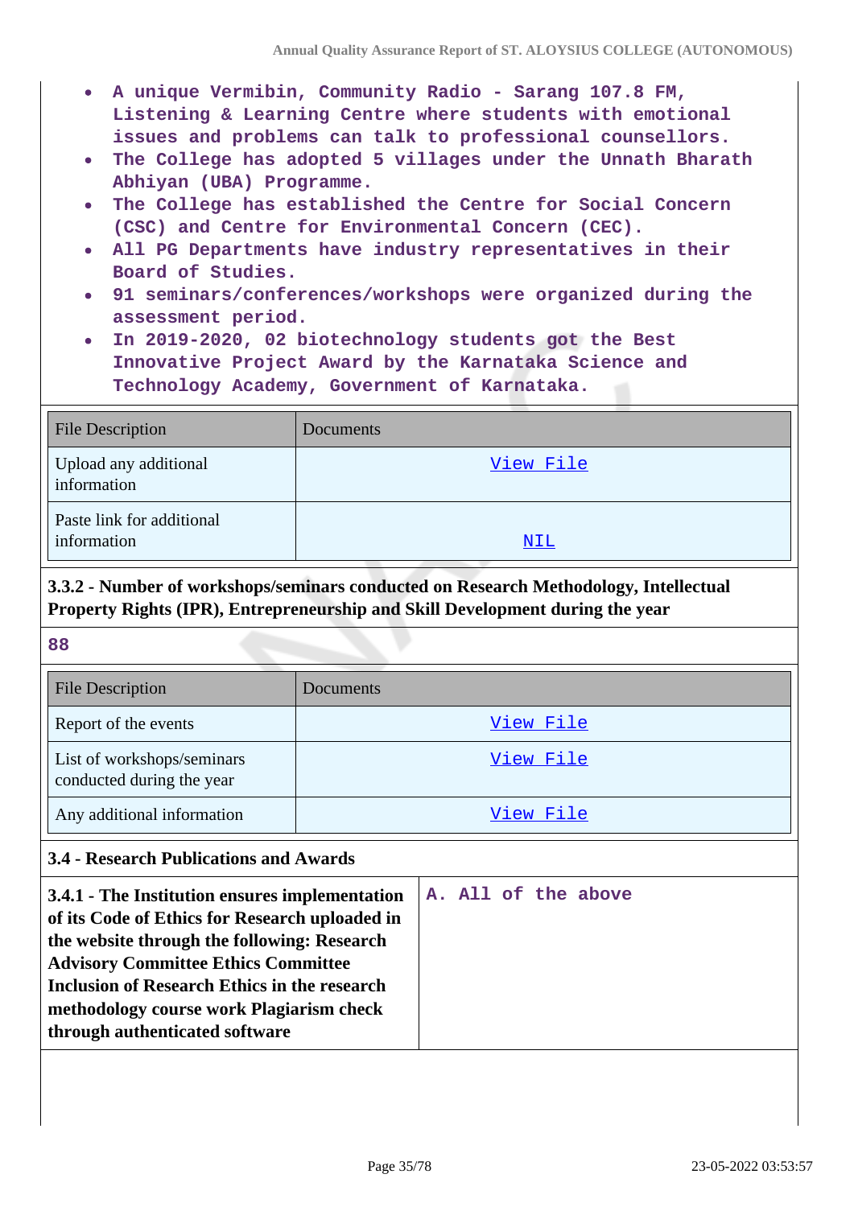- A unique Vermibin, Community Radio - Sarang 107.8 FM, Listening & Learning Centre where students with emotional issues and problems can talk to professional counsellors.
- The College has adopted 5 villages under the Unnath Bharath Abhiyan (UBA) Programme.
- The College has established the Centre for Social Concern (CSC) and Centre for Environmental Concern (CEC).
- All PG Departments have industry representatives in their Board of Studies.
- 91 seminars/conferences/workshops were organized during the assessment period.
- In 2019-2020, 02 biotechnology students got the Best Innovative Project Award by the Karnataka Science and Technology Academy, Government of Karnataka.

| File Description | Documents |
|---|---|
| Upload any additional information | View File |
| Paste link for additional information | NIL |

**3.3.2 - Number of workshops/seminars conducted on Research Methodology, Intellectual Property Rights (IPR), Entrepreneurship and Skill Development during the year**

88

| File Description | Documents |
|---|---|
| Report of the events | View File |
| List of workshops/seminars conducted during the year | View File |
| Any additional information | View File |

**3.4 - Research Publications and Awards**

| **3.4.1 - The Institution ensures implementation of its Code of Ethics for Research uploaded in the website through the following: Research Advisory Committee Ethics Committee Inclusion of Research Ethics in the research methodology course work Plagiarism check through authenticated software** | A. All of the above |
|---|---|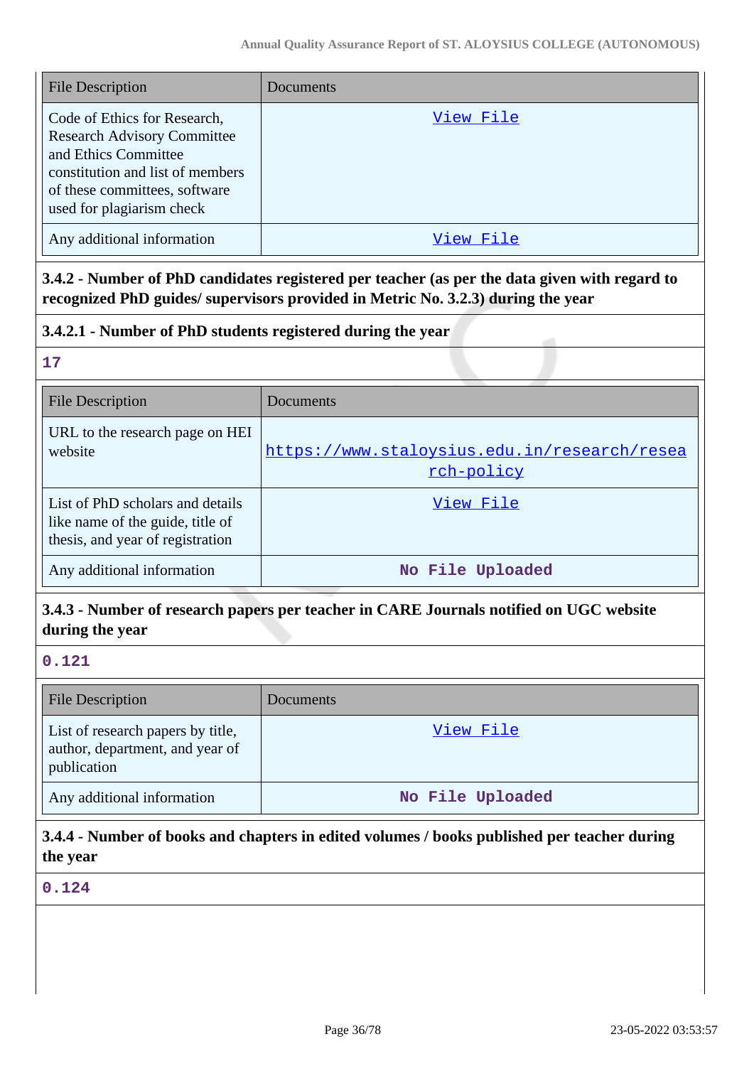| File Description | Documents |
|---|---|
| Code of Ethics for Research, Research Advisory Committee and Ethics Committee constitution and list of members of these committees, software used for plagiarism check | View File |
| Any additional information | View File |

**3.4.2 - Number of PhD candidates registered per teacher (as per the data given with regard to recognized PhD guides/ supervisors provided in Metric No. 3.2.3) during the year**

**3.4.2.1 - Number of PhD students registered during the year**

**17**

| File Description | Documents |
|---|---|
| URL to the research page on HEI website | https://www.staloysius.edu.in/research/research-policy |
| List of PhD scholars and details like name of the guide, title of thesis, and year of registration | View File |
| Any additional information | No File Uploaded |

**3.4.3 - Number of research papers per teacher in CARE Journals notified on UGC website during the year**

**0.121**

| File Description | Documents |
|---|---|
| List of research papers by title, author, department, and year of publication | View File |
| Any additional information | No File Uploaded |

**3.4.4 - Number of books and chapters in edited volumes / books published per teacher during the year**

**0.124**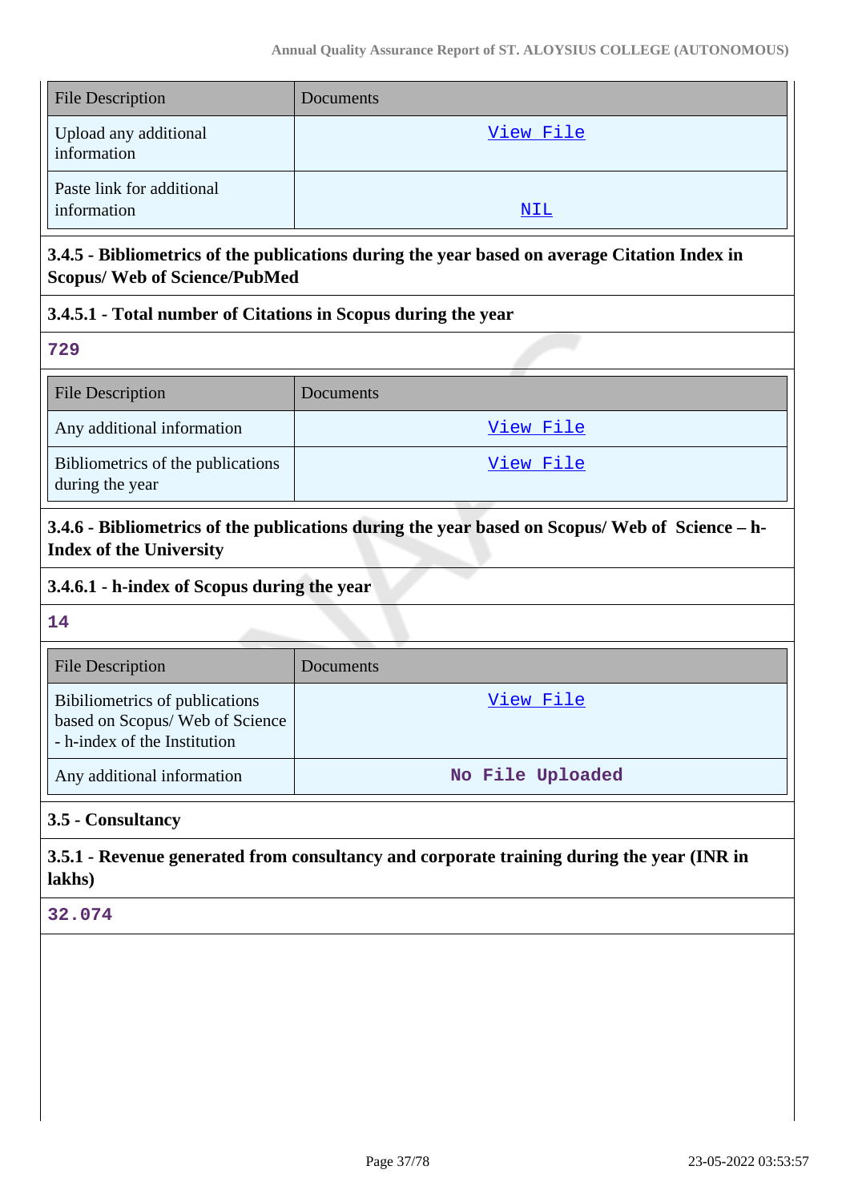| File Description | Documents |
|---|---|
| Upload any additional information | View File |
| Paste link for additional information | NIL |

**3.4.5 - Bibliometrics of the publications during the year based on average Citation Index in Scopus/ Web of Science/PubMed**

**3.4.5.1 - Total number of Citations in Scopus during the year**

729

| File Description | Documents |
|---|---|
| Any additional information | View File |
| Bibliometrics of the publications during the year | View File |

**3.4.6 - Bibliometrics of the publications during the year based on Scopus/ Web of Science – h-Index of the University**

**3.4.6.1 - h-index of Scopus during the year**

14

| File Description | Documents |
|---|---|
| Bibiliometrics of publications based on Scopus/ Web of Science - h-index of the Institution | View File |
| Any additional information | No File Uploaded |

**3.5 - Consultancy**

**3.5.1 - Revenue generated from consultancy and corporate training during the year (INR in lakhs)**

32.074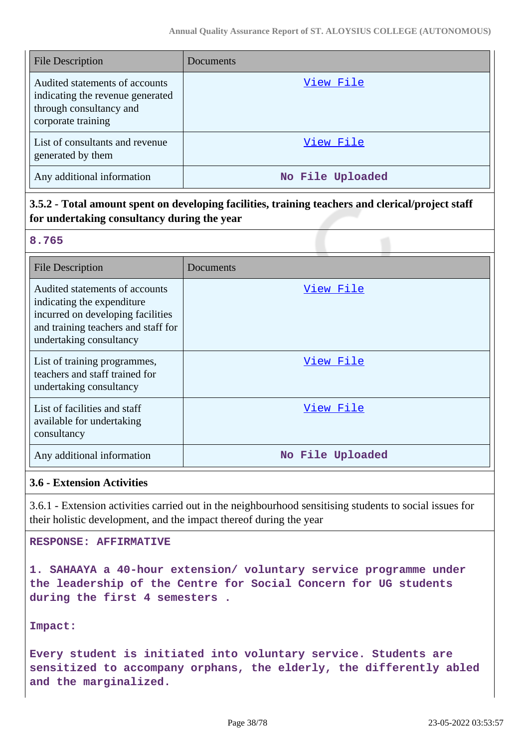| File Description | Documents |
| --- | --- |
| Audited statements of accounts indicating the revenue generated through consultancy and corporate training | View File |
| List of consultants and revenue generated by them | View File |
| Any additional information | No File Uploaded |

**3.5.2 - Total amount spent on developing facilities, training teachers and clerical/project staff for undertaking consultancy during the year**

**8.765**

| File Description | Documents |
| --- | --- |
| Audited statements of accounts indicating the expenditure incurred on developing facilities and training teachers and staff for undertaking consultancy | View File |
| List of training programmes, teachers and staff trained for undertaking consultancy | View File |
| List of facilities and staff available for undertaking consultancy | View File |
| Any additional information | No File Uploaded |

### 3.6 - Extension Activities

3.6.1 - Extension activities carried out in the neighbourhood sensitising students to social issues for their holistic development, and the impact thereof during the year

**RESPONSE: AFFIRMATIVE**

**1. SAHAAYA a 40-hour extension/ voluntary service programme under the leadership of the Centre for Social Concern for UG students during the first 4 semesters .**

**Impact:**

**Every student is initiated into voluntary service. Students are sensitized to accompany orphans, the elderly, the differently abled and the marginalized.**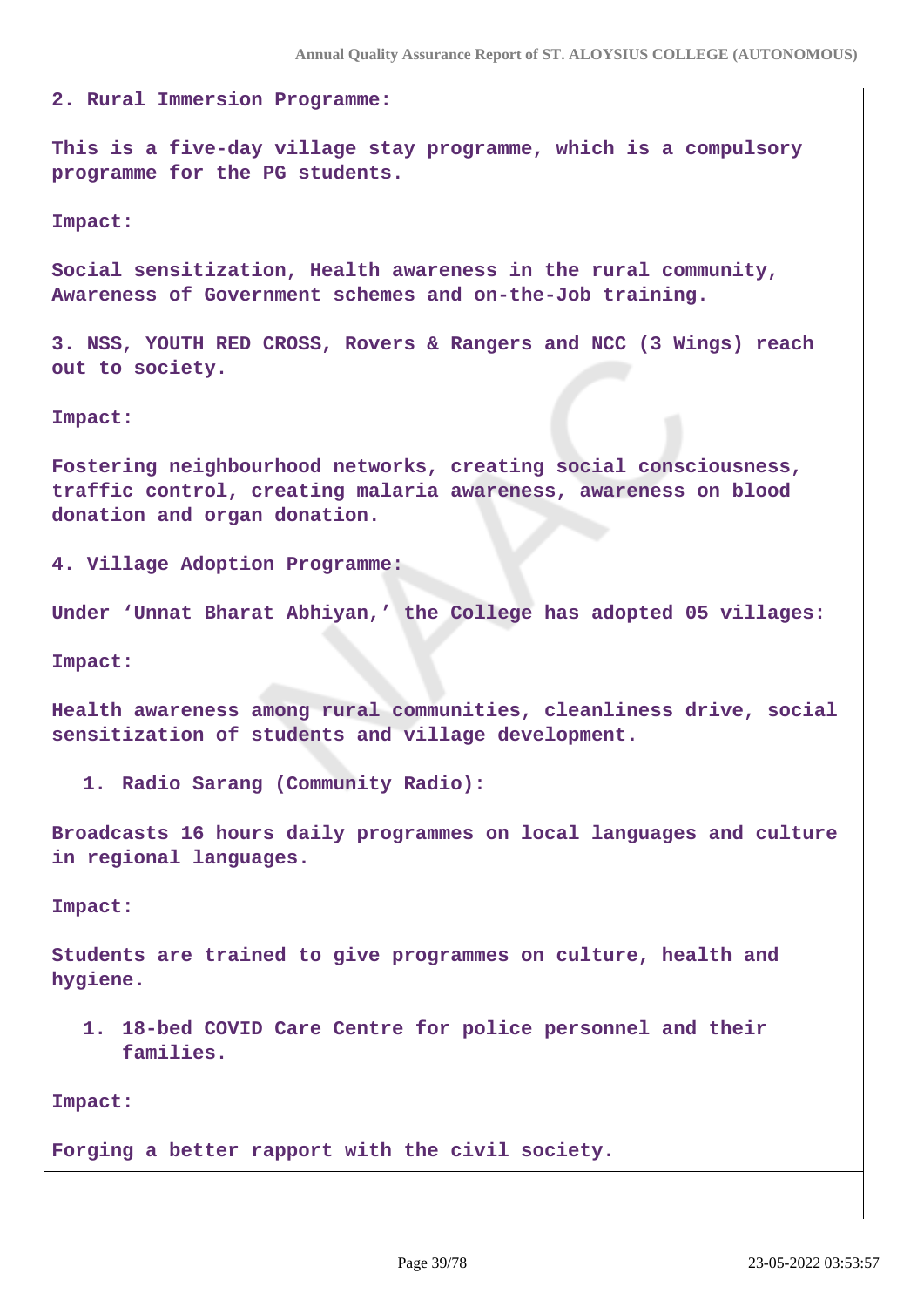**2. Rural Immersion Programme:**

**This is a five-day village stay programme, which is a compulsory programme for the PG students.**

**Impact:**

**Social sensitization, Health awareness in the rural community, Awareness of Government schemes and on-the-Job training.**

**3. NSS, YOUTH RED CROSS, Rovers & Rangers and NCC (3 Wings) reach out to society.**

**Impact:**

**Fostering neighbourhood networks, creating social consciousness, traffic control, creating malaria awareness, awareness on blood donation and organ donation.**

**4. Village Adoption Programme:**

**Under 'Unnat Bharat Abhiyan,' the College has adopted 05 villages:**

**Impact:**

**Health awareness among rural communities, cleanliness drive, social sensitization of students and village development.**

1. **Radio Sarang (Community Radio):**

**Broadcasts 16 hours daily programmes on local languages and culture in regional languages.**

**Impact:**

**Students are trained to give programmes on culture, health and hygiene.**

1. **18-bed COVID Care Centre for police personnel and their families.**

**Impact:**

**Forging a better rapport with the civil society.**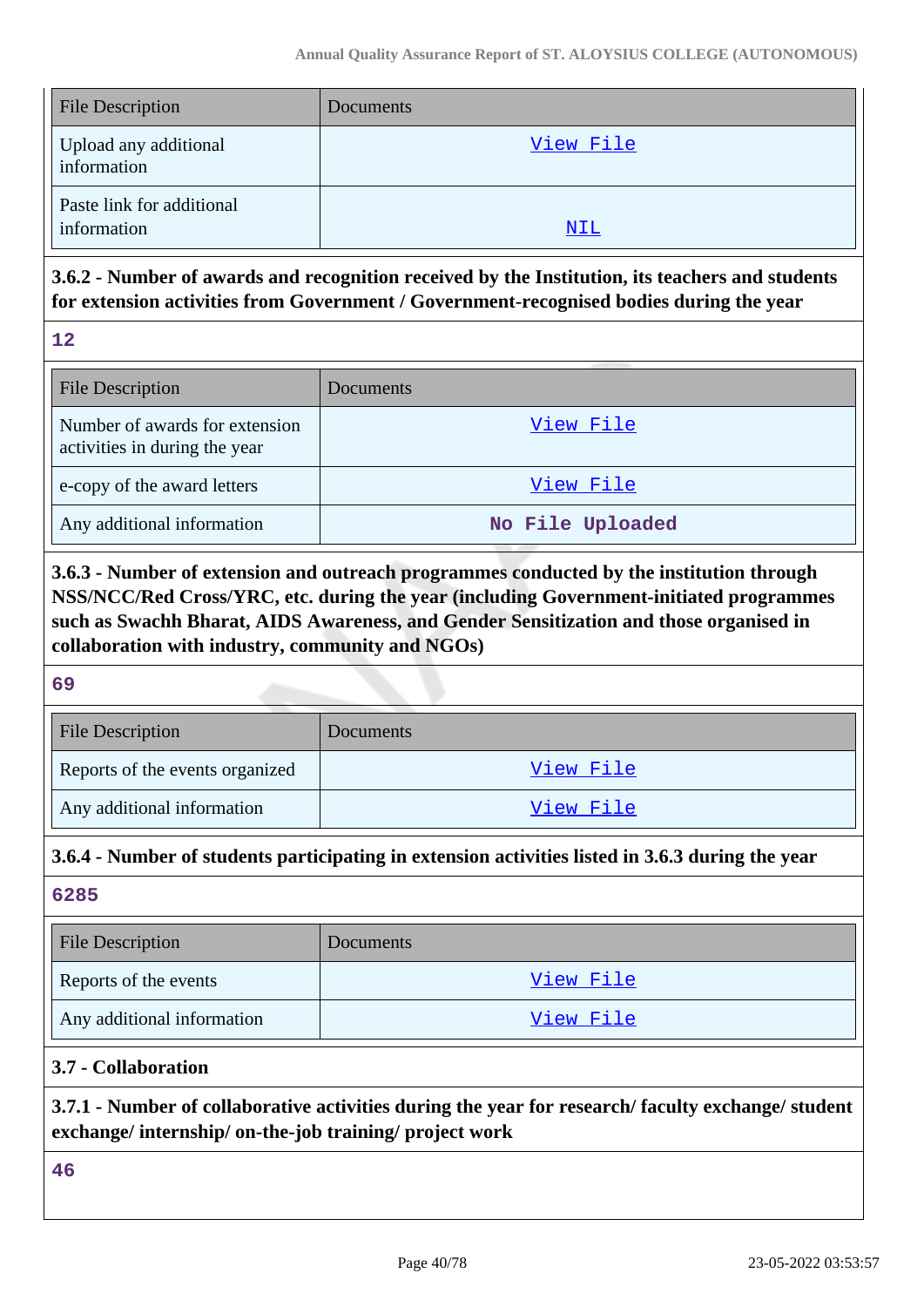| File Description | Documents |
| --- | --- |
| Upload any additional information | View File |
| Paste link for additional information | NIL |

**3.6.2 - Number of awards and recognition received by the Institution, its teachers and students for extension activities from Government / Government-recognised bodies during the year**

12

| File Description | Documents |
| --- | --- |
| Number of awards for extension activities in during the year | View File |
| e-copy of the award letters | View File |
| Any additional information | No File Uploaded |

**3.6.3 - Number of extension and outreach programmes conducted by the institution through NSS/NCC/Red Cross/YRC, etc. during the year (including Government-initiated programmes such as Swachh Bharat, AIDS Awareness, and Gender Sensitization and those organised in collaboration with industry, community and NGOs)**

69

| File Description | Documents |
| --- | --- |
| Reports of the events organized | View File |
| Any additional information | View File |

**3.6.4 - Number of students participating in extension activities listed in 3.6.3 during the year**

6285

| File Description | Documents |
| --- | --- |
| Reports of the events | View File |
| Any additional information | View File |

**3.7 - Collaboration**

**3.7.1 - Number of collaborative activities during the year for research/ faculty exchange/ student exchange/ internship/ on-the-job training/ project work**

46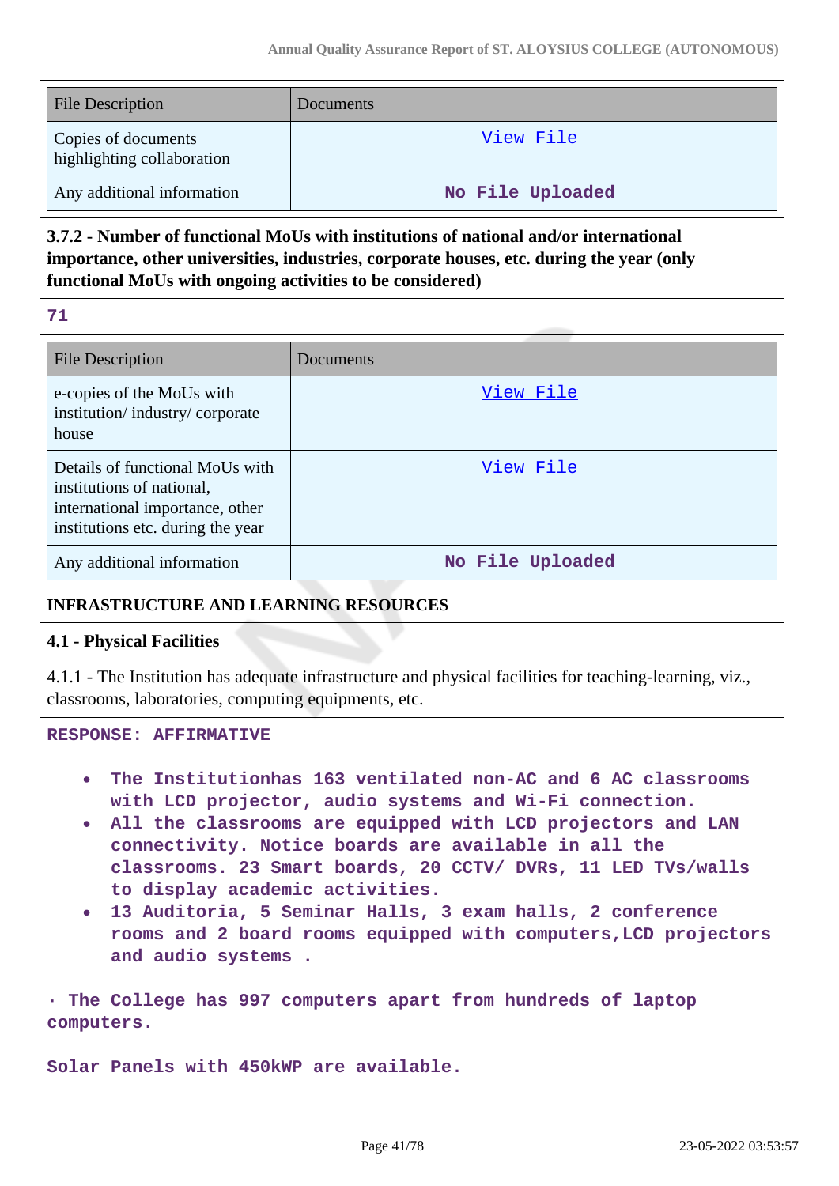| File Description | Documents |
|---|---|
| Copies of documents highlighting collaboration | View File |
| Any additional information | No File Uploaded |

**3.7.2 - Number of functional MoUs with institutions of national and/or international importance, other universities, industries, corporate houses, etc. during the year (only functional MoUs with ongoing activities to be considered)**

71

| File Description | Documents |
|---|---|
| e-copies of the MoUs with institution/ industry/ corporate house | View File |
| Details of functional MoUs with institutions of national, international importance, other institutions etc. during the year | View File |
| Any additional information | No File Uploaded |

**INFRASTRUCTURE AND LEARNING RESOURCES**

**4.1 - Physical Facilities**

4.1.1 - The Institution has adequate infrastructure and physical facilities for teaching-learning, viz., classrooms, laboratories, computing equipments, etc.

RESPONSE: AFFIRMATIVE

- The Institutionhas 163 ventilated non-AC and 6 AC classrooms with LCD projector, audio systems and Wi-Fi connection.
- All the classrooms are equipped with LCD projectors and LAN connectivity. Notice boards are available in all the classrooms. 23 Smart boards, 20 CCTV/ DVRs, 11 LED TVs/walls to display academic activities.
- 13 Auditoria, 5 Seminar Halls, 3 exam halls, 2 conference rooms and 2 board rooms equipped with computers,LCD projectors and audio systems .

· The College has 997 computers apart from hundreds of laptop computers.

Solar Panels with 450kWP are available.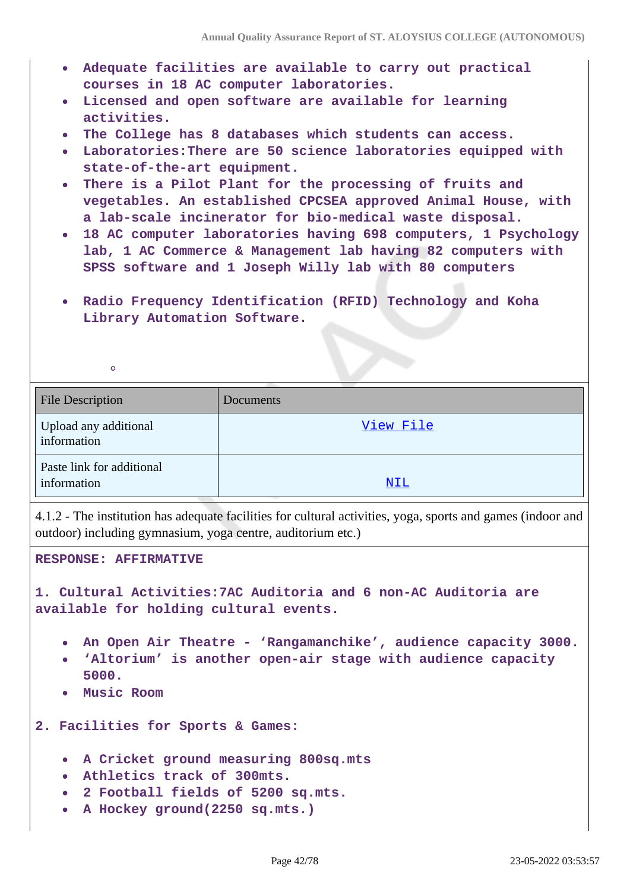- Adequate facilities are available to carry out practical courses in 18 AC computer laboratories.
- Licensed and open software are available for learning activities.
- The College has 8 databases which students can access.
- Laboratories:There are 50 science laboratories equipped with state-of-the-art equipment.
- There is a Pilot Plant for the processing of fruits and vegetables. An established CPCSEA approved Animal House, with a lab-scale incinerator for bio-medical waste disposal.
- 18 AC computer laboratories having 698 computers, 1 Psychology lab, 1 AC Commerce & Management lab having 82 computers with SPSS software and 1 Joseph Willy lab with 80 computers
- Radio Frequency Identification (RFID) Technology and Koha Library Automation Software.

| File Description | Documents |
|---|---|
| Upload any additional information | View File |
| Paste link for additional information | NIL |

4.1.2 - The institution has adequate facilities for cultural activities, yoga, sports and games (indoor and outdoor) including gymnasium, yoga centre, auditorium etc.)

RESPONSE: AFFIRMATIVE

1. Cultural Activities:7AC Auditoria and 6 non-AC Auditoria are available for holding cultural events.

- An Open Air Theatre - 'Rangamanchike', audience capacity 3000.
- 'Altorium' is another open-air stage with audience capacity 5000.
- Music Room

2. Facilities for Sports & Games:

- A Cricket ground measuring 800sq.mts
- Athletics track of 300mts.
- 2 Football fields of 5200 sq.mts.
- A Hockey ground(2250 sq.mts.)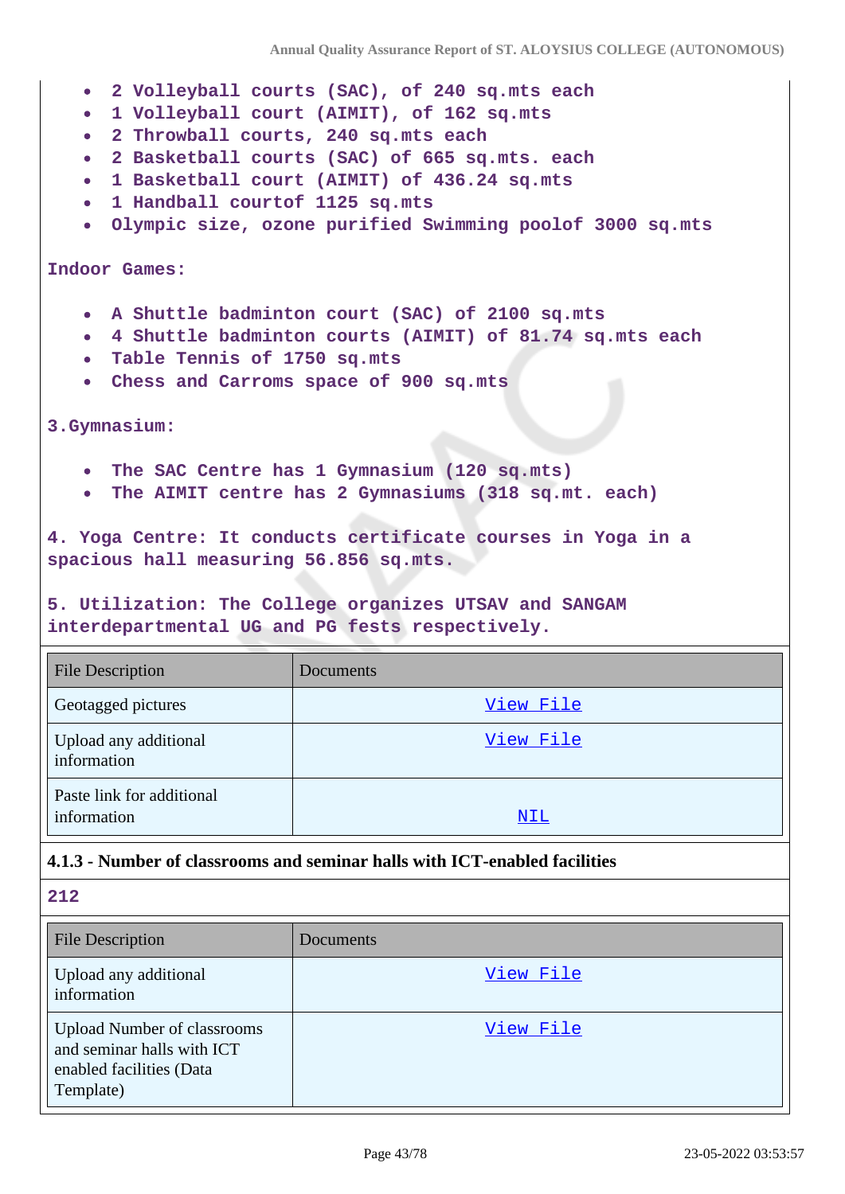- 2 Volleyball courts (SAC), of 240 sq.mts each
- 1 Volleyball court (AIMIT), of 162 sq.mts
- 2 Throwball courts, 240 sq.mts each
- 2 Basketball courts (SAC) of 665 sq.mts. each
- 1 Basketball court (AIMIT) of 436.24 sq.mts
- 1 Handball courtof 1125 sq.mts
- Olympic size, ozone purified Swimming poolof 3000 sq.mts

Indoor Games:

- A Shuttle badminton court (SAC) of 2100 sq.mts
- 4 Shuttle badminton courts (AIMIT) of 81.74 sq.mts each
- Table Tennis of 1750 sq.mts
- Chess and Carroms space of 900 sq.mts

3.Gymnasium:

- The SAC Centre has 1 Gymnasium (120 sq.mts)
- The AIMIT centre has 2 Gymnasiums (318 sq.mt. each)

4. Yoga Centre: It conducts certificate courses in Yoga in a spacious hall measuring 56.856 sq.mts.

5. Utilization: The College organizes UTSAV and SANGAM interdepartmental UG and PG fests respectively.

| File Description | Documents |
|---|---|
| Geotagged pictures | View File |
| Upload any additional information | View File |
| Paste link for additional information | NIL |

**4.1.3 - Number of classrooms and seminar halls with ICT-enabled facilities**

212

| File Description | Documents |
|---|---|
| Upload any additional information | View File |
| Upload Number of classrooms and seminar halls with ICT enabled facilities (Data Template) | View File |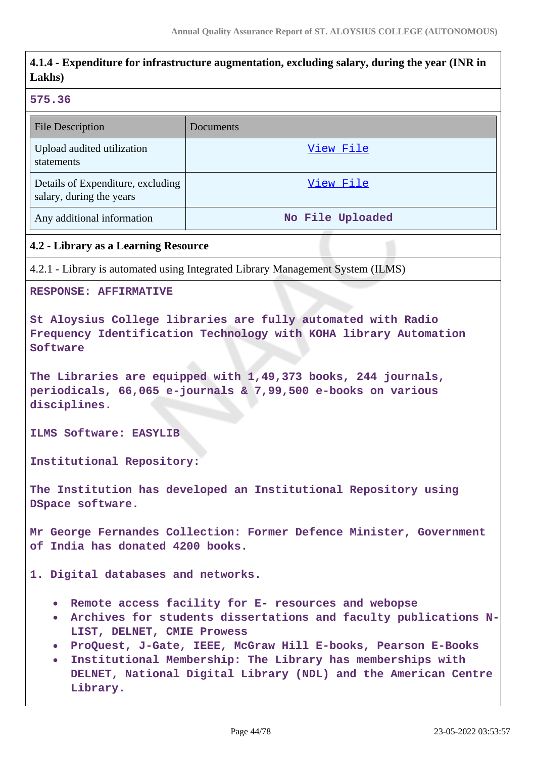### 4.1.4 - Expenditure for infrastructure augmentation, excluding salary, during the year (INR in Lakhs)

575.36

| File Description | Documents |
| --- | --- |
| Upload audited utilization statements | View File |
| Details of Expenditure, excluding salary, during the years | View File |
| Any additional information | No File Uploaded |

### 4.2 - Library as a Learning Resource

4.2.1 - Library is automated using Integrated Library Management System (ILMS)

RESPONSE: AFFIRMATIVE

St Aloysius College libraries are fully automated with Radio Frequency Identification Technology with KOHA library Automation Software

The Libraries are equipped with 1,49,373 books, 244 journals, periodicals, 66,065 e-journals & 7,99,500 e-books on various disciplines.

ILMS Software: EASYLIB

Institutional Repository:

The Institution has developed an Institutional Repository using DSpace software.

Mr George Fernandes Collection: Former Defence Minister, Government of India has donated 4200 books.

1. Digital databases and networks.

- Remote access facility for E- resources and webopse
- Archives for students dissertations and faculty publications N-LIST, DELNET, CMIE Prowess
- ProQuest, J-Gate, IEEE, McGraw Hill E-books, Pearson E-Books
- Institutional Membership: The Library has memberships with DELNET, National Digital Library (NDL) and the American Centre Library.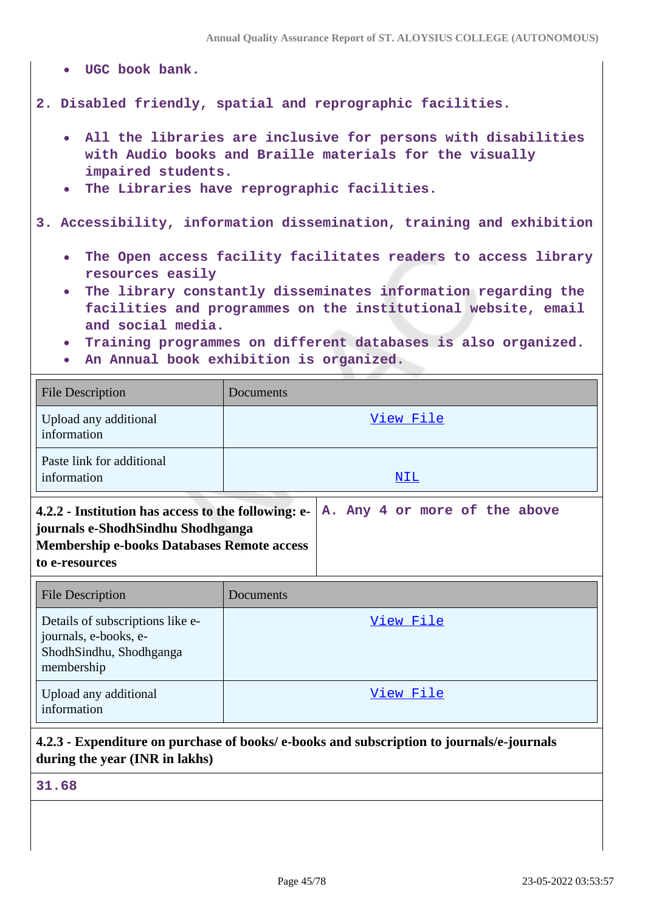- UGC book bank.

2. Disabled friendly, spatial and reprographic facilities.

- All the libraries are inclusive for persons with disabilities with Audio books and Braille materials for the visually impaired students.
- The Libraries have reprographic facilities.

3. Accessibility, information dissemination, training and exhibition

- The Open access facility facilitates readers to access library resources easily
- The library constantly disseminates information regarding the facilities and programmes on the institutional website, email and social media.
- Training programmes on different databases is also organized.
- An Annual book exhibition is organized.

| File Description | Documents |
|---|---|
| Upload any additional information | View File |
| Paste link for additional information | NIL |

| **4.2.2 - Institution has access to the following: e-journals e-ShodhSindhu Shodhganga Membership e-books Databases Remote access to e-resources** | A. Any 4 or more of the above |
|---|---|

| File Description | Documents |
|---|---|
| Details of subscriptions like e-journals, e-books, e-ShodhSindhu, Shodhganga membership | View File |
| Upload any additional information | View File |

**4.2.3 - Expenditure on purchase of books/ e-books and subscription to journals/e-journals during the year (INR in lakhs)**

31.68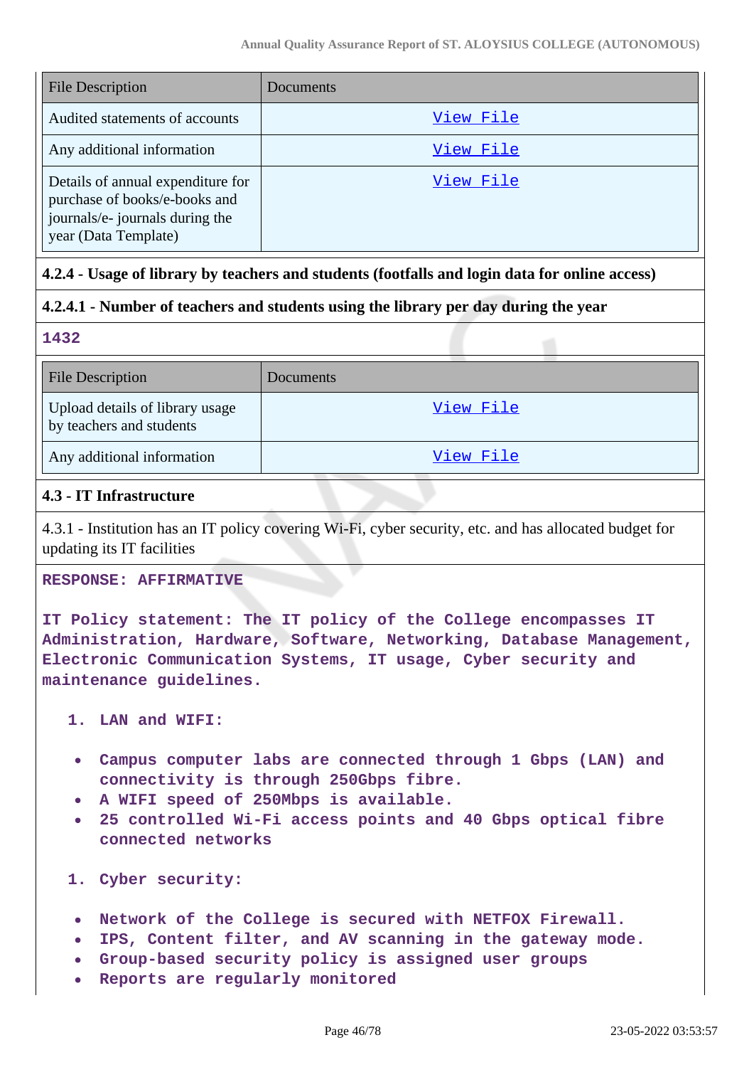| File Description | Documents |
|---|---|
| Audited statements of accounts | View File |
| Any additional information | View File |
| Details of annual expenditure for purchase of books/e-books and journals/e- journals during the year (Data Template) | View File |

**4.2.4 - Usage of library by teachers and students (footfalls and login data for online access)**

**4.2.4.1 - Number of teachers and students using the library per day during the year**

**1432**

| File Description | Documents |
|---|---|
| Upload details of library usage by teachers and students | View File |
| Any additional information | View File |

**4.3 - IT Infrastructure**

4.3.1 - Institution has an IT policy covering Wi-Fi, cyber security, etc. and has allocated budget for updating its IT facilities

**RESPONSE: AFFIRMATIVE**

**IT Policy statement: The IT policy of the College encompasses IT Administration, Hardware, Software, Networking, Database Management, Electronic Communication Systems, IT usage, Cyber security and maintenance guidelines.**

1. **LAN and WIFI:**

- **Campus computer labs are connected through 1 Gbps (LAN) and connectivity is through 250Gbps fibre.**
- **A WIFI speed of 250Mbps is available.**
- **25 controlled Wi-Fi access points and 40 Gbps optical fibre connected networks**

1. **Cyber security:**

- **Network of the College is secured with NETFOX Firewall.**
- **IPS, Content filter, and AV scanning in the gateway mode.**
- **Group-based security policy is assigned user groups**
- **Reports are regularly monitored**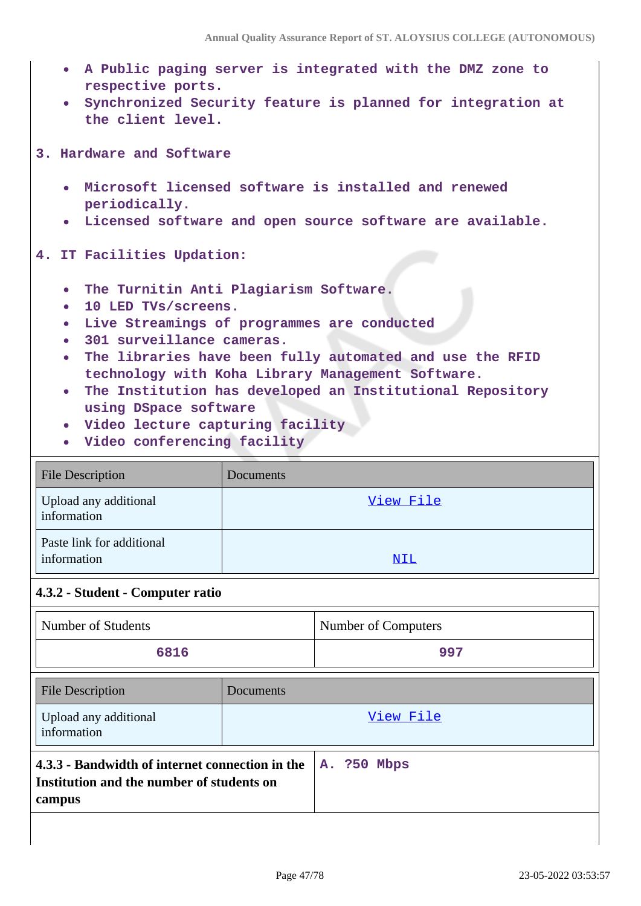- A Public paging server is integrated with the DMZ zone to respective ports.
- Synchronized Security feature is planned for integration at the client level.

3. Hardware and Software

- Microsoft licensed software is installed and renewed periodically.
- Licensed software and open source software are available.

4. IT Facilities Updation:

- The Turnitin Anti Plagiarism Software.
- 10 LED TVs/screens.
- Live Streamings of programmes are conducted
- 301 surveillance cameras.
- The libraries have been fully automated and use the RFID technology with Koha Library Management Software.
- The Institution has developed an Institutional Repository using DSpace software
- Video lecture capturing facility
- Video conferencing facility

| File Description | Documents |
|---|---|
| Upload any additional information | View File |
| Paste link for additional information | NIL |

### 4.3.2 - Student - Computer ratio

| Number of Students | Number of Computers |
|---|---|
| 6816 | 997 |

| File Description | Documents |
|---|---|
| Upload any additional information | View File |

| **4.3.3 - Bandwidth of internet connection in the Institution and the number of students on campus** | A. ?50 Mbps |
|---|---|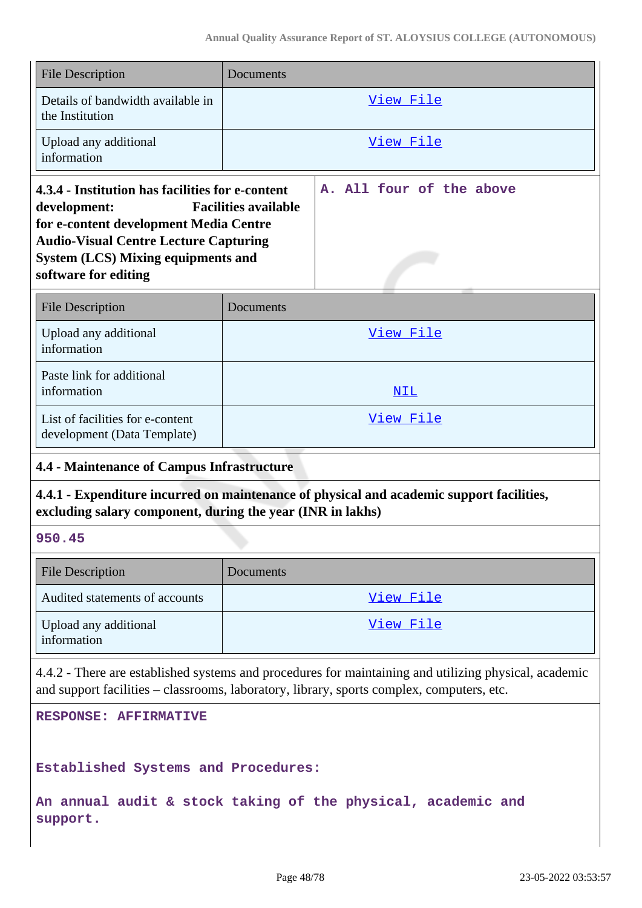| File Description | Documents |
|---|---|
| Details of bandwidth available in the Institution | View File |
| Upload any additional information | View File |

| **4.3.4 - Institution has facilities for e-content development: Facilities available for e-content development Media Centre Audio-Visual Centre Lecture Capturing System (LCS) Mixing equipments and software for editing** | A. All four of the above |
|---|---|

| File Description | Documents |
|---|---|
| Upload any additional information | View File |
| Paste link for additional information | NIL |
| List of facilities for e-content development (Data Template) | View File |

**4.4 - Maintenance of Campus Infrastructure**

**4.4.1 - Expenditure incurred on maintenance of physical and academic support facilities, excluding salary component, during the year (INR in lakhs)**

950.45

| File Description | Documents |
|---|---|
| Audited statements of accounts | View File |
| Upload any additional information | View File |

4.4.2 - There are established systems and procedures for maintaining and utilizing physical, academic and support facilities – classrooms, laboratory, library, sports complex, computers, etc.

RESPONSE: AFFIRMATIVE

Established Systems and Procedures:

An annual audit & stock taking of the physical, academic and support.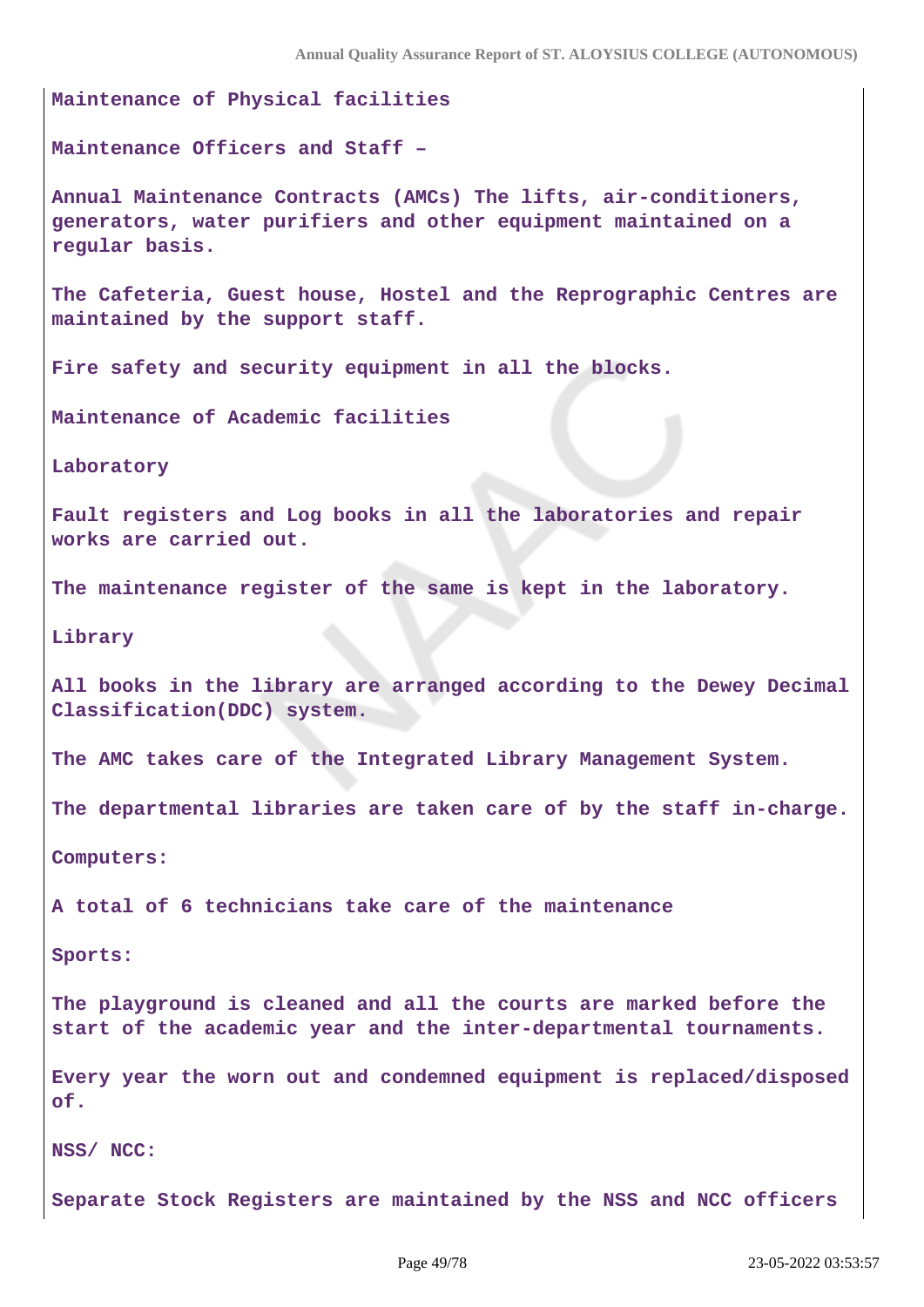Maintenance of Physical facilities

Maintenance Officers and Staff –

Annual Maintenance Contracts (AMCs) The lifts, air-conditioners, generators, water purifiers and other equipment maintained on a regular basis.

The Cafeteria, Guest house, Hostel and the Reprographic Centres are maintained by the support staff.

Fire safety and security equipment in all the blocks.

Maintenance of Academic facilities

Laboratory

Fault registers and Log books in all the laboratories and repair works are carried out.

The maintenance register of the same is kept in the laboratory.

Library

All books in the library are arranged according to the Dewey Decimal Classification(DDC) system.

The AMC takes care of the Integrated Library Management System.

The departmental libraries are taken care of by the staff in-charge.

Computers:

A total of 6 technicians take care of the maintenance

Sports:

The playground is cleaned and all the courts are marked before the start of the academic year and the inter-departmental tournaments.

Every year the worn out and condemned equipment is replaced/disposed of.

NSS/ NCC:

Separate Stock Registers are maintained by the NSS and NCC officers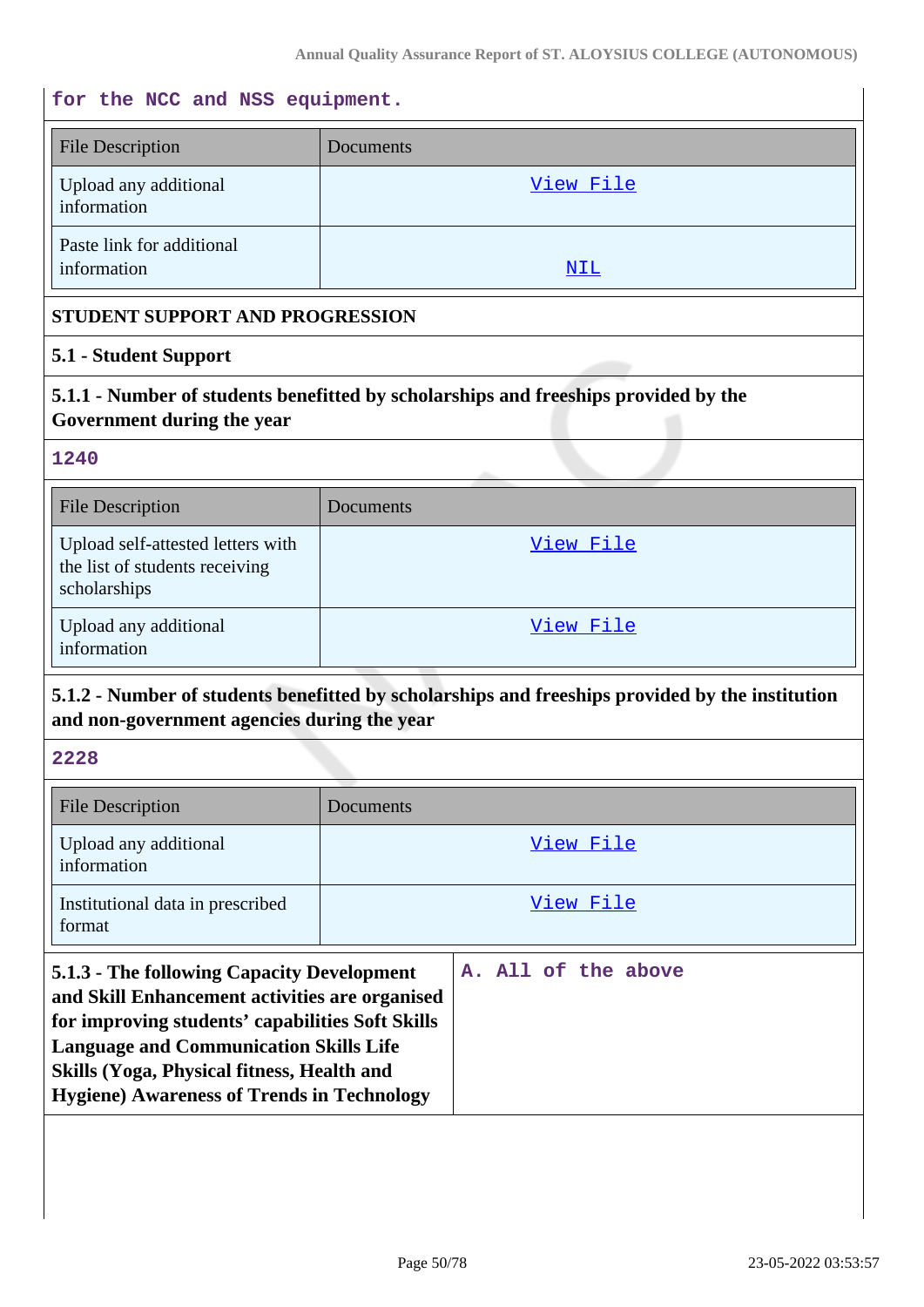for the NCC and NSS equipment.

| File Description | Documents |
|---|---|
| Upload any additional information | View File |
| Paste link for additional information | NIL |

**STUDENT SUPPORT AND PROGRESSION**

**5.1 - Student Support**

**5.1.1 - Number of students benefitted by scholarships and freeships provided by the Government during the year**

1240

| File Description | Documents |
|---|---|
| Upload self-attested letters with the list of students receiving scholarships | View File |
| Upload any additional information | View File |

**5.1.2 - Number of students benefitted by scholarships and freeships provided by the institution and non-government agencies during the year**

2228

| File Description | Documents |
|---|---|
| Upload any additional information | View File |
| Institutional data in prescribed format | View File |

| **5.1.3 - The following Capacity Development and Skill Enhancement activities are organised for improving students' capabilities Soft Skills Language and Communication Skills Life Skills (Yoga, Physical fitness, Health and Hygiene) Awareness of Trends in Technology** | A. All of the above |
|---|---|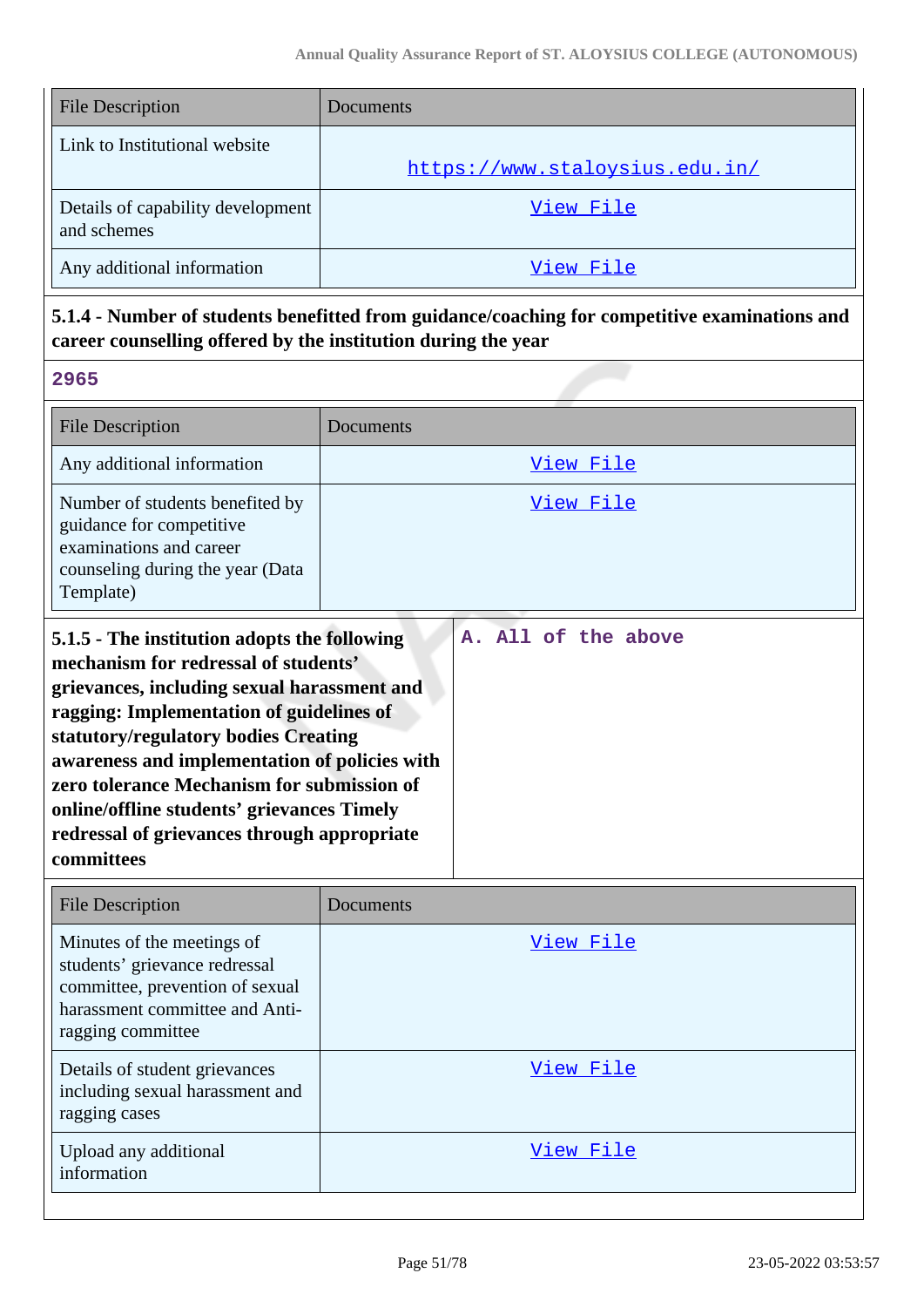| File Description | Documents |
|---|---|
| Link to Institutional website | https://www.staloysius.edu.in/ |
| Details of capability development and schemes | View File |
| Any additional information | View File |

**5.1.4 - Number of students benefitted from guidance/coaching for competitive examinations and career counselling offered by the institution during the year**

2965

| File Description | Documents |
|---|---|
| Any additional information | View File |
| Number of students benefited by guidance for competitive examinations and career counseling during the year (Data Template) | View File |

**5.1.5 - The institution adopts the following mechanism for redressal of students' grievances, including sexual harassment and ragging: Implementation of guidelines of statutory/regulatory bodies Creating awareness and implementation of policies with zero tolerance Mechanism for submission of online/offline students' grievances Timely redressal of grievances through appropriate committees**

A. All of the above

| File Description | Documents |
|---|---|
| Minutes of the meetings of students' grievance redressal committee, prevention of sexual harassment committee and Anti-ragging committee | View File |
| Details of student grievances including sexual harassment and ragging cases | View File |
| Upload any additional information | View File |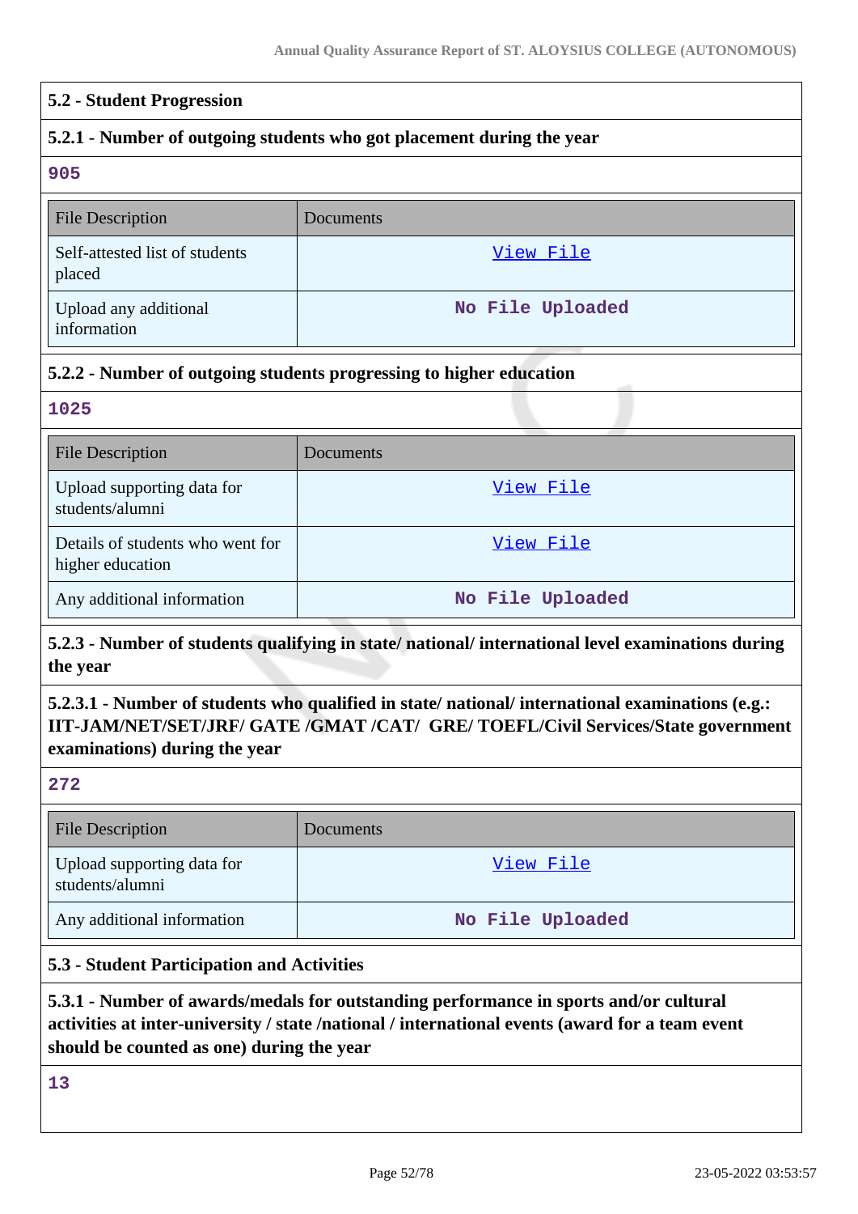## 5.2 - Student Progression

### 5.2.1 - Number of outgoing students who got placement during the year

905

| File Description | Documents |
| --- | --- |
| Self-attested list of students placed | View File |
| Upload any additional information | No File Uploaded |

### 5.2.2 - Number of outgoing students progressing to higher education

1025

| File Description | Documents |
| --- | --- |
| Upload supporting data for students/alumni | View File |
| Details of students who went for higher education | View File |
| Any additional information | No File Uploaded |

### 5.2.3 - Number of students qualifying in state/ national/ international level examinations during the year

**5.2.3.1 - Number of students who qualified in state/ national/ international examinations (e.g.: IIT-JAM/NET/SET/JRF/ GATE /GMAT /CAT/ GRE/ TOEFL/Civil Services/State government examinations) during the year**

272

| File Description | Documents |
| --- | --- |
| Upload supporting data for students/alumni | View File |
| Any additional information | No File Uploaded |

## 5.3 - Student Participation and Activities

### 5.3.1 - Number of awards/medals for outstanding performance in sports and/or cultural activities at inter-university / state /national / international events (award for a team event should be counted as one) during the year

13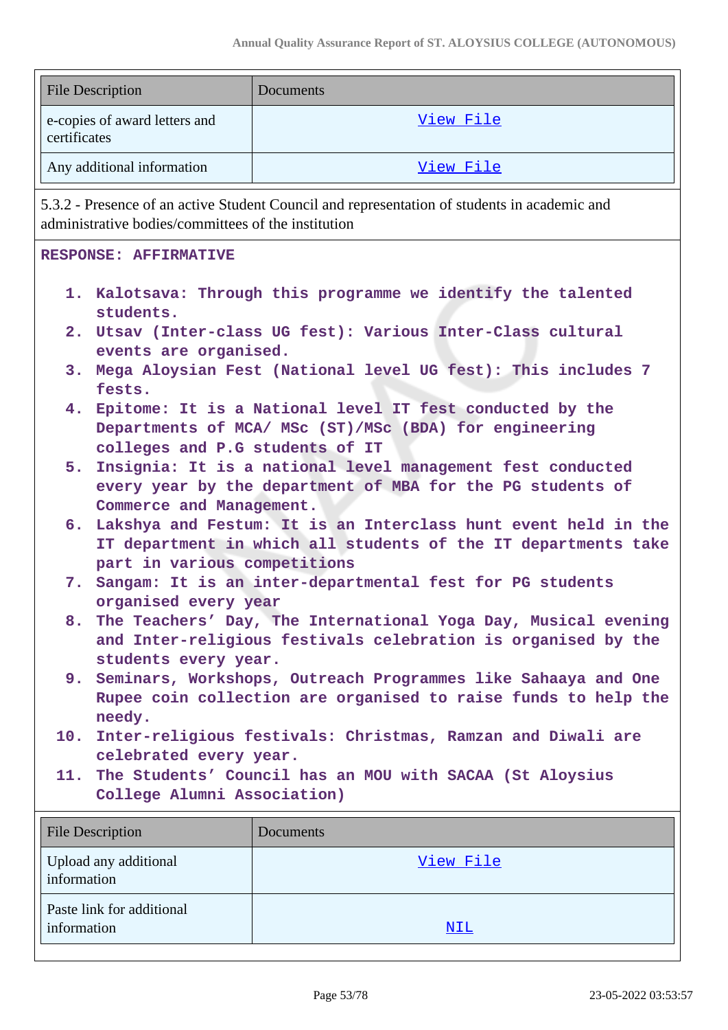| File Description | Documents |
|---|---|
| e-copies of award letters and certificates | View File |
| Any additional information | View File |

5.3.2 - Presence of an active Student Council and representation of students in academic and administrative bodies/committees of the institution

**RESPONSE: AFFIRMATIVE**

1. Kalotsava: Through this programme we identify the talented students.
2. Utsav (Inter-class UG fest): Various Inter-Class cultural events are organised.
3. Mega Aloysian Fest (National level UG fest): This includes 7 fests.
4. Epitome: It is a National level IT fest conducted by the Departments of MCA/ MSc (ST)/MSc (BDA) for engineering colleges and P.G students of IT
5. Insignia: It is a national level management fest conducted every year by the department of MBA for the PG students of Commerce and Management.
6. Lakshya and Festum: It is an Interclass hunt event held in the IT department in which all students of the IT departments take part in various competitions
7. Sangam: It is an inter-departmental fest for PG students organised every year
8. The Teachers' Day, The International Yoga Day, Musical evening and Inter-religious festivals celebration is organised by the students every year.
9. Seminars, Workshops, Outreach Programmes like Sahaaya and One Rupee coin collection are organised to raise funds to help the needy.
10. Inter-religious festivals: Christmas, Ramzan and Diwali are celebrated every year.
11. The Students' Council has an MOU with SACAA (St Aloysius College Alumni Association)

| File Description | Documents |
|---|---|
| Upload any additional information | View File |
| Paste link for additional information | NIL |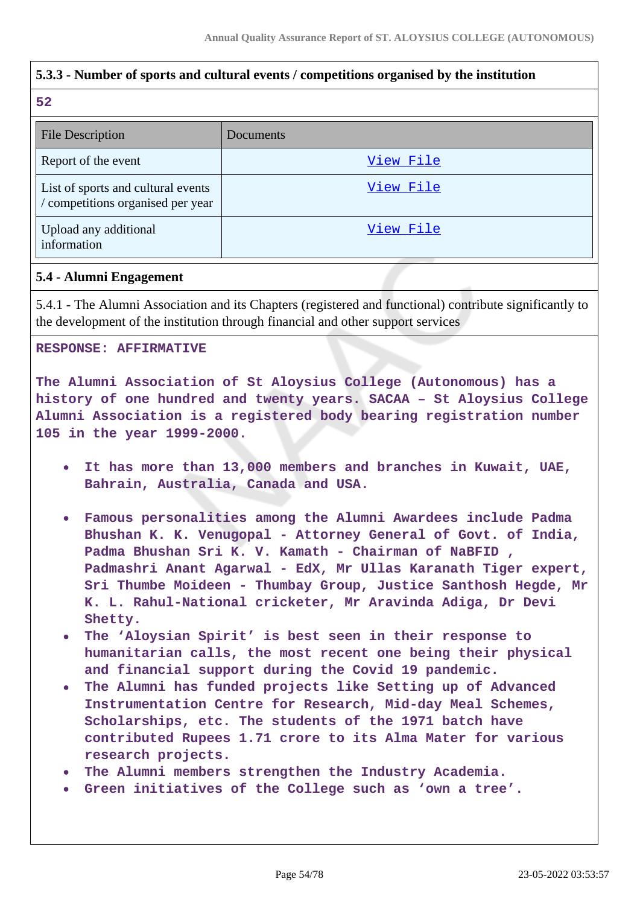### 5.3.3 - Number of sports and cultural events / competitions organised by the institution

**52**

| File Description | Documents |
|---|---|
| Report of the event | View File |
| List of sports and cultural events / competitions organised per year | View File |
| Upload any additional information | View File |

### 5.4 - Alumni Engagement

5.4.1 - The Alumni Association and its Chapters (registered and functional) contribute significantly to the development of the institution through financial and other support services

**RESPONSE: AFFIRMATIVE**

**The Alumni Association of St Aloysius College (Autonomous) has a history of one hundred and twenty years. SACAA – St Aloysius College Alumni Association is a registered body bearing registration number 105 in the year 1999-2000.**

- **It has more than 13,000 members and branches in Kuwait, UAE, Bahrain, Australia, Canada and USA.**
- **Famous personalities among the Alumni Awardees include Padma Bhushan K. K. Venugopal - Attorney General of Govt. of India, Padma Bhushan Sri K. V. Kamath - Chairman of NaBFID , Padmashri Anant Agarwal - EdX, Mr Ullas Karanath Tiger expert, Sri Thumbe Moideen - Thumbay Group, Justice Santhosh Hegde, Mr K. L. Rahul-National cricketer, Mr Aravinda Adiga, Dr Devi Shetty.**
- **The 'Aloysian Spirit' is best seen in their response to humanitarian calls, the most recent one being their physical and financial support during the Covid 19 pandemic.**
- **The Alumni has funded projects like Setting up of Advanced Instrumentation Centre for Research, Mid-day Meal Schemes, Scholarships, etc. The students of the 1971 batch have contributed Rupees 1.71 crore to its Alma Mater for various research projects.**
- **The Alumni members strengthen the Industry Academia.**
- **Green initiatives of the College such as 'own a tree'.**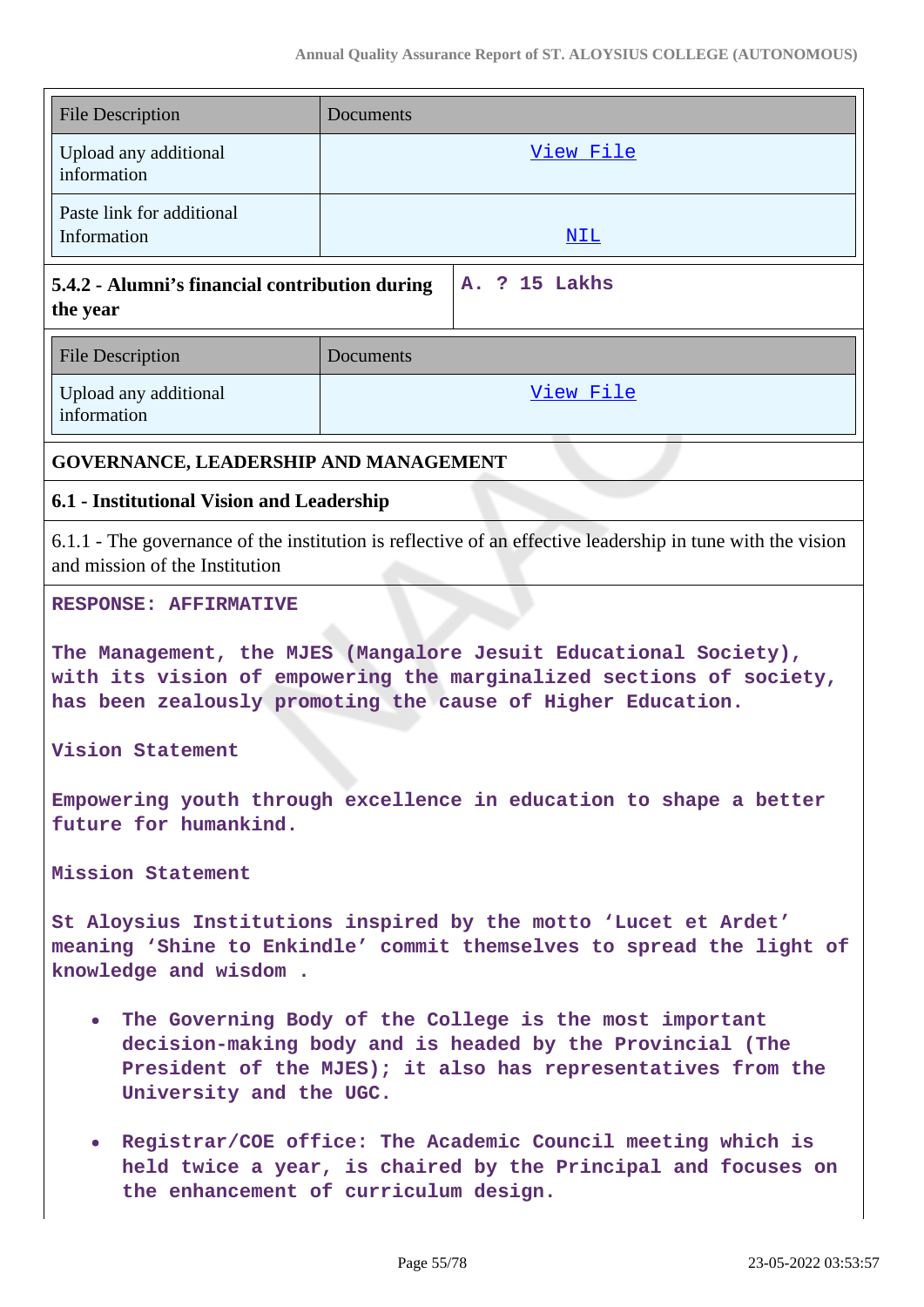| File Description | Documents |
|---|---|
| Upload any additional information | View File |
| Paste link for additional Information | NIL |

| 5.4.2 - Alumni's financial contribution during the year | A. ? 15 Lakhs |
|---|---|

| File Description | Documents |
|---|---|
| Upload any additional information | View File |

## GOVERNANCE, LEADERSHIP AND MANAGEMENT

### 6.1 - Institutional Vision and Leadership

6.1.1 - The governance of the institution is reflective of an effective leadership in tune with the vision and mission of the Institution

**RESPONSE: AFFIRMATIVE**

**The Management, the MJES (Mangalore Jesuit Educational Society), with its vision of empowering the marginalized sections of society, has been zealously promoting the cause of Higher Education.**

**Vision Statement**

**Empowering youth through excellence in education to shape a better future for humankind.**

**Mission Statement**

**St Aloysius Institutions inspired by the motto 'Lucet et Ardet' meaning 'Shine to Enkindle' commit themselves to spread the light of knowledge and wisdom .**

- **The Governing Body of the College is the most important decision-making body and is headed by the Provincial (The President of the MJES); it also has representatives from the University and the UGC.**
- **Registrar/COE office: The Academic Council meeting which is held twice a year, is chaired by the Principal and focuses on the enhancement of curriculum design.**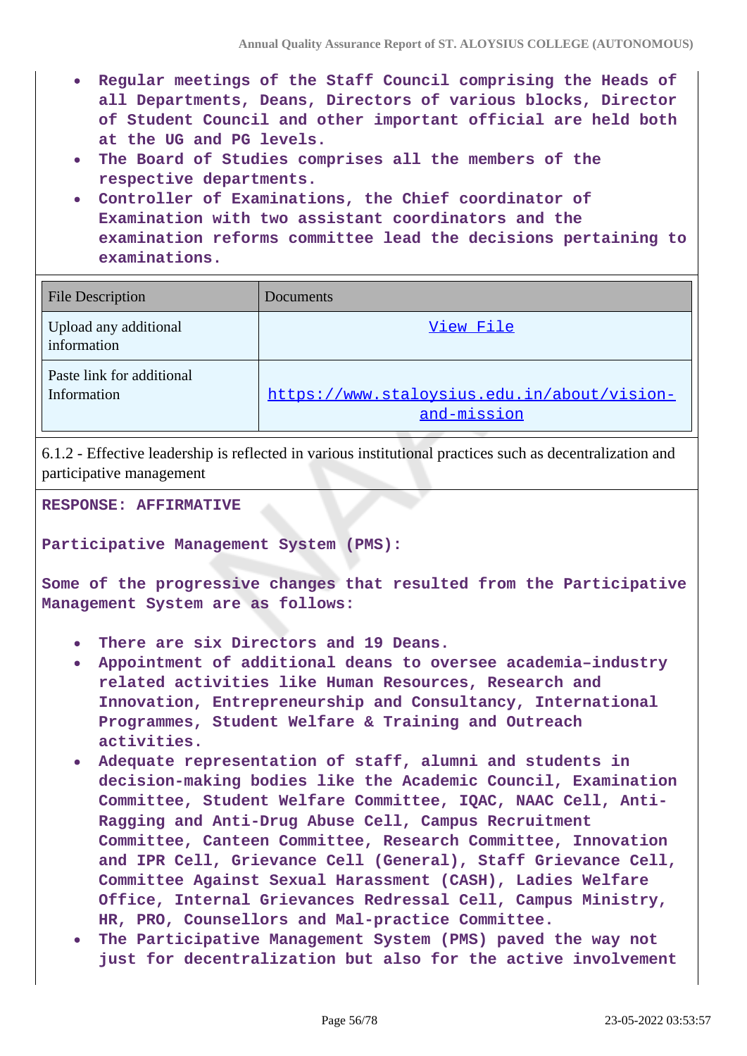- **Regular meetings of the Staff Council comprising the Heads of all Departments, Deans, Directors of various blocks, Director of Student Council and other important official are held both at the UG and PG levels.**
- **The Board of Studies comprises all the members of the respective departments.**
- **Controller of Examinations, the Chief coordinator of Examination with two assistant coordinators and the examination reforms committee lead the decisions pertaining to examinations.**

| File Description | Documents |
| --- | --- |
| Upload any additional information | View File |
| Paste link for additional Information | https://www.staloysius.edu.in/about/vision-and-mission |

6.1.2 - Effective leadership is reflected in various institutional practices such as decentralization and participative management

**RESPONSE: AFFIRMATIVE**

**Participative Management System (PMS):**

**Some of the progressive changes that resulted from the Participative Management System are as follows:**

- **There are six Directors and 19 Deans.**
- **Appointment of additional deans to oversee academia–industry related activities like Human Resources, Research and Innovation, Entrepreneurship and Consultancy, International Programmes, Student Welfare & Training and Outreach activities.**
- **Adequate representation of staff, alumni and students in decision-making bodies like the Academic Council, Examination Committee, Student Welfare Committee, IQAC, NAAC Cell, Anti-Ragging and Anti-Drug Abuse Cell, Campus Recruitment Committee, Canteen Committee, Research Committee, Innovation and IPR Cell, Grievance Cell (General), Staff Grievance Cell, Committee Against Sexual Harassment (CASH), Ladies Welfare Office, Internal Grievances Redressal Cell, Campus Ministry, HR, PRO, Counsellors and Mal-practice Committee.**
- **The Participative Management System (PMS) paved the way not just for decentralization but also for the active involvement**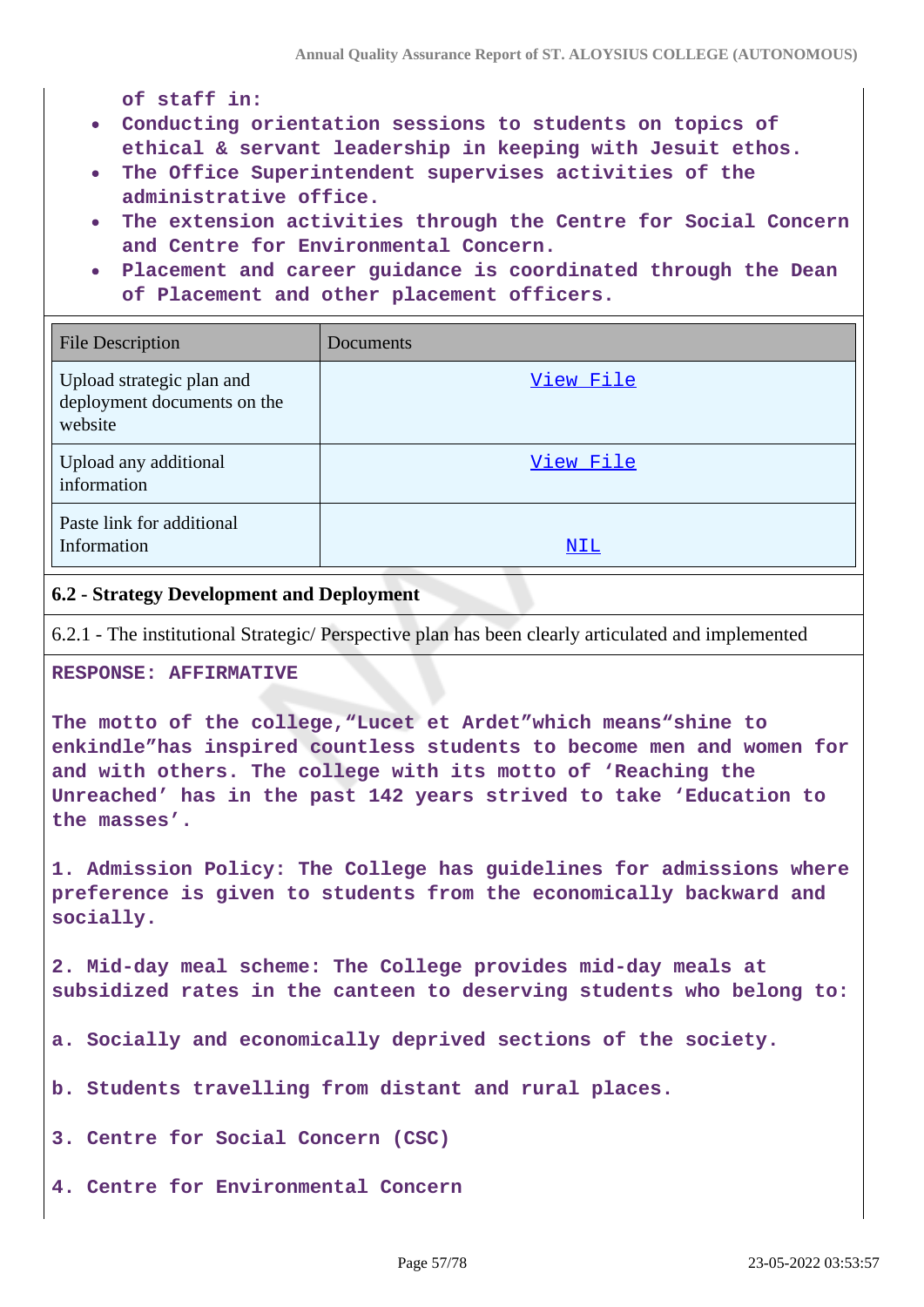of staff in:

- Conducting orientation sessions to students on topics of ethical & servant leadership in keeping with Jesuit ethos.
- The Office Superintendent supervises activities of the administrative office.
- The extension activities through the Centre for Social Concern and Centre for Environmental Concern.
- Placement and career guidance is coordinated through the Dean of Placement and other placement officers.

| File Description | Documents |
|---|---|
| Upload strategic plan and deployment documents on the website | View File |
| Upload any additional information | View File |
| Paste link for additional Information | NIL |

**6.2 - Strategy Development and Deployment**

6.2.1 - The institutional Strategic/ Perspective plan has been clearly articulated and implemented

**RESPONSE: AFFIRMATIVE**

The motto of the college,“Lucet et Ardet”which means“shine to enkindle”has inspired countless students to become men and women for and with others. The college with its motto of ‘Reaching the Unreached’ has in the past 142 years strived to take ‘Education to the masses’.

1. Admission Policy: The College has guidelines for admissions where preference is given to students from the economically backward and socially.

2. Mid-day meal scheme: The College provides mid-day meals at subsidized rates in the canteen to deserving students who belong to:

a. Socially and economically deprived sections of the society.

b. Students travelling from distant and rural places.

3. Centre for Social Concern (CSC)

4. Centre for Environmental Concern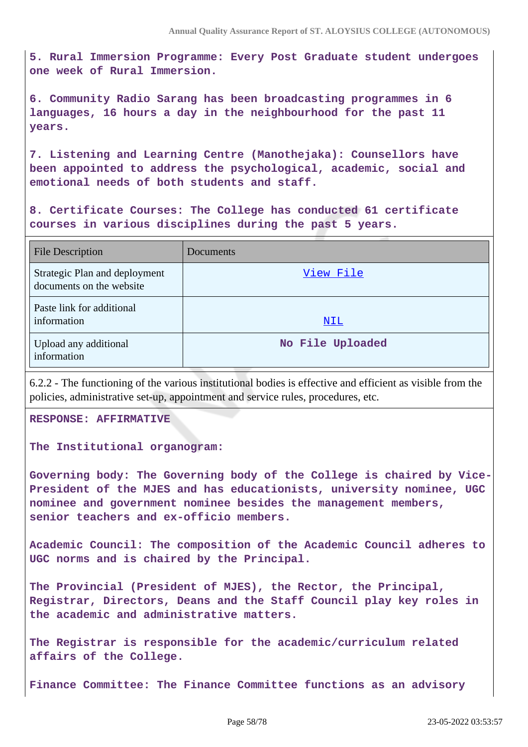**5. Rural Immersion Programme: Every Post Graduate student undergoes one week of Rural Immersion.**

**6. Community Radio Sarang has been broadcasting programmes in 6 languages, 16 hours a day in the neighbourhood for the past 11 years.**

**7. Listening and Learning Centre (Manothejaka): Counsellors have been appointed to address the psychological, academic, social and emotional needs of both students and staff.**

**8. Certificate Courses: The College has conducted 61 certificate courses in various disciplines during the past 5 years.**

| File Description | Documents |
| --- | --- |
| Strategic Plan and deployment documents on the website | View File |
| Paste link for additional information | NIL |
| Upload any additional information | No File Uploaded |

6.2.2 - The functioning of the various institutional bodies is effective and efficient as visible from the policies, administrative set-up, appointment and service rules, procedures, etc.

**RESPONSE: AFFIRMATIVE**

**The Institutional organogram:**

**Governing body: The Governing body of the College is chaired by Vice-President of the MJES and has educationists, university nominee, UGC nominee and government nominee besides the management members, senior teachers and ex-officio members.**

**Academic Council: The composition of the Academic Council adheres to UGC norms and is chaired by the Principal.**

**The Provincial (President of MJES), the Rector, the Principal, Registrar, Directors, Deans and the Staff Council play key roles in the academic and administrative matters.**

**The Registrar is responsible for the academic/curriculum related affairs of the College.**

**Finance Committee: The Finance Committee functions as an advisory**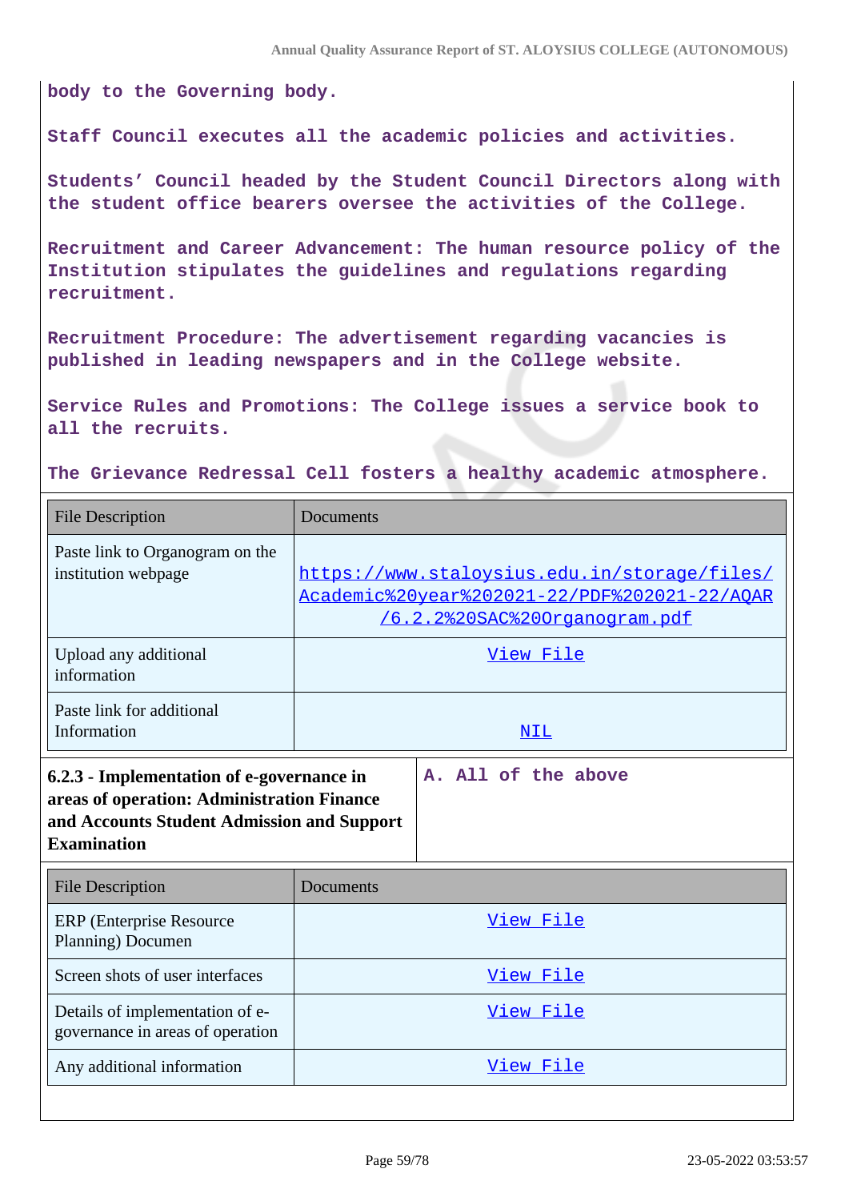body to the Governing body.

Staff Council executes all the academic policies and activities.

Students' Council headed by the Student Council Directors along with the student office bearers oversee the activities of the College.

Recruitment and Career Advancement: The human resource policy of the Institution stipulates the guidelines and regulations regarding recruitment.

Recruitment Procedure: The advertisement regarding vacancies is published in leading newspapers and in the College website.

Service Rules and Promotions: The College issues a service book to all the recruits.

The Grievance Redressal Cell fosters a healthy academic atmosphere.

| File Description | Documents |
|---|---|
| Paste link to Organogram on the institution webpage | https://www.staloysius.edu.in/storage/files/Academic%20year%202021-22/PDF%202021-22/AQAR/6.2.2%20SAC%20Organogram.pdf |
| Upload any additional information | View File |
| Paste link for additional Information | NIL |

| **6.2.3 - Implementation of e-governance in areas of operation: Administration Finance and Accounts Student Admission and Support Examination** | A. All of the above |
|---|---|

| File Description | Documents |
|---|---|
| ERP (Enterprise Resource Planning) Documen | View File |
| Screen shots of user interfaces | View File |
| Details of implementation of e-governance in areas of operation | View File |
| Any additional information | View File |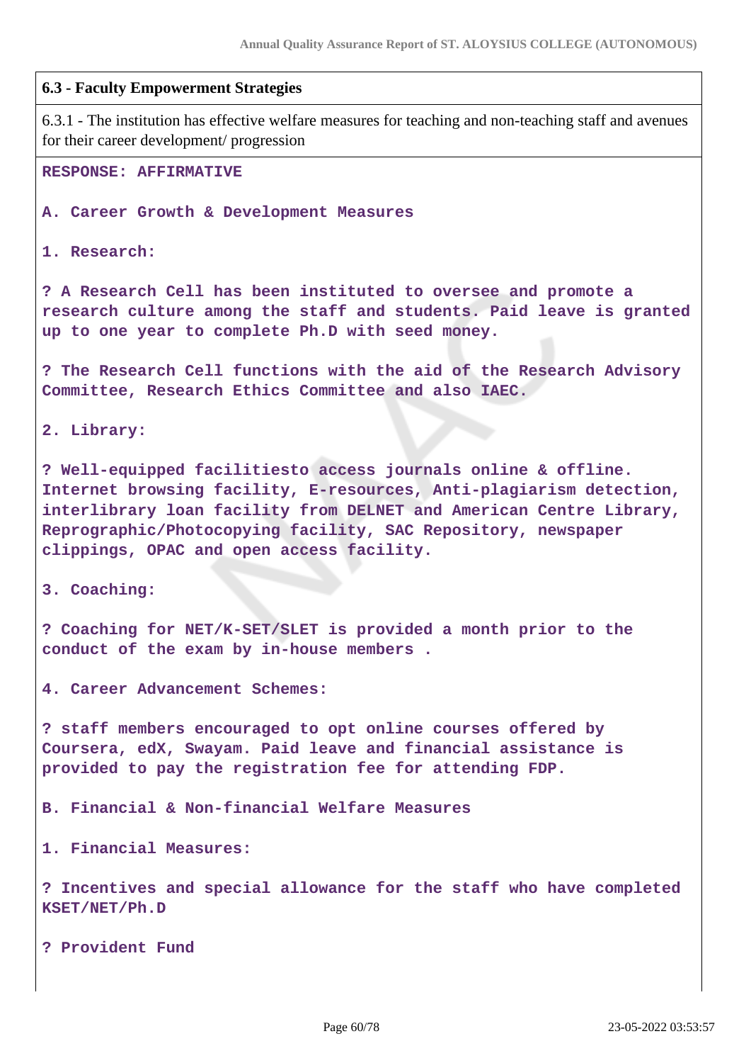**6.3 - Faculty Empowerment Strategies**

6.3.1 - The institution has effective welfare measures for teaching and non-teaching staff and avenues for their career development/ progression

**RESPONSE: AFFIRMATIVE**

**A. Career Growth & Development Measures**

**1. Research:**

**? A Research Cell has been instituted to oversee and promote a research culture among the staff and students. Paid leave is granted up to one year to complete Ph.D with seed money.**

**? The Research Cell functions with the aid of the Research Advisory Committee, Research Ethics Committee and also IAEC.**

**2. Library:**

**? Well-equipped facilitiesto access journals online & offline. Internet browsing facility, E-resources, Anti-plagiarism detection, interlibrary loan facility from DELNET and American Centre Library, Reprographic/Photocopying facility, SAC Repository, newspaper clippings, OPAC and open access facility.**

**3. Coaching:**

**? Coaching for NET/K-SET/SLET is provided a month prior to the conduct of the exam by in-house members .**

**4. Career Advancement Schemes:**

**? staff members encouraged to opt online courses offered by Coursera, edX, Swayam. Paid leave and financial assistance is provided to pay the registration fee for attending FDP.**

**B. Financial & Non-financial Welfare Measures**

**1. Financial Measures:**

**? Incentives and special allowance for the staff who have completed KSET/NET/Ph.D**

**? Provident Fund**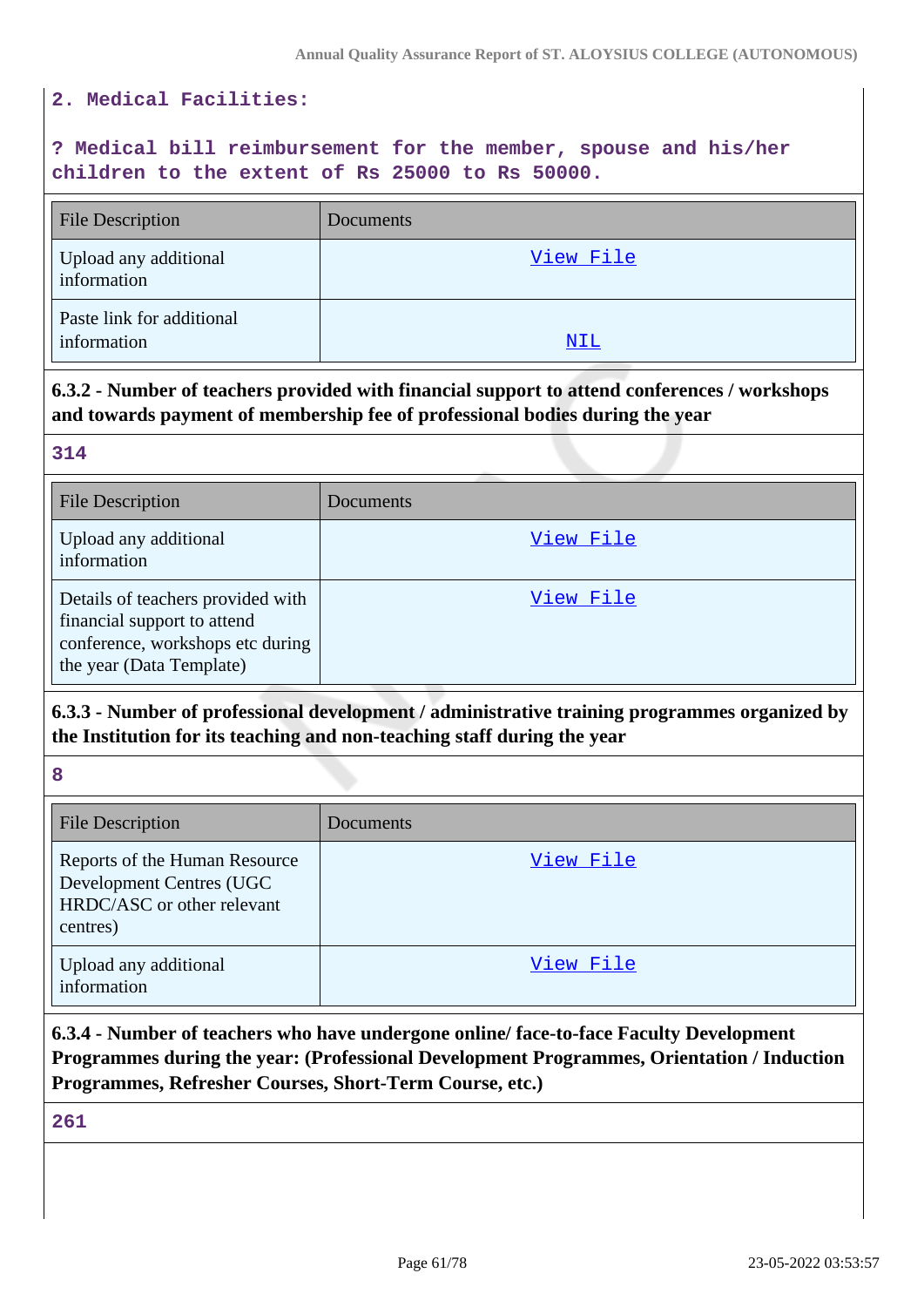2. Medical Facilities:

? Medical bill reimbursement for the member, spouse and his/her children to the extent of Rs 25000 to Rs 50000.

| File Description | Documents |
|---|---|
| Upload any additional information | View File |
| Paste link for additional information | NIL |

**6.3.2 - Number of teachers provided with financial support to attend conferences / workshops and towards payment of membership fee of professional bodies during the year**

314

| File Description | Documents |
|---|---|
| Upload any additional information | View File |
| Details of teachers provided with financial support to attend conference, workshops etc during the year (Data Template) | View File |

**6.3.3 - Number of professional development / administrative training programmes organized by the Institution for its teaching and non-teaching staff during the year**

8

| File Description | Documents |
|---|---|
| Reports of the Human Resource Development Centres (UGC HRDC/ASC or other relevant centres) | View File |
| Upload any additional information | View File |

**6.3.4 - Number of teachers who have undergone online/ face-to-face Faculty Development Programmes during the year: (Professional Development Programmes, Orientation / Induction Programmes, Refresher Courses, Short-Term Course, etc.)**

261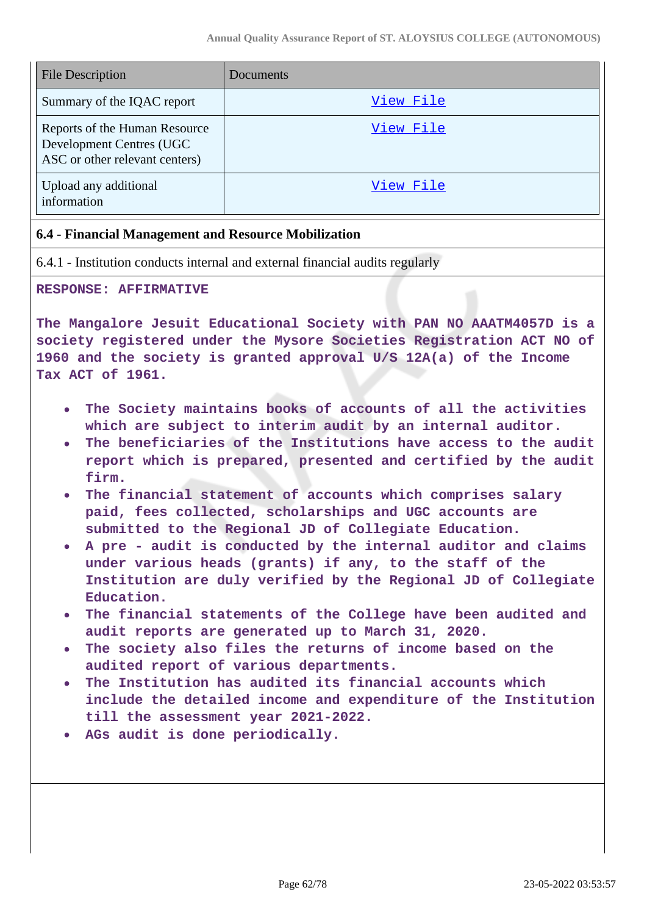| File Description | Documents |
|---|---|
| Summary of the IQAC report | View File |
| Reports of the Human Resource Development Centres (UGC ASC or other relevant centers) | View File |
| Upload any additional information | View File |

### 6.4 - Financial Management and Resource Mobilization

6.4.1 - Institution conducts internal and external financial audits regularly

**RESPONSE: AFFIRMATIVE**

**The Mangalore Jesuit Educational Society with PAN NO AAATM4057D is a society registered under the Mysore Societies Registration ACT NO of 1960 and the society is granted approval U/S 12A(a) of the Income Tax ACT of 1961.**

- **The Society maintains books of accounts of all the activities which are subject to interim audit by an internal auditor.**
- **The beneficiaries of the Institutions have access to the audit report which is prepared, presented and certified by the audit firm.**
- **The financial statement of accounts which comprises salary paid, fees collected, scholarships and UGC accounts are submitted to the Regional JD of Collegiate Education.**
- **A pre - audit is conducted by the internal auditor and claims under various heads (grants) if any, to the staff of the Institution are duly verified by the Regional JD of Collegiate Education.**
- **The financial statements of the College have been audited and audit reports are generated up to March 31, 2020.**
- **The society also files the returns of income based on the audited report of various departments.**
- **The Institution has audited its financial accounts which include the detailed income and expenditure of the Institution till the assessment year 2021-2022.**
- **AGs audit is done periodically.**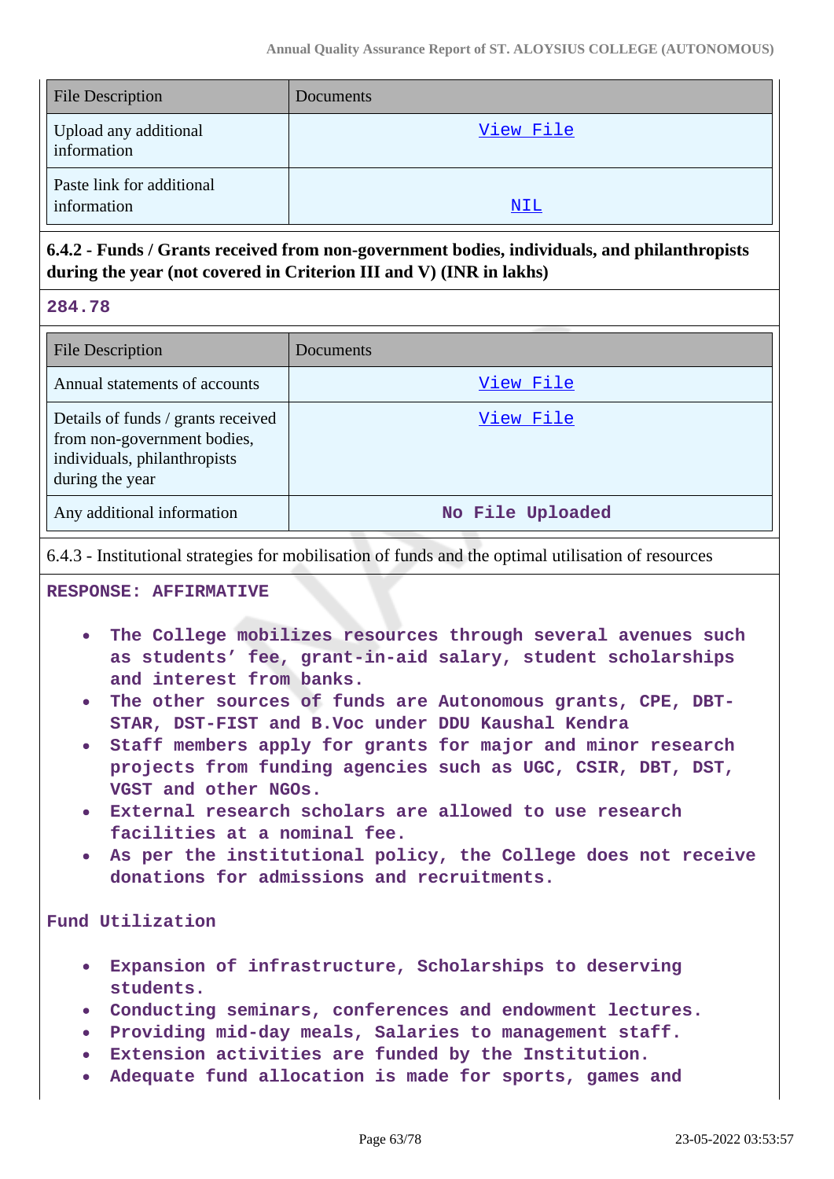| File Description | Documents |
| --- | --- |
| Upload any additional information | View File |
| Paste link for additional information | NIL |

**6.4.2 - Funds / Grants received from non-government bodies, individuals, and philanthropists during the year (not covered in Criterion III and V) (INR in lakhs)**

**284.78**

| File Description | Documents |
| --- | --- |
| Annual statements of accounts | View File |
| Details of funds / grants received from non-government bodies, individuals, philanthropists during the year | View File |
| Any additional information | No File Uploaded |

6.4.3 - Institutional strategies for mobilisation of funds and the optimal utilisation of resources

**RESPONSE: AFFIRMATIVE**

- **The College mobilizes resources through several avenues such as students' fee, grant-in-aid salary, student scholarships and interest from banks.**
- **The other sources of funds are Autonomous grants, CPE, DBT-STAR, DST-FIST and B.Voc under DDU Kaushal Kendra**
- **Staff members apply for grants for major and minor research projects from funding agencies such as UGC, CSIR, DBT, DST, VGST and other NGOs.**
- **External research scholars are allowed to use research facilities at a nominal fee.**
- **As per the institutional policy, the College does not receive donations for admissions and recruitments.**

**Fund Utilization**

- **Expansion of infrastructure, Scholarships to deserving students.**
- **Conducting seminars, conferences and endowment lectures.**
- **Providing mid-day meals, Salaries to management staff.**
- **Extension activities are funded by the Institution.**
- **Adequate fund allocation is made for sports, games and**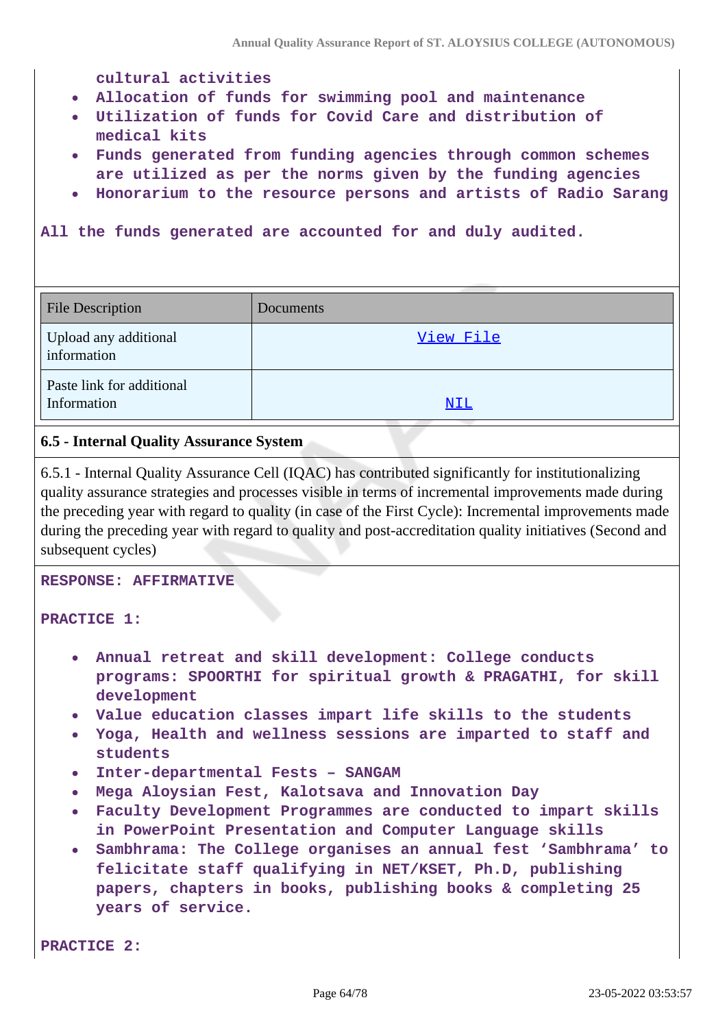**cultural activities**

- **Allocation of funds for swimming pool and maintenance**
- **Utilization of funds for Covid Care and distribution of medical kits**
- **Funds generated from funding agencies through common schemes are utilized as per the norms given by the funding agencies**
- **Honorarium to the resource persons and artists of Radio Sarang**

**All the funds generated are accounted for and duly audited.**

| File Description | Documents |
|---|---|
| Upload any additional information | View File |
| Paste link for additional Information | NIL |

### 6.5 - Internal Quality Assurance System

6.5.1 - Internal Quality Assurance Cell (IQAC) has contributed significantly for institutionalizing quality assurance strategies and processes visible in terms of incremental improvements made during the preceding year with regard to quality (in case of the First Cycle): Incremental improvements made during the preceding year with regard to quality and post-accreditation quality initiatives (Second and subsequent cycles)

**RESPONSE: AFFIRMATIVE**

**PRACTICE 1:**

- **Annual retreat and skill development: College conducts programs: SPOORTHI for spiritual growth & PRAGATHI, for skill development**
- **Value education classes impart life skills to the students**
- **Yoga, Health and wellness sessions are imparted to staff and students**
- **Inter-departmental Fests – SANGAM**
- **Mega Aloysian Fest, Kalotsava and Innovation Day**
- **Faculty Development Programmes are conducted to impart skills in PowerPoint Presentation and Computer Language skills**
- **Sambhrama: The College organises an annual fest 'Sambhrama' to felicitate staff qualifying in NET/KSET, Ph.D, publishing papers, chapters in books, publishing books & completing 25 years of service.**

**PRACTICE 2:**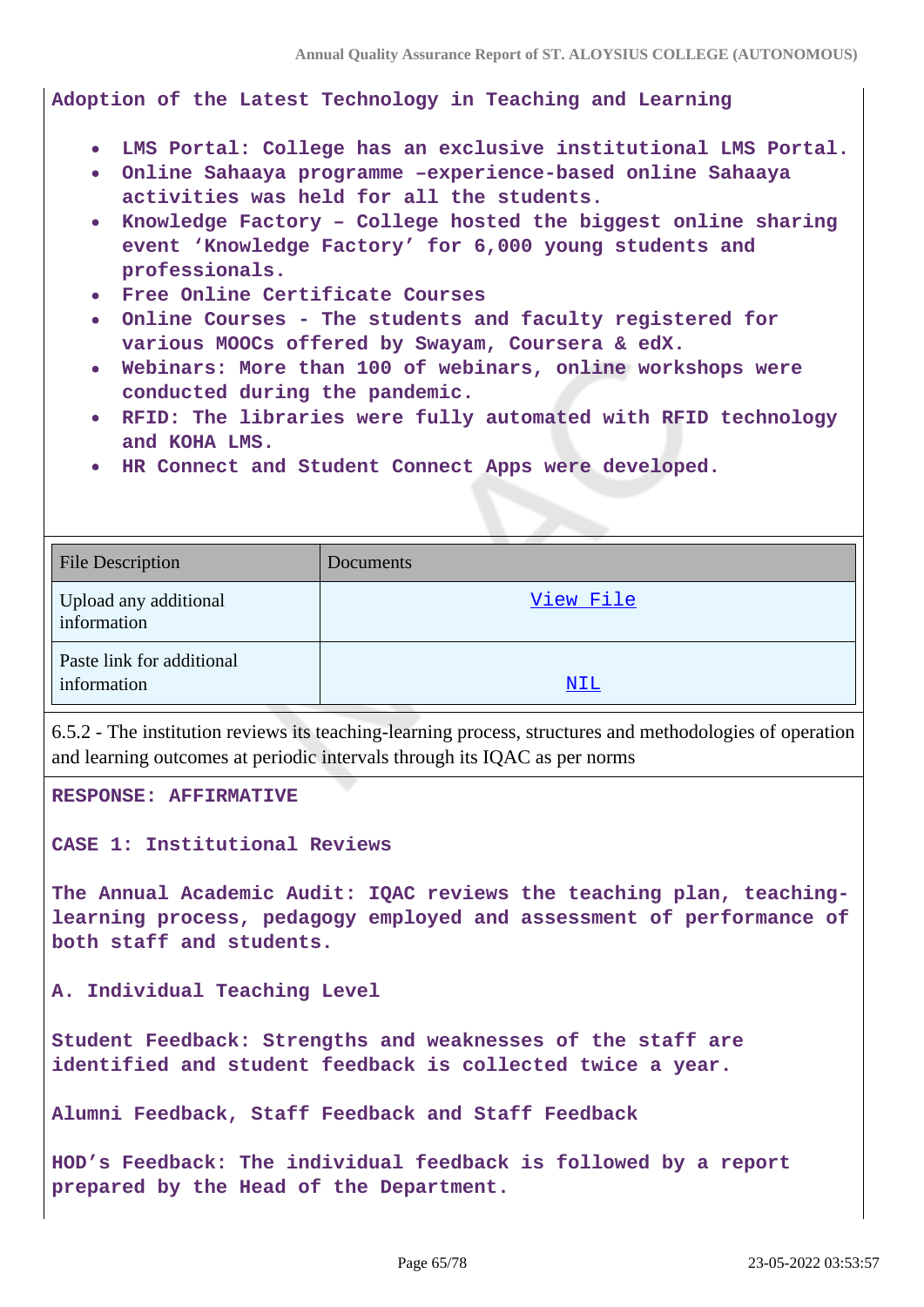**Adoption of the Latest Technology in Teaching and Learning**

- **LMS Portal: College has an exclusive institutional LMS Portal.**
- **Online Sahaaya programme –experience-based online Sahaaya activities was held for all the students.**
- **Knowledge Factory – College hosted the biggest online sharing event 'Knowledge Factory' for 6,000 young students and professionals.**
- **Free Online Certificate Courses**
- **Online Courses - The students and faculty registered for various MOOCs offered by Swayam, Coursera & edX.**
- **Webinars: More than 100 of webinars, online workshops were conducted during the pandemic.**
- **RFID: The libraries were fully automated with RFID technology and KOHA LMS.**
- **HR Connect and Student Connect Apps were developed.**

| File Description | Documents |
|---|---|
| Upload any additional information | View File |
| Paste link for additional information | NIL |

6.5.2 - The institution reviews its teaching-learning process, structures and methodologies of operation and learning outcomes at periodic intervals through its IQAC as per norms

**RESPONSE: AFFIRMATIVE**

**CASE 1: Institutional Reviews**

**The Annual Academic Audit: IQAC reviews the teaching plan, teaching-learning process, pedagogy employed and assessment of performance of both staff and students.**

**A. Individual Teaching Level**

**Student Feedback: Strengths and weaknesses of the staff are identified and student feedback is collected twice a year.**

**Alumni Feedback, Staff Feedback and Staff Feedback**

**HOD's Feedback: The individual feedback is followed by a report prepared by the Head of the Department.**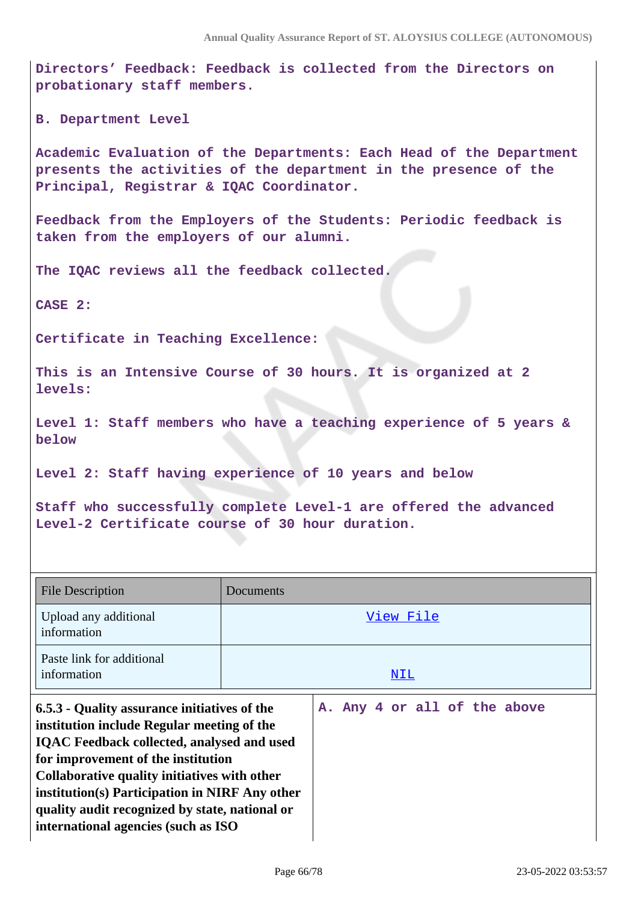Directors' Feedback: Feedback is collected from the Directors on probationary staff members.

B. Department Level

Academic Evaluation of the Departments: Each Head of the Department presents the activities of the department in the presence of the Principal, Registrar & IQAC Coordinator.

Feedback from the Employers of the Students: Periodic feedback is taken from the employers of our alumni.

The IQAC reviews all the feedback collected.

CASE 2:

Certificate in Teaching Excellence:

This is an Intensive Course of 30 hours. It is organized at 2 levels:

Level 1: Staff members who have a teaching experience of 5 years & below

Level 2: Staff having experience of 10 years and below

Staff who successfully complete Level-1 are offered the advanced Level-2 Certificate course of 30 hour duration.

| File Description | Documents |
|---|---|
| Upload any additional information | View File |
| Paste link for additional information | NIL |

| **6.5.3 - Quality assurance initiatives of the institution include Regular meeting of the IQAC Feedback collected, analysed and used for improvement of the institution Collaborative quality initiatives with other institution(s) Participation in NIRF Any other quality audit recognized by state, national or international agencies (such as ISO** | A. Any 4 or all of the above |
|---|---|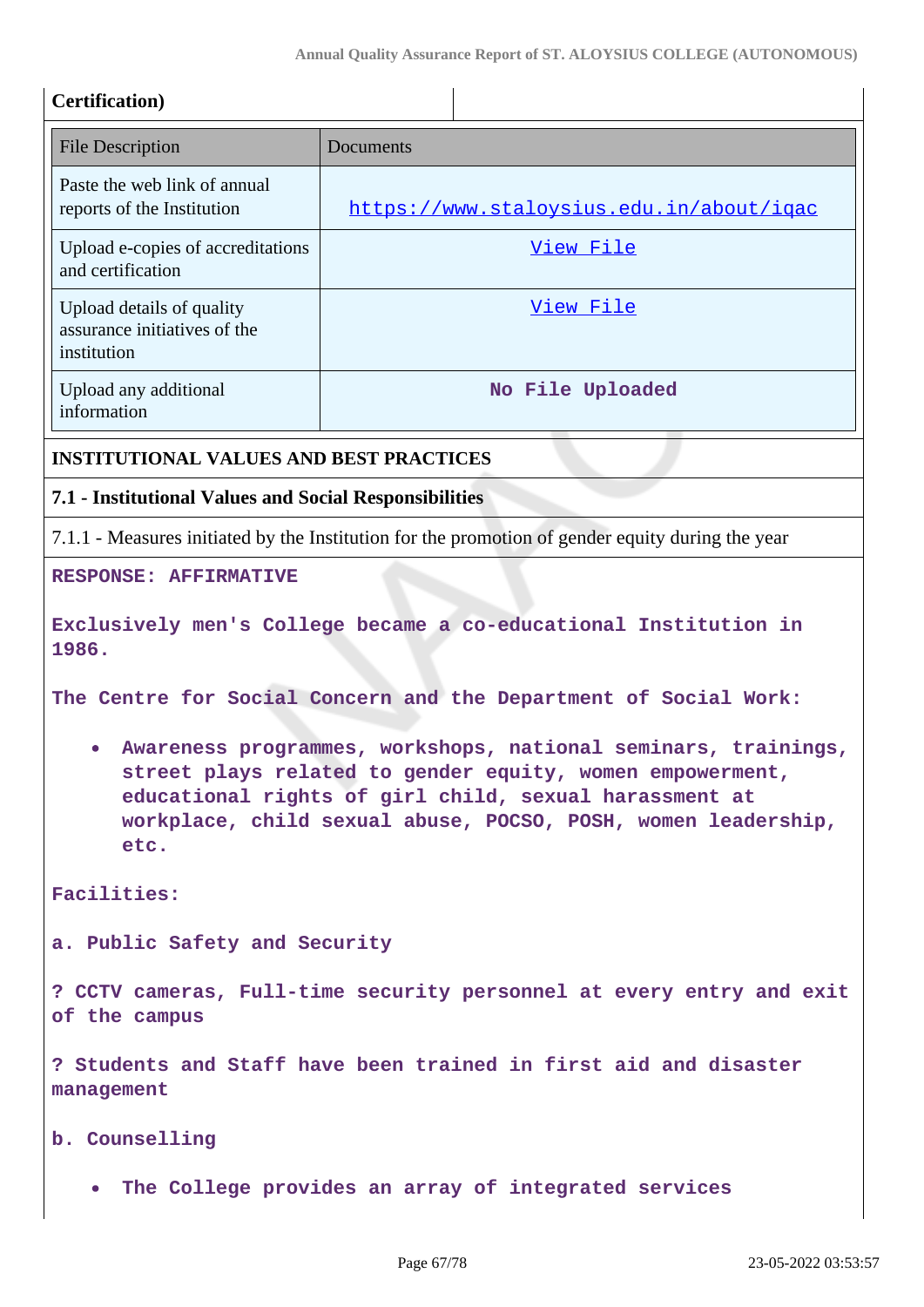**Certification)**

| File Description | Documents |
|---|---|
| Paste the web link of annual reports of the Institution | https://www.staloysius.edu.in/about/iqac |
| Upload e-copies of accreditations and certification | View File |
| Upload details of quality assurance initiatives of the institution | View File |
| Upload any additional information | No File Uploaded |

**INSTITUTIONAL VALUES AND BEST PRACTICES**

**7.1 - Institutional Values and Social Responsibilities**

7.1.1 - Measures initiated by the Institution for the promotion of gender equity during the year

**RESPONSE: AFFIRMATIVE**

**Exclusively men's College became a co-educational Institution in 1986.**

**The Centre for Social Concern and the Department of Social Work:**

- **Awareness programmes, workshops, national seminars, trainings, street plays related to gender equity, women empowerment, educational rights of girl child, sexual harassment at workplace, child sexual abuse, POCSO, POSH, women leadership, etc.**

**Facilities:**

**a. Public Safety and Security**

**? CCTV cameras, Full-time security personnel at every entry and exit of the campus**

**? Students and Staff have been trained in first aid and disaster management**

**b. Counselling**

- **The College provides an array of integrated services**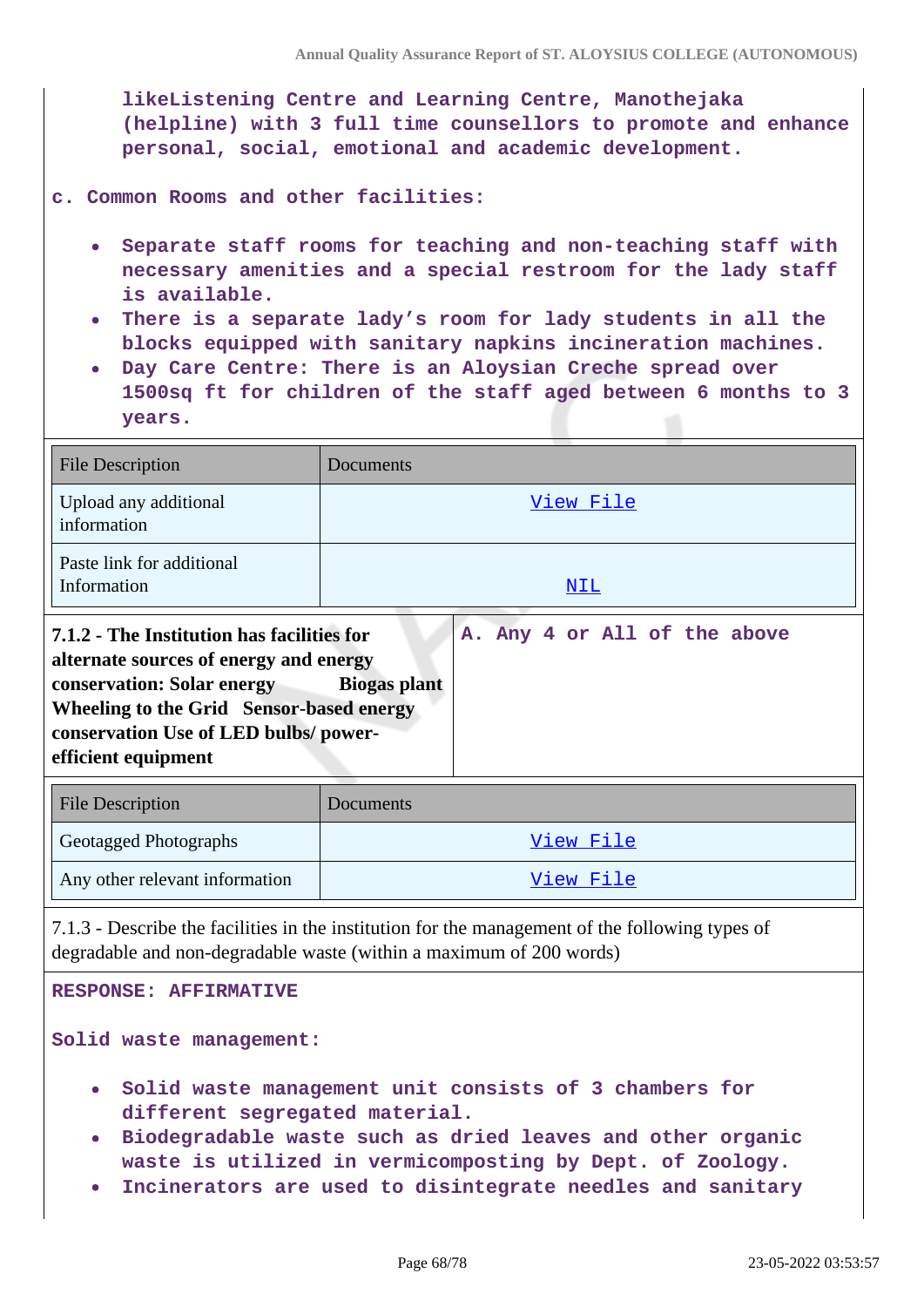likeListening Centre and Learning Centre, Manothejaka (helpline) with 3 full time counsellors to promote and enhance personal, social, emotional and academic development.

**c. Common Rooms and other facilities:**

- Separate staff rooms for teaching and non-teaching staff with necessary amenities and a special restroom for the lady staff is available.
- There is a separate lady's room for lady students in all the blocks equipped with sanitary napkins incineration machines.
- Day Care Centre: There is an Aloysian Creche spread over 1500sq ft for children of the staff aged between 6 months to 3 years.

| File Description | Documents |
|---|---|
| Upload any additional information | View File |
| Paste link for additional Information | NIL |

| 7.1.2 - The Institution has facilities for alternate sources of energy and energy conservation: Solar energy Biogas plant Wheeling to the Grid Sensor-based energy conservation Use of LED bulbs/ power-efficient equipment | A. Any 4 or All of the above |
|---|---|

| File Description | Documents |
|---|---|
| Geotagged Photographs | View File |
| Any other relevant information | View File |

7.1.3 - Describe the facilities in the institution for the management of the following types of degradable and non-degradable waste (within a maximum of 200 words)

**RESPONSE: AFFIRMATIVE**

**Solid waste management:**

- Solid waste management unit consists of 3 chambers for different segregated material.
- Biodegradable waste such as dried leaves and other organic waste is utilized in vermicomposting by Dept. of Zoology.
- Incinerators are used to disintegrate needles and sanitary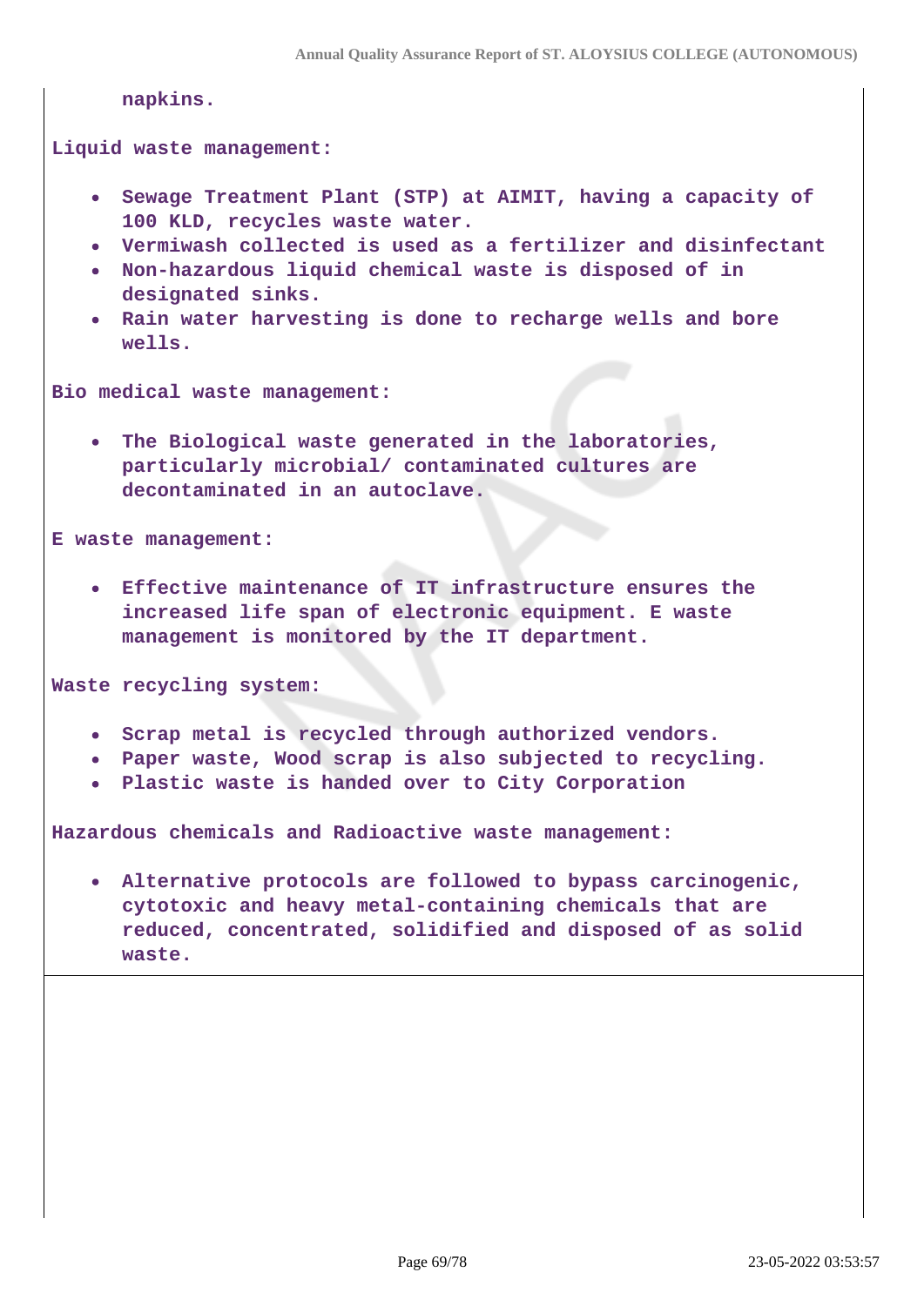napkins.

**Liquid waste management:**

- Sewage Treatment Plant (STP) at AIMIT, having a capacity of 100 KLD, recycles waste water.
- Vermiwash collected is used as a fertilizer and disinfectant
- Non-hazardous liquid chemical waste is disposed of in designated sinks.
- Rain water harvesting is done to recharge wells and bore wells.

**Bio medical waste management:**

- The Biological waste generated in the laboratories, particularly microbial/ contaminated cultures are decontaminated in an autoclave.

**E waste management:**

- Effective maintenance of IT infrastructure ensures the increased life span of electronic equipment. E waste management is monitored by the IT department.

**Waste recycling system:**

- Scrap metal is recycled through authorized vendors.
- Paper waste, Wood scrap is also subjected to recycling.
- Plastic waste is handed over to City Corporation

**Hazardous chemicals and Radioactive waste management:**

- Alternative protocols are followed to bypass carcinogenic, cytotoxic and heavy metal-containing chemicals that are reduced, concentrated, solidified and disposed of as solid waste.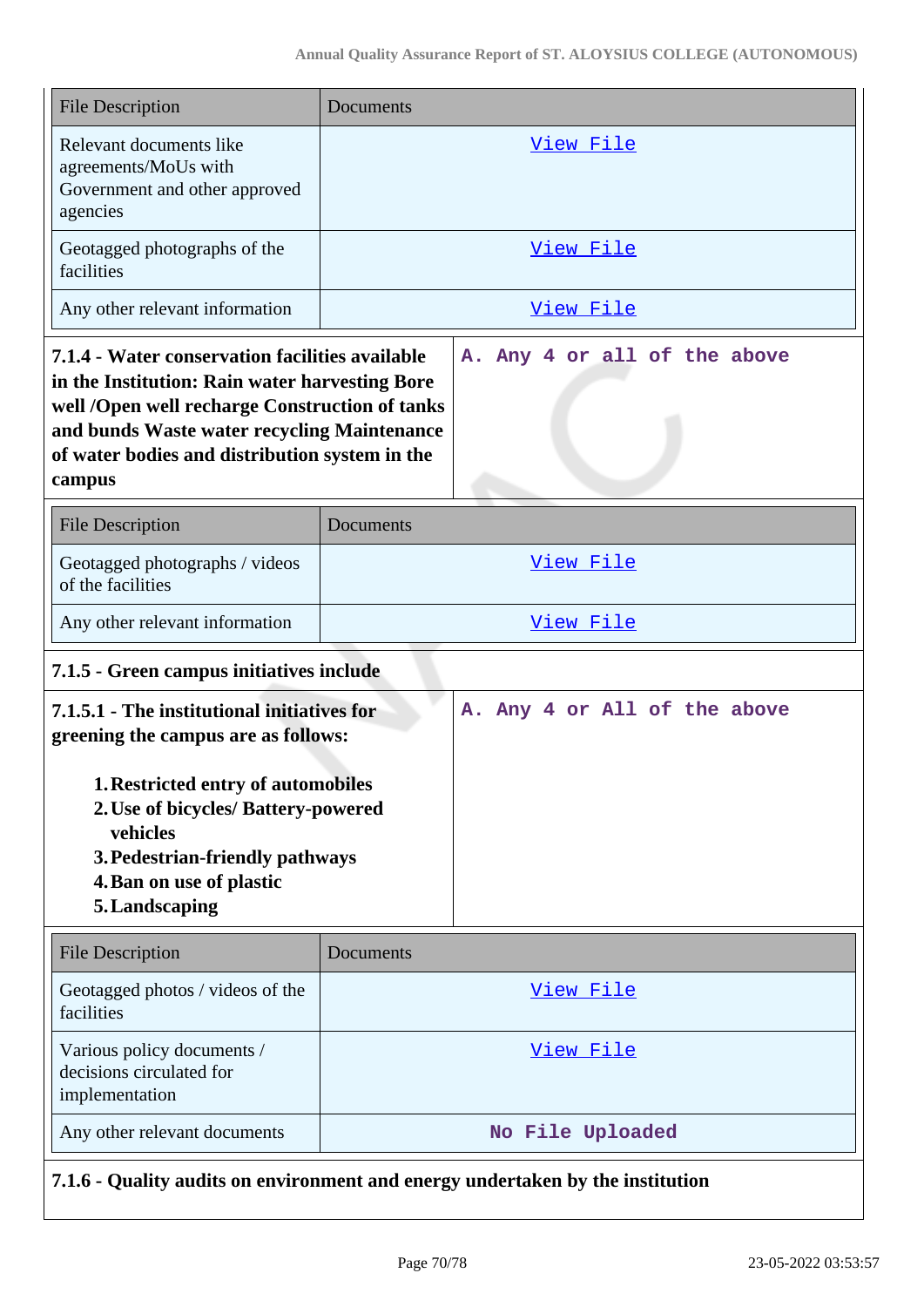| File Description | Documents |
|---|---|
| Relevant documents like agreements/MoUs with Government and other approved agencies | View File |
| Geotagged photographs of the facilities | View File |
| Any other relevant information | View File |

| **7.1.4 - Water conservation facilities available in the Institution: Rain water harvesting Bore well /Open well recharge Construction of tanks and bunds Waste water recycling Maintenance of water bodies and distribution system in the campus** | A. Any 4 or all of the above |
|---|---|

| File Description | Documents |
|---|---|
| Geotagged photographs / videos of the facilities | View File |
| Any other relevant information | View File |

**7.1.5 - Green campus initiatives include**

| **7.1.5.1 - The institutional initiatives for greening the campus are as follows:**<br><br>1. **Restricted entry of automobiles**<br>2. **Use of bicycles/ Battery-powered vehicles**<br>3. **Pedestrian-friendly pathways**<br>4. **Ban on use of plastic**<br>5. **Landscaping** | A. Any 4 or All of the above |
|---|---|

| File Description | Documents |
|---|---|
| Geotagged photos / videos of the facilities | View File |
| Various policy documents / decisions circulated for implementation | View File |
| Any other relevant documents | No File Uploaded |

**7.1.6 - Quality audits on environment and energy undertaken by the institution**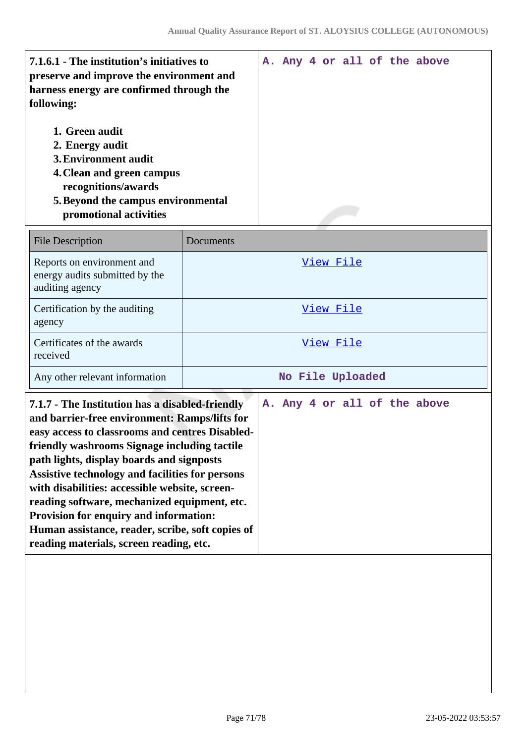| **7.1.6.1 - The institution's initiatives to preserve and improve the environment and harness energy are confirmed through the following:**<br><br>1. **Green audit**<br>2. **Energy audit**<br>3. **Environment audit**<br>4. **Clean and green campus recognitions/awards**<br>5. **Beyond the campus environmental promotional activities** | A. Any 4 or all of the above |
|---|---|

| File Description | Documents |
|---|---|
| Reports on environment and energy audits submitted by the auditing agency | View File |
| Certification by the auditing agency | View File |
| Certificates of the awards received | View File |
| Any other relevant information | No File Uploaded |

| **7.1.7 - The Institution has a disabled-friendly and barrier-free environment: Ramps/lifts for easy access to classrooms and centres Disabled-friendly washrooms Signage including tactile path lights, display boards and signposts Assistive technology and facilities for persons with disabilities: accessible website, screen-reading software, mechanized equipment, etc. Provision for enquiry and information: Human assistance, reader, scribe, soft copies of reading materials, screen reading, etc.** | A. Any 4 or all of the above |
|---|---|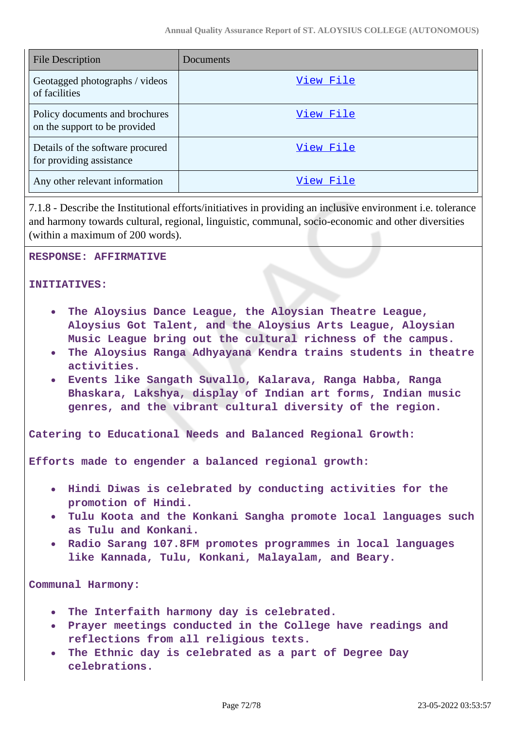| File Description | Documents |
| --- | --- |
| Geotagged photographs / videos of facilities | View File |
| Policy documents and brochures on the support to be provided | View File |
| Details of the software procured for providing assistance | View File |
| Any other relevant information | View File |

7.1.8 - Describe the Institutional efforts/initiatives in providing an inclusive environment i.e. tolerance and harmony towards cultural, regional, linguistic, communal, socio-economic and other diversities (within a maximum of 200 words).

**RESPONSE: AFFIRMATIVE**

**INITIATIVES:**

- **The Aloysius Dance League, the Aloysian Theatre League, Aloysius Got Talent, and the Aloysius Arts League, Aloysian Music League bring out the cultural richness of the campus.**
- **The Aloysius Ranga Adhyayana Kendra trains students in theatre activities.**
- **Events like Sangath Suvallo, Kalarava, Ranga Habba, Ranga Bhaskara, Lakshya, display of Indian art forms, Indian music genres, and the vibrant cultural diversity of the region.**

**Catering to Educational Needs and Balanced Regional Growth:**

**Efforts made to engender a balanced regional growth:**

- **Hindi Diwas is celebrated by conducting activities for the promotion of Hindi.**
- **Tulu Koota and the Konkani Sangha promote local languages such as Tulu and Konkani.**
- **Radio Sarang 107.8FM promotes programmes in local languages like Kannada, Tulu, Konkani, Malayalam, and Beary.**

**Communal Harmony:**

- **The Interfaith harmony day is celebrated.**
- **Prayer meetings conducted in the College have readings and reflections from all religious texts.**
- **The Ethnic day is celebrated as a part of Degree Day celebrations.**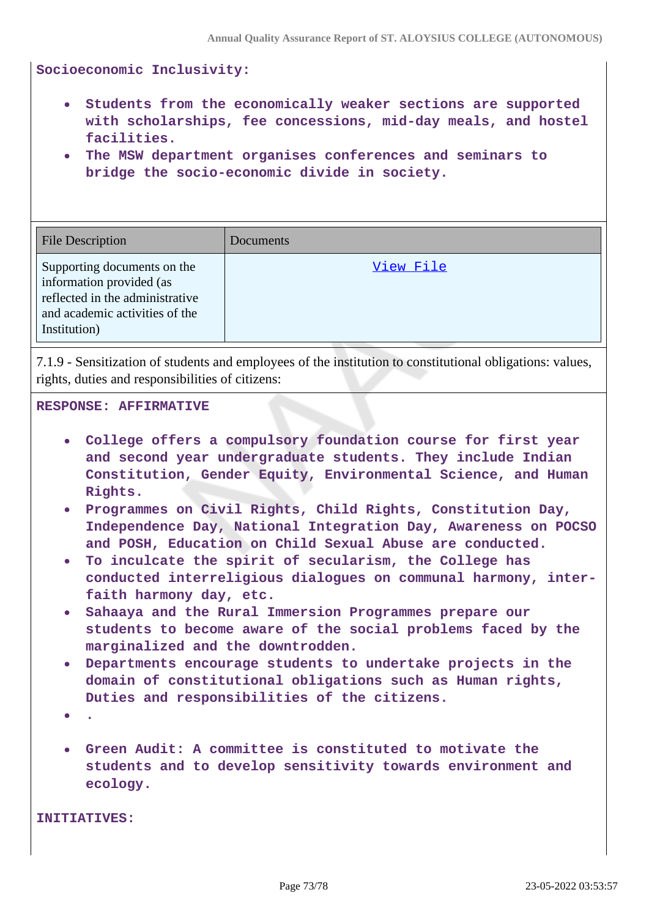**Socioeconomic Inclusivity:**

- **Students from the economically weaker sections are supported with scholarships, fee concessions, mid-day meals, and hostel facilities.**
- **The MSW department organises conferences and seminars to bridge the socio-economic divide in society.**

| File Description | Documents |
|---|---|
| Supporting documents on the information provided (as reflected in the administrative and academic activities of the Institution) | View File |

7.1.9 - Sensitization of students and employees of the institution to constitutional obligations: values, rights, duties and responsibilities of citizens:

**RESPONSE: AFFIRMATIVE**

- **College offers a compulsory foundation course for first year and second year undergraduate students. They include Indian Constitution, Gender Equity, Environmental Science, and Human Rights.**
- **Programmes on Civil Rights, Child Rights, Constitution Day, Independence Day, National Integration Day, Awareness on POCSO and POSH, Education on Child Sexual Abuse are conducted.**
- **To inculcate the spirit of secularism, the College has conducted interreligious dialogues on communal harmony, inter-faith harmony day, etc.**
- **Sahaaya and the Rural Immersion Programmes prepare our students to become aware of the social problems faced by the marginalized and the downtrodden.**
- **Departments encourage students to undertake projects in the domain of constitutional obligations such as Human rights, Duties and responsibilities of the citizens.**
- **.**
- **Green Audit: A committee is constituted to motivate the students and to develop sensitivity towards environment and ecology.**

**INITIATIVES:**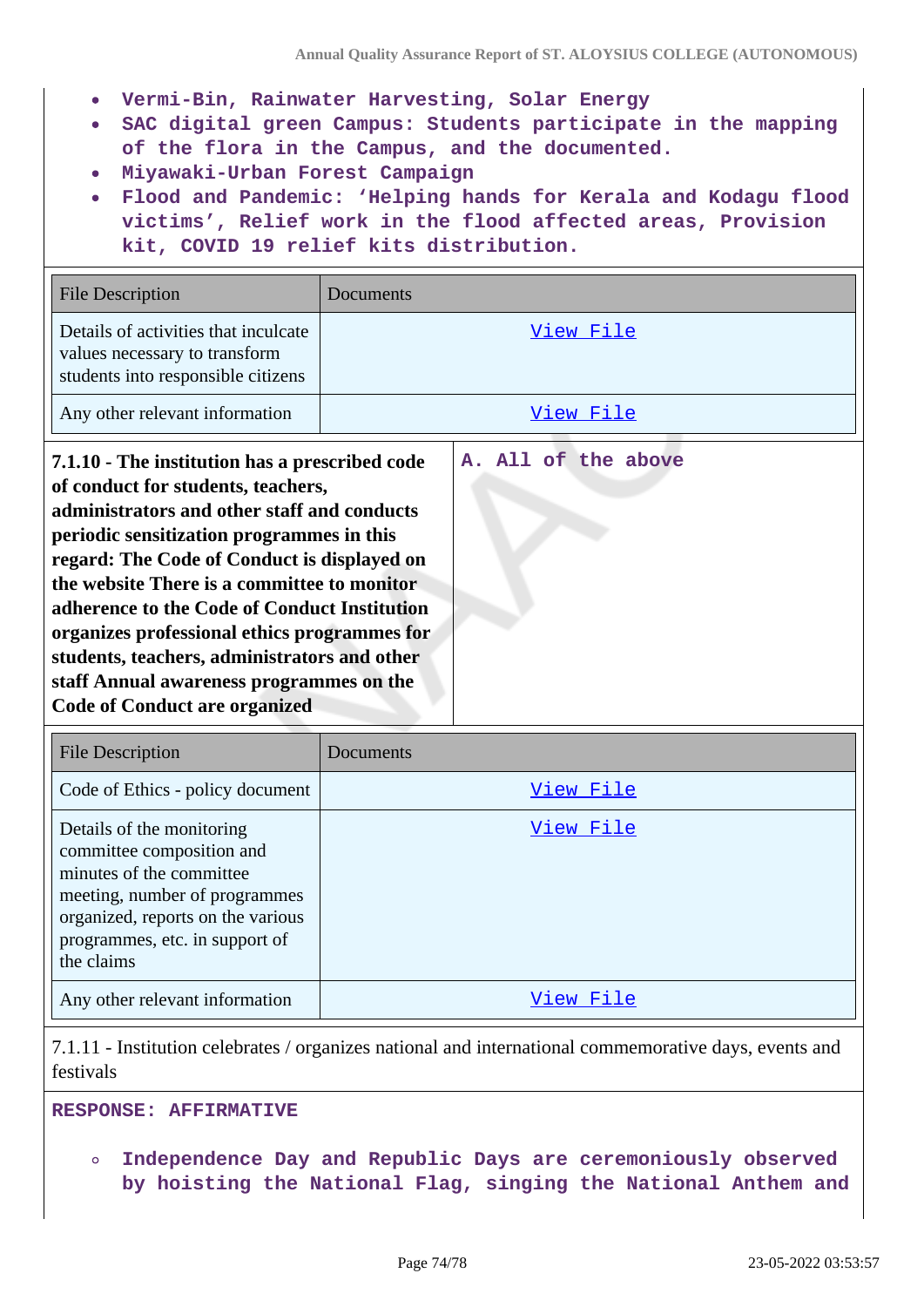- **Vermi-Bin, Rainwater Harvesting, Solar Energy**
- **SAC digital green Campus: Students participate in the mapping of the flora in the Campus, and the documented.**
- **Miyawaki-Urban Forest Campaign**
- **Flood and Pandemic: 'Helping hands for Kerala and Kodagu flood victims', Relief work in the flood affected areas, Provision kit, COVID 19 relief kits distribution.**

| File Description | Documents |
|---|---|
| Details of activities that inculcate values necessary to transform students into responsible citizens | View File |
| Any other relevant information | View File |

| **7.1.10 - The institution has a prescribed code of conduct for students, teachers, administrators and other staff and conducts periodic sensitization programmes in this regard: The Code of Conduct is displayed on the website There is a committee to monitor adherence to the Code of Conduct Institution organizes professional ethics programmes for students, teachers, administrators and other staff Annual awareness programmes on the Code of Conduct are organized** | **A. All of the above** |
|---|---|

| File Description | Documents |
|---|---|
| Code of Ethics - policy document | View File |
| Details of the monitoring committee composition and minutes of the committee meeting, number of programmes organized, reports on the various programmes, etc. in support of the claims | View File |
| Any other relevant information | View File |

7.1.11 - Institution celebrates / organizes national and international commemorative days, events and festivals

**RESPONSE: AFFIRMATIVE**

- **Independence Day and Republic Days are ceremoniously observed by hoisting the National Flag, singing the National Anthem and**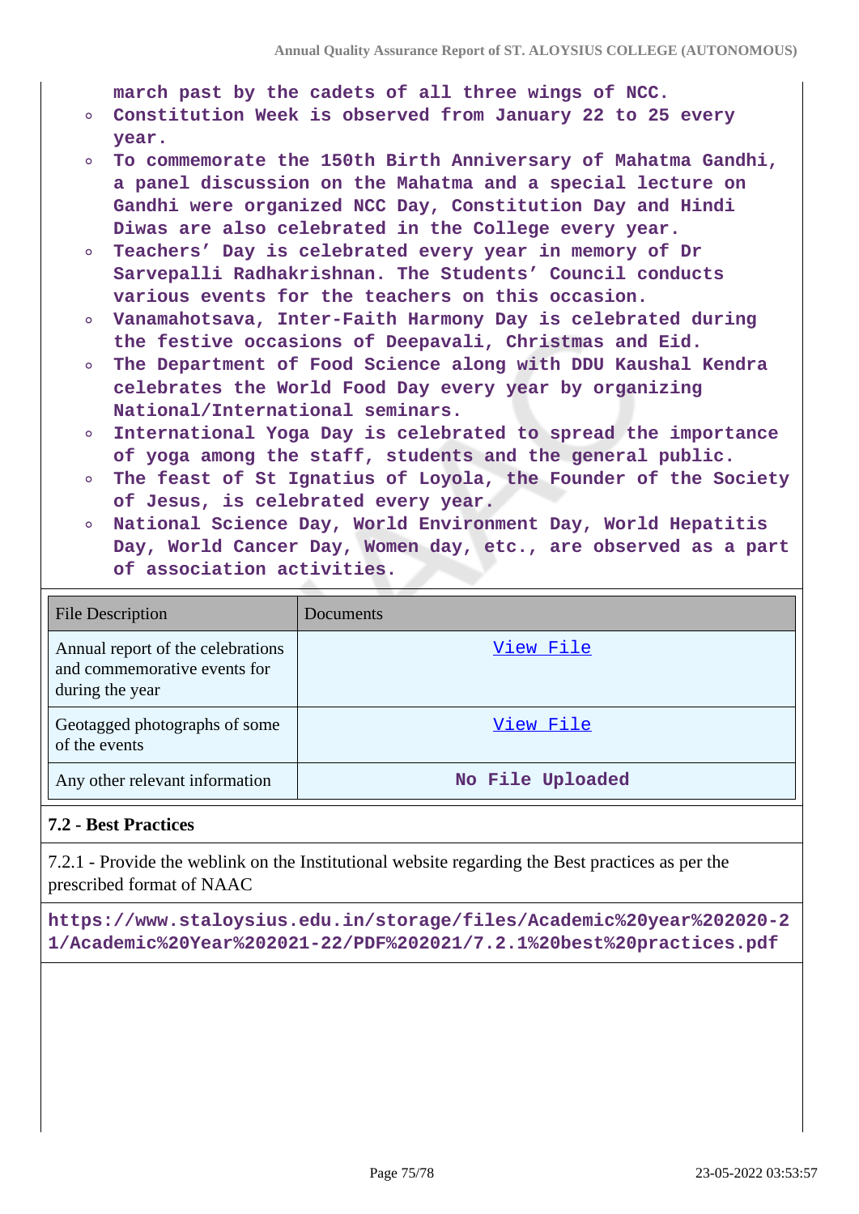march past by the cadets of all three wings of NCC.

- Constitution Week is observed from January 22 to 25 every year.
- To commemorate the 150th Birth Anniversary of Mahatma Gandhi, a panel discussion on the Mahatma and a special lecture on Gandhi were organized NCC Day, Constitution Day and Hindi Diwas are also celebrated in the College every year.
- Teachers' Day is celebrated every year in memory of Dr Sarvepalli Radhakrishnan. The Students' Council conducts various events for the teachers on this occasion.
- Vanamahotsava, Inter-Faith Harmony Day is celebrated during the festive occasions of Deepavali, Christmas and Eid.
- The Department of Food Science along with DDU Kaushal Kendra celebrates the World Food Day every year by organizing National/International seminars.
- International Yoga Day is celebrated to spread the importance of yoga among the staff, students and the general public.
- The feast of St Ignatius of Loyola, the Founder of the Society of Jesus, is celebrated every year.
- National Science Day, World Environment Day, World Hepatitis Day, World Cancer Day, Women day, etc., are observed as a part of association activities.

| File Description | Documents |
|---|---|
| Annual report of the celebrations and commemorative events for during the year | View File |
| Geotagged photographs of some of the events | View File |
| Any other relevant information | No File Uploaded |

### 7.2 - Best Practices

7.2.1 - Provide the weblink on the Institutional website regarding the Best practices as per the prescribed format of NAAC

https://www.staloysius.edu.in/storage/files/Academic%20year%202020-21/Academic%20Year%202021-22/PDF%202021/7.2.1%20best%20practices.pdf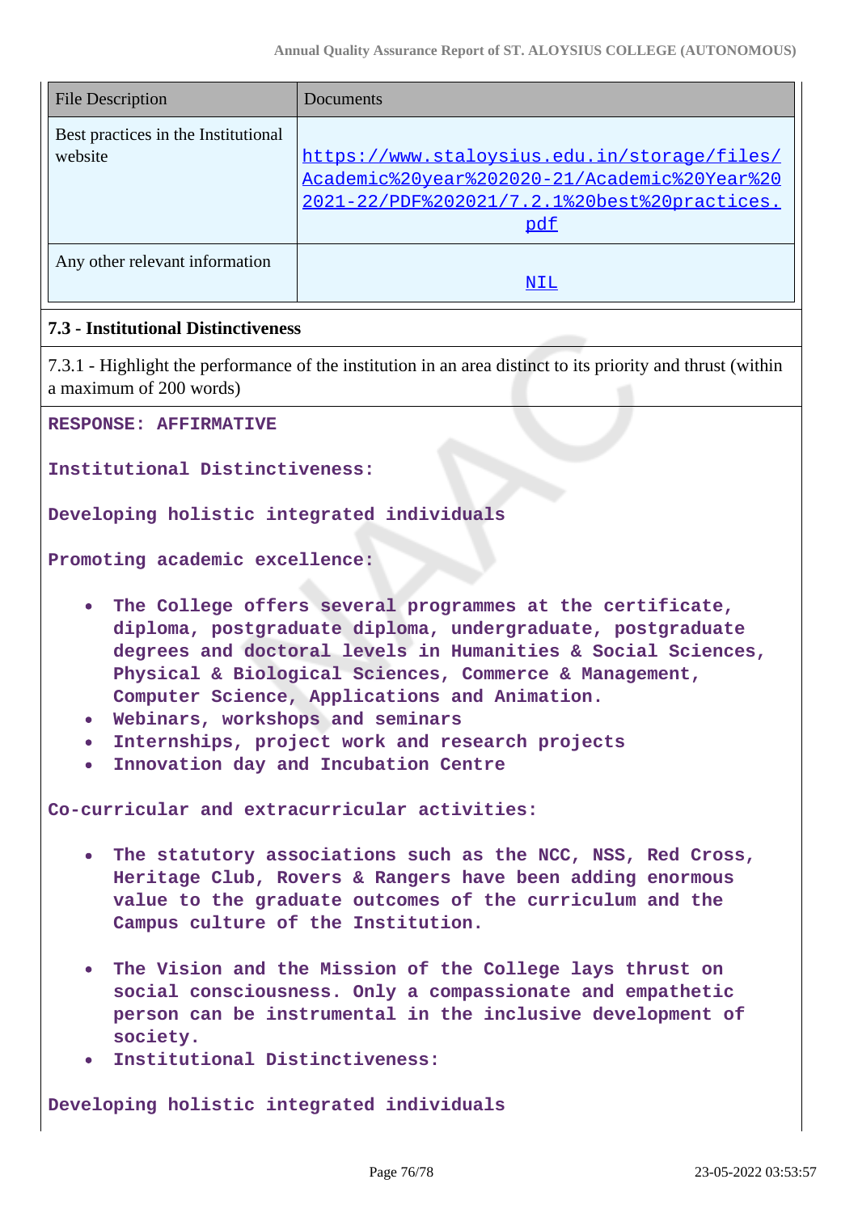| File Description | Documents |
|---|---|
| Best practices in the Institutional website | https://www.staloysius.edu.in/storage/files/Academic%20year%202020-21/Academic%20Year%202021-22/PDF%202021/7.2.1%20best%20practices.pdf |
| Any other relevant information | NIL |

**7.3 - Institutional Distinctiveness**

7.3.1 - Highlight the performance of the institution in an area distinct to its priority and thrust (within a maximum of 200 words)

**RESPONSE: AFFIRMATIVE**

**Institutional Distinctiveness:**

**Developing holistic integrated individuals**

**Promoting academic excellence:**

- **The College offers several programmes at the certificate, diploma, postgraduate diploma, undergraduate, postgraduate degrees and doctoral levels in Humanities & Social Sciences, Physical & Biological Sciences, Commerce & Management, Computer Science, Applications and Animation.**
- **Webinars, workshops and seminars**
- **Internships, project work and research projects**
- **Innovation day and Incubation Centre**

**Co-curricular and extracurricular activities:**

- **The statutory associations such as the NCC, NSS, Red Cross, Heritage Club, Rovers & Rangers have been adding enormous value to the graduate outcomes of the curriculum and the Campus culture of the Institution.**
- **The Vision and the Mission of the College lays thrust on social consciousness. Only a compassionate and empathetic person can be instrumental in the inclusive development of society.**
- **Institutional Distinctiveness:**

**Developing holistic integrated individuals**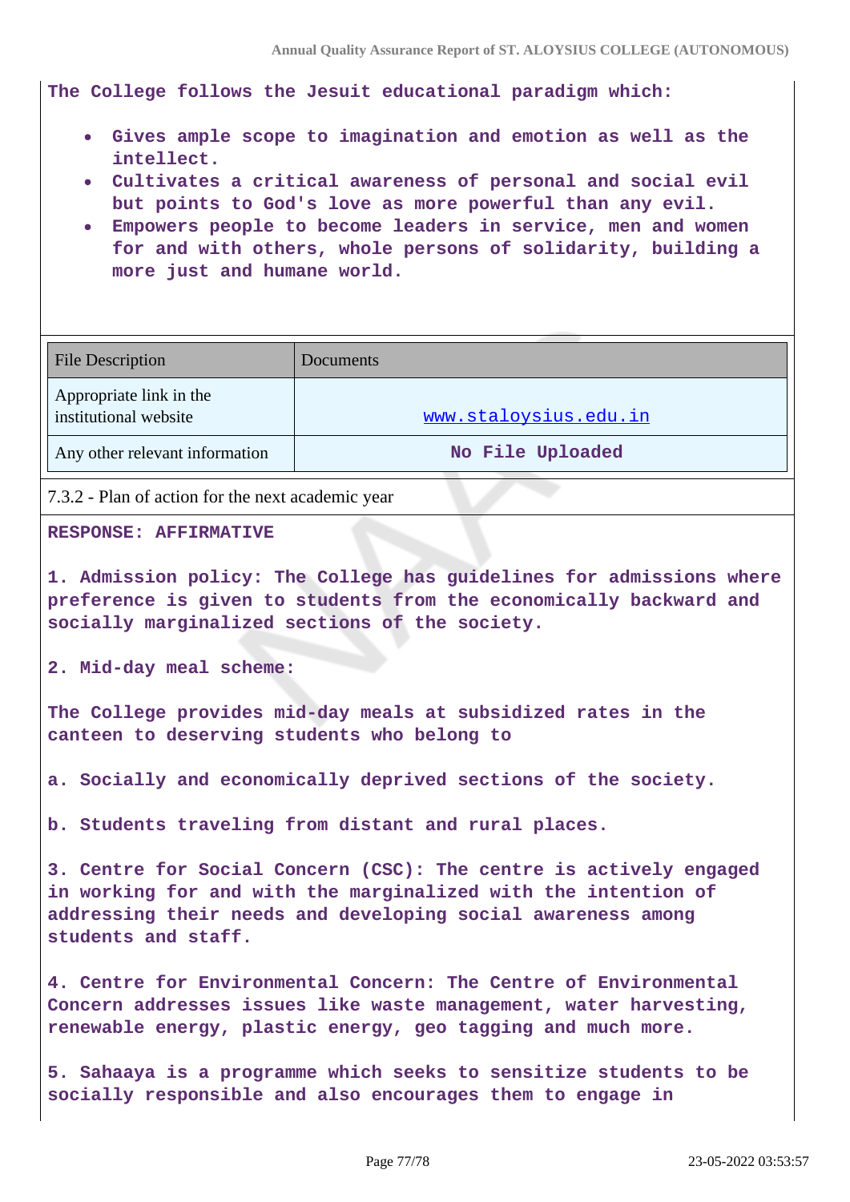**The College follows the Jesuit educational paradigm which:**

- **Gives ample scope to imagination and emotion as well as the intellect.**
- **Cultivates a critical awareness of personal and social evil but points to God's love as more powerful than any evil.**
- **Empowers people to become leaders in service, men and women for and with others, whole persons of solidarity, building a more just and humane world.**

| File Description | Documents |
|---|---|
| Appropriate link in the institutional website | www.staloysius.edu.in |
| Any other relevant information | No File Uploaded |

7.3.2 - Plan of action for the next academic year

**RESPONSE: AFFIRMATIVE**

**1. Admission policy: The College has guidelines for admissions where preference is given to students from the economically backward and socially marginalized sections of the society.**

**2. Mid-day meal scheme:**

**The College provides mid-day meals at subsidized rates in the canteen to deserving students who belong to**

**a. Socially and economically deprived sections of the society.**

**b. Students traveling from distant and rural places.**

**3. Centre for Social Concern (CSC): The centre is actively engaged in working for and with the marginalized with the intention of addressing their needs and developing social awareness among students and staff.**

**4. Centre for Environmental Concern: The Centre of Environmental Concern addresses issues like waste management, water harvesting, renewable energy, plastic energy, geo tagging and much more.**

**5. Sahaaya is a programme which seeks to sensitize students to be socially responsible and also encourages them to engage in**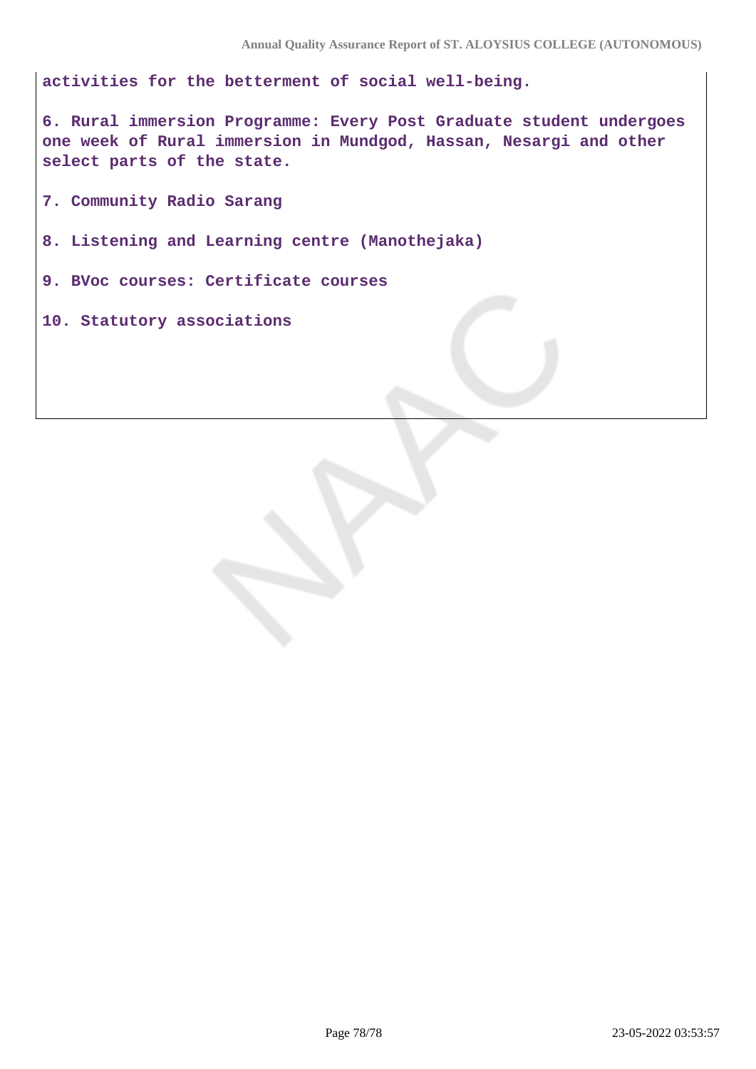**activities for the betterment of social well-being.**

**6. Rural immersion Programme: Every Post Graduate student undergoes one week of Rural immersion in Mundgod, Hassan, Nesargi and other select parts of the state.**

**7. Community Radio Sarang**

**8. Listening and Learning centre (Manothejaka)**

**9. BVoc courses: Certificate courses**

**10. Statutory associations**